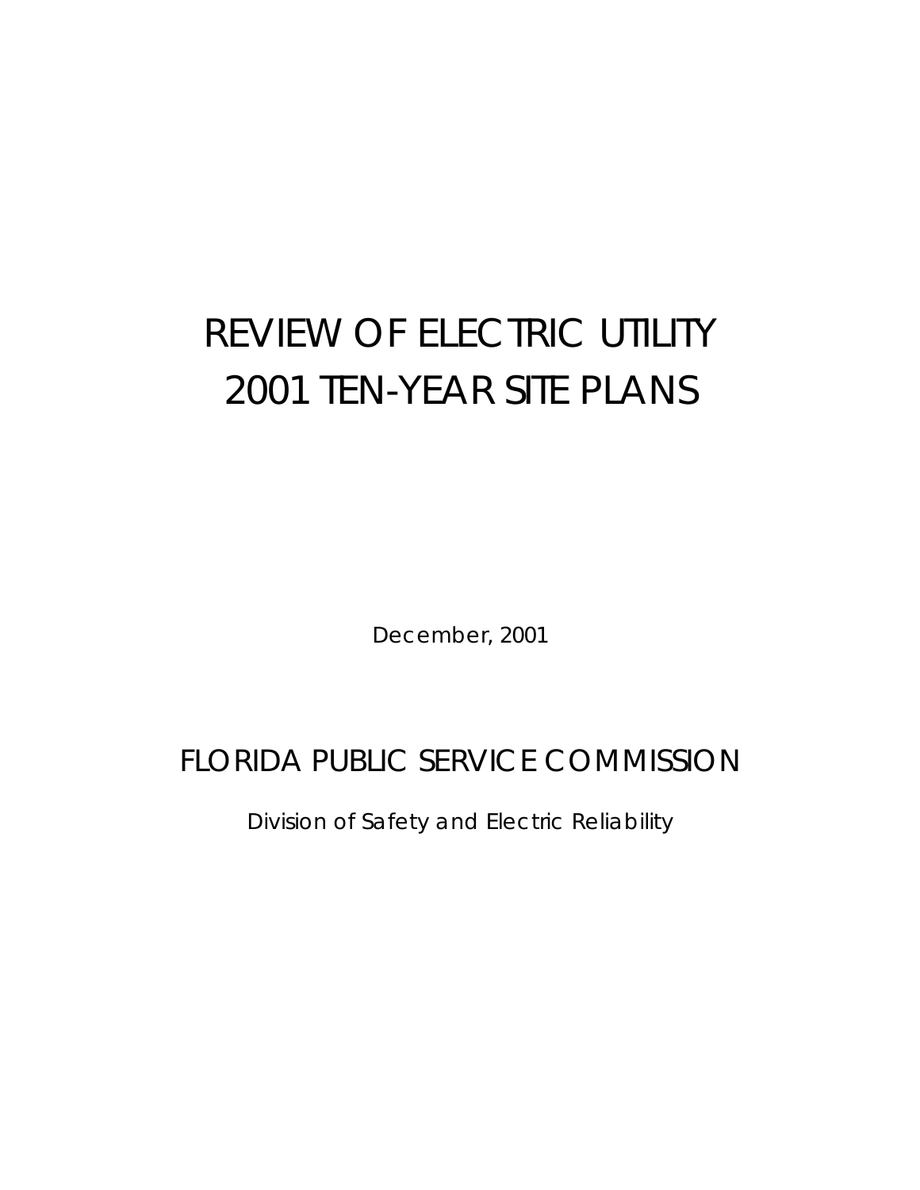# REVIEW OF ELECTRIC UTILITY 2001 TEN-YEAR SITE PLANS

December, 2001

## FLORIDA PUBLIC SERVICE COMMISSION

Division of Safety and Electric Reliability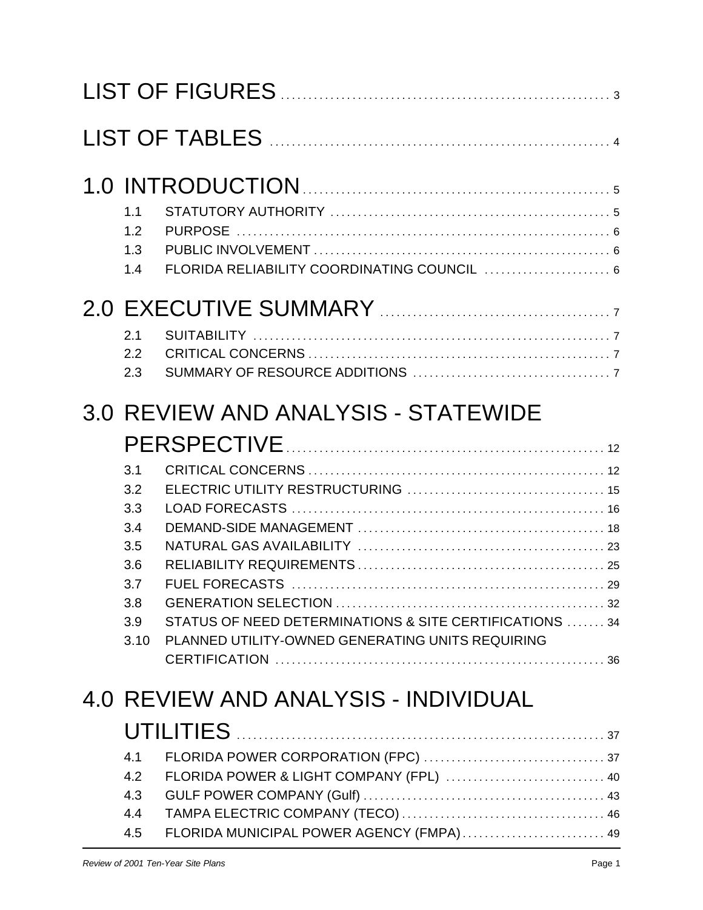LIST OF FIGURES ........................................................ 3

LIST OF TABLES ........................................................ 4

1.0 INTRODUCTION ........................................................ 5

- 1.1 STATUTORY AUTHORITY ........................................................ 5
- 1.2 PURPOSE ........................................................ 6
- 1.3 PUBLIC INVOLVEMENT ........................................................ 6
- 1.4 FLORIDA RELIABILITY COORDINATING COUNCIL ........................................................ 6

2.0 EXECUTIVE SUMMARY ........................................................ 7

- 2.1 SUITABILITY ........................................................ 7
- 2.2 CRITICAL CONCERNS ........................................................ 7
- 2.3 SUMMARY OF RESOURCE ADDITIONS ........................................................ 7

3.0 REVIEW AND ANALYSIS - STATEWIDE PERSPECTIVE ........................................................ 12

- 3.1 CRITICAL CONCERNS ........................................................ 12
- 3.2 ELECTRIC UTILITY RESTRUCTURING ........................................................ 15
- 3.3 LOAD FORECASTS ........................................................ 16
- 3.4 DEMAND-SIDE MANAGEMENT ........................................................ 18
- 3.5 NATURAL GAS AVAILABILITY ........................................................ 23
- 3.6 RELIABILITY REQUIREMENTS ........................................................ 25
- 3.7 FUEL FORECASTS ........................................................ 29
- 3.8 GENERATION SELECTION ........................................................ 32
- 3.9 STATUS OF NEED DETERMINATIONS & SITE CERTIFICATIONS ........................................................ 34
- 3.10 PLANNED UTILITY-OWNED GENERATING UNITS REQUIRING CERTIFICATION ........................................................ 36

4.0 REVIEW AND ANALYSIS - INDIVIDUAL UTILITIES ........................................................ 37

- 4.1 FLORIDA POWER CORPORATION (FPC) ........................................................ 37
- 4.2 FLORIDA POWER & LIGHT COMPANY (FPL) ........................................................ 40
- 4.3 GULF POWER COMPANY (Gulf) ........................................................ 43
- 4.4 TAMPA ELECTRIC COMPANY (TECO) ........................................................ 46
- 4.5 FLORIDA MUNICIPAL POWER AGENCY (FMPA) ........................................................ 49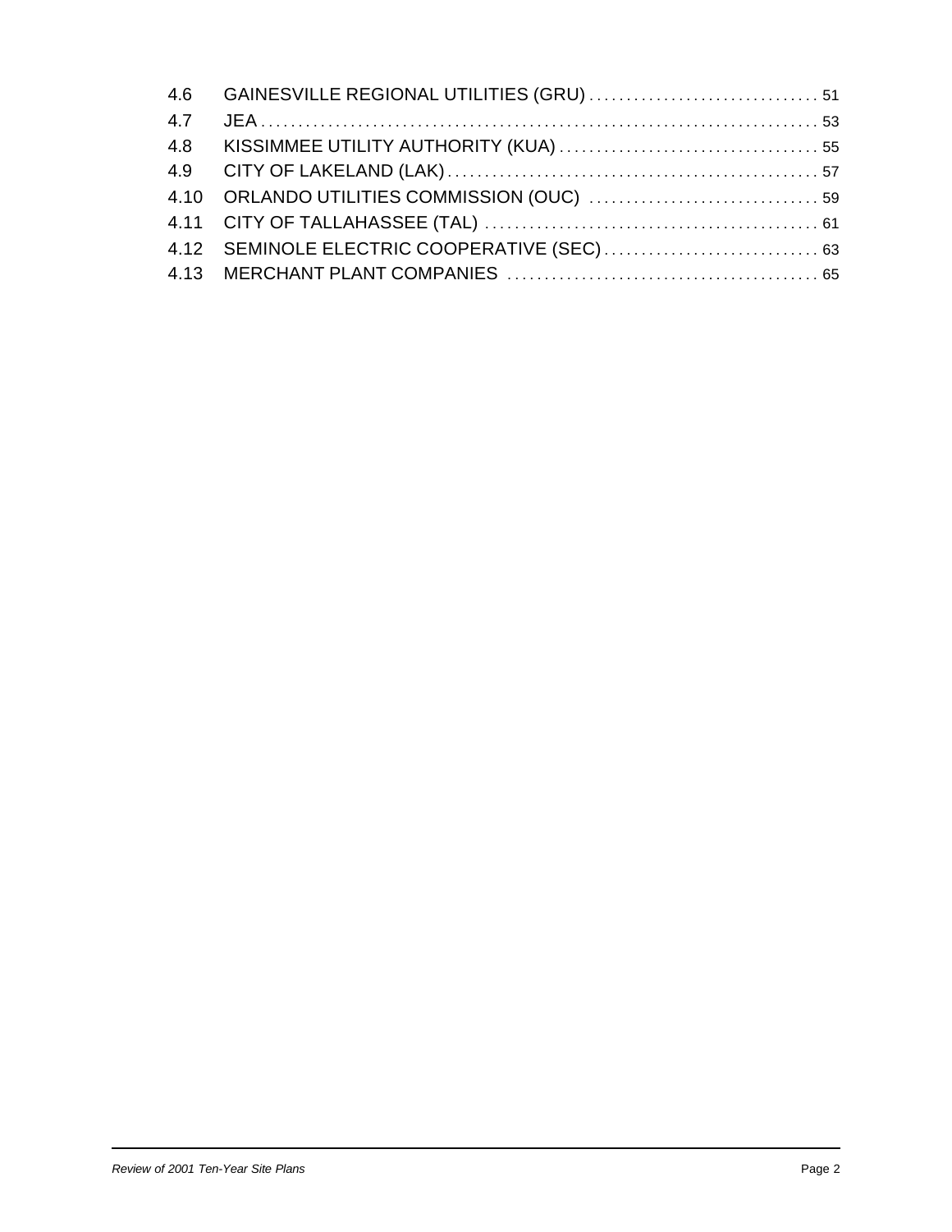4.6 GAINESVILLE REGIONAL UTILITIES (GRU) .............................. 51
4.7 JEA ........................................................................ 53
4.8 KISSIMMEE UTILITY AUTHORITY (KUA) .................................. 55
4.9 CITY OF LAKELAND (LAK) ................................................. 57
4.10 ORLANDO UTILITIES COMMISSION (OUC) .............................. 59
4.11 CITY OF TALLAHASSEE (TAL) ............................................ 61
4.12 SEMINOLE ELECTRIC COOPERATIVE (SEC) ............................ 63
4.13 MERCHANT PLANT COMPANIES ......................................... 65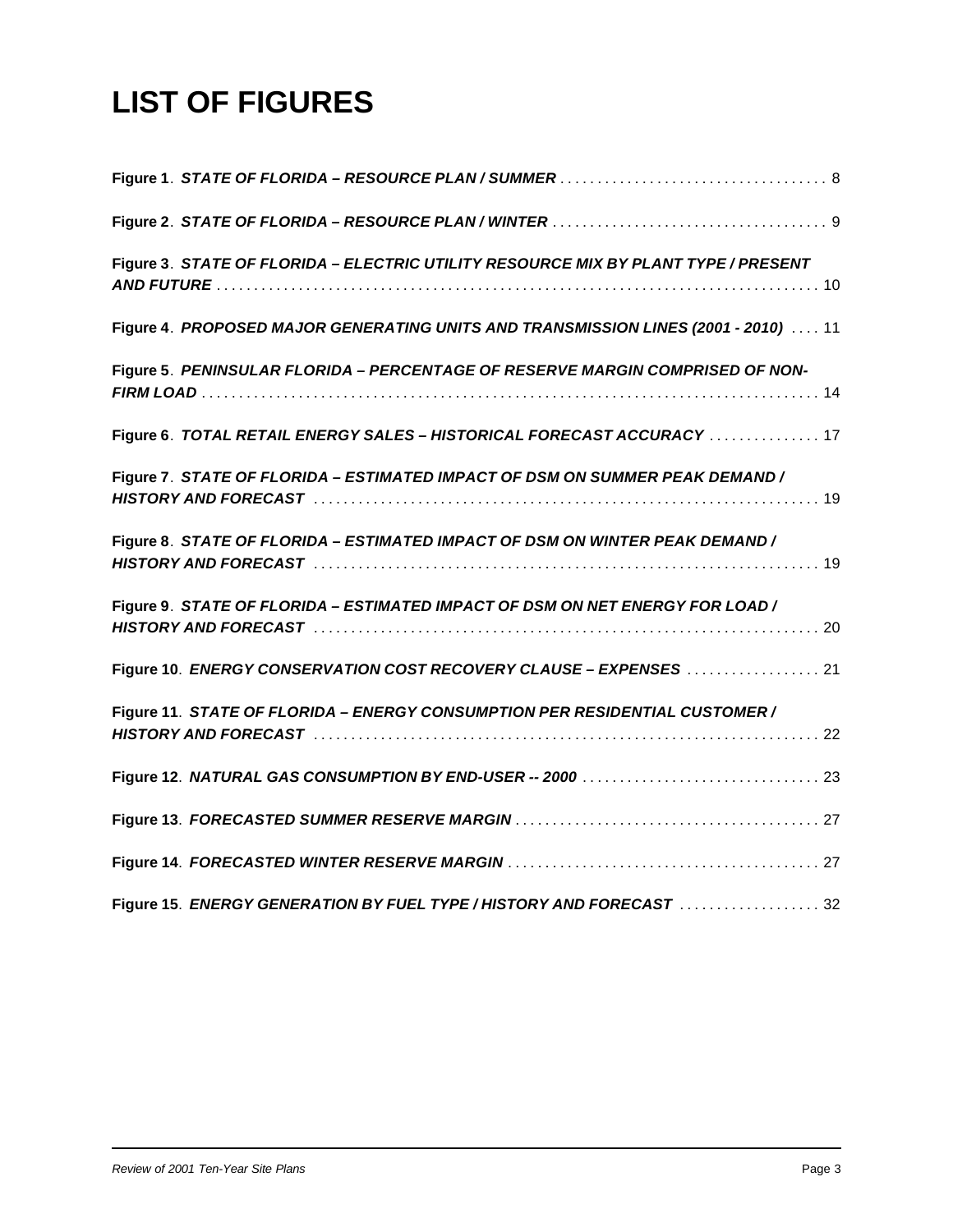# LIST OF FIGURES

**Figure 1**. ***STATE OF FLORIDA – RESOURCE PLAN / SUMMER*** . . . . . . . . . . . . . . . . . . . . . . . . . . . . . . . . . . . 8

**Figure 2**. ***STATE OF FLORIDA – RESOURCE PLAN / WINTER*** . . . . . . . . . . . . . . . . . . . . . . . . . . . . . . . . . . . . 9

**Figure 3**. ***STATE OF FLORIDA – ELECTRIC UTILITY RESOURCE MIX BY PLANT TYPE / PRESENT AND FUTURE*** . . . . . . . . . . . . . . . . . . . . . . . . . . . . . . . . . . . . . . . . . . . . . . . . . . . . . . . . . . . . . . . . . . . . . . . . 10

**Figure 4**. ***PROPOSED MAJOR GENERATING UNITS AND TRANSMISSION LINES (2001 - 2010)*** . . . . 11

**Figure 5**. ***PENINSULAR FLORIDA – PERCENTAGE OF RESERVE MARGIN COMPRISED OF NON-FIRM LOAD*** . . . . . . . . . . . . . . . . . . . . . . . . . . . . . . . . . . . . . . . . . . . . . . . . . . . . . . . . . . . . . . . . . . . . . . . . . 14

**Figure 6**. ***TOTAL RETAIL ENERGY SALES – HISTORICAL FORECAST ACCURACY*** . . . . . . . . . . . . . . . 17

**Figure 7**. ***STATE OF FLORIDA – ESTIMATED IMPACT OF DSM ON SUMMER PEAK DEMAND / HISTORY AND FORECAST*** . . . . . . . . . . . . . . . . . . . . . . . . . . . . . . . . . . . . . . . . . . . . . . . . . . . . . . . . . . . . . . . . . . 19

**Figure 8**. ***STATE OF FLORIDA – ESTIMATED IMPACT OF DSM ON WINTER PEAK DEMAND / HISTORY AND FORECAST*** . . . . . . . . . . . . . . . . . . . . . . . . . . . . . . . . . . . . . . . . . . . . . . . . . . . . . . . . . . . . . . . . . . 19

**Figure 9**. ***STATE OF FLORIDA – ESTIMATED IMPACT OF DSM ON NET ENERGY FOR LOAD / HISTORY AND FORECAST*** . . . . . . . . . . . . . . . . . . . . . . . . . . . . . . . . . . . . . . . . . . . . . . . . . . . . . . . . . . . . . . . . . . 20

**Figure 10**. ***ENERGY CONSERVATION COST RECOVERY CLAUSE – EXPENSES*** . . . . . . . . . . . . . . . . . . 21

**Figure 11**. ***STATE OF FLORIDA – ENERGY CONSUMPTION PER RESIDENTIAL CUSTOMER / HISTORY AND FORECAST*** . . . . . . . . . . . . . . . . . . . . . . . . . . . . . . . . . . . . . . . . . . . . . . . . . . . . . . . . . . . . . . . . . . 22

**Figure 12**. ***NATURAL GAS CONSUMPTION BY END-USER -- 2000*** . . . . . . . . . . . . . . . . . . . . . . . . . . . . . . . . 23

**Figure 13**. ***FORECASTED SUMMER RESERVE MARGIN*** . . . . . . . . . . . . . . . . . . . . . . . . . . . . . . . . . . . . . . . . . 27

**Figure 14**. ***FORECASTED WINTER RESERVE MARGIN*** . . . . . . . . . . . . . . . . . . . . . . . . . . . . . . . . . . . . . . . . . . 27

**Figure 15**. ***ENERGY GENERATION BY FUEL TYPE / HISTORY AND FORECAST*** . . . . . . . . . . . . . . . . . . . 32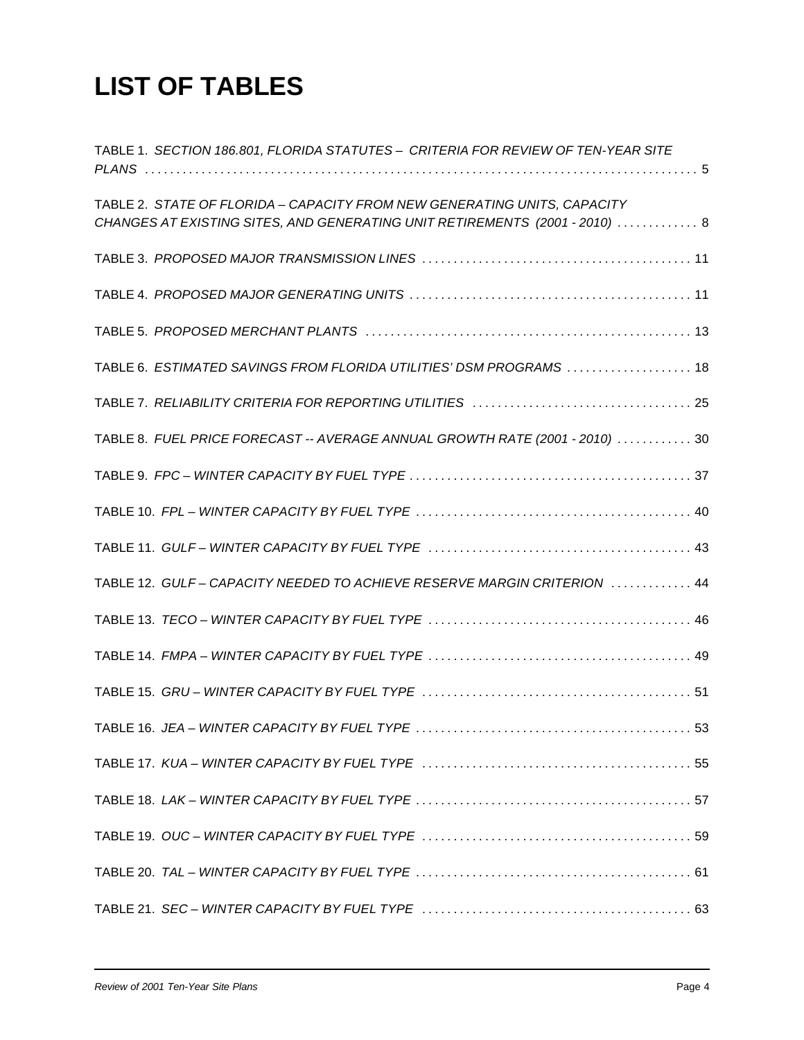# LIST OF TABLES

TABLE 1. *SECTION 186.801, FLORIDA STATUTES – CRITERIA FOR REVIEW OF TEN-YEAR SITE PLANS* . . . . . . . . . . . . . . . . . . . . . . . . . . . . . . . . . . . . . . . . . . . . . . . . . . . . . . . . . . . . . . . . . . . . . . . . . . . . . . . . 5

TABLE 2. *STATE OF FLORIDA – CAPACITY FROM NEW GENERATING UNITS, CAPACITY CHANGES AT EXISTING SITES, AND GENERATING UNIT RETIREMENTS (2001 - 2010)* . . . . . . . . . . . . 8

TABLE 3. *PROPOSED MAJOR TRANSMISSION LINES* . . . . . . . . . . . . . . . . . . . . . . . . . . . . . . . . . . . . . . . . . 11

TABLE 4. *PROPOSED MAJOR GENERATING UNITS* . . . . . . . . . . . . . . . . . . . . . . . . . . . . . . . . . . . . . . . . . . . 11

TABLE 5. *PROPOSED MERCHANT PLANTS* . . . . . . . . . . . . . . . . . . . . . . . . . . . . . . . . . . . . . . . . . . . . . . . . . . 13

TABLE 6. *ESTIMATED SAVINGS FROM FLORIDA UTILITIES' DSM PROGRAMS* . . . . . . . . . . . . . . . . . . . 18

TABLE 7. *RELIABILITY CRITERIA FOR REPORTING UTILITIES* . . . . . . . . . . . . . . . . . . . . . . . . . . . . . . . . . 25

TABLE 8. *FUEL PRICE FORECAST -- AVERAGE ANNUAL GROWTH RATE (2001 - 2010)* . . . . . . . . . . . 30

TABLE 9. *FPC – WINTER CAPACITY BY FUEL TYPE* . . . . . . . . . . . . . . . . . . . . . . . . . . . . . . . . . . . . . . . . . . . 37

TABLE 10. *FPL – WINTER CAPACITY BY FUEL TYPE* . . . . . . . . . . . . . . . . . . . . . . . . . . . . . . . . . . . . . . . . . . 40

TABLE 11. *GULF – WINTER CAPACITY BY FUEL TYPE* . . . . . . . . . . . . . . . . . . . . . . . . . . . . . . . . . . . . . . . . 43

TABLE 12. *GULF – CAPACITY NEEDED TO ACHIEVE RESERVE MARGIN CRITERION* . . . . . . . . . . . . 44

TABLE 13. *TECO – WINTER CAPACITY BY FUEL TYPE* . . . . . . . . . . . . . . . . . . . . . . . . . . . . . . . . . . . . . . . . 46

TABLE 14. *FMPA – WINTER CAPACITY BY FUEL TYPE* . . . . . . . . . . . . . . . . . . . . . . . . . . . . . . . . . . . . . . . . 49

TABLE 15. *GRU – WINTER CAPACITY BY FUEL TYPE* . . . . . . . . . . . . . . . . . . . . . . . . . . . . . . . . . . . . . . . . . 51

TABLE 16. *JEA – WINTER CAPACITY BY FUEL TYPE* . . . . . . . . . . . . . . . . . . . . . . . . . . . . . . . . . . . . . . . . . . 53

TABLE 17. *KUA – WINTER CAPACITY BY FUEL TYPE* . . . . . . . . . . . . . . . . . . . . . . . . . . . . . . . . . . . . . . . . . 55

TABLE 18. *LAK – WINTER CAPACITY BY FUEL TYPE* . . . . . . . . . . . . . . . . . . . . . . . . . . . . . . . . . . . . . . . . . . 57

TABLE 19. *OUC – WINTER CAPACITY BY FUEL TYPE* . . . . . . . . . . . . . . . . . . . . . . . . . . . . . . . . . . . . . . . . . 59

TABLE 20. *TAL – WINTER CAPACITY BY FUEL TYPE* . . . . . . . . . . . . . . . . . . . . . . . . . . . . . . . . . . . . . . . . . . 61

TABLE 21. *SEC – WINTER CAPACITY BY FUEL TYPE* . . . . . . . . . . . . . . . . . . . . . . . . . . . . . . . . . . . . . . . . . . 63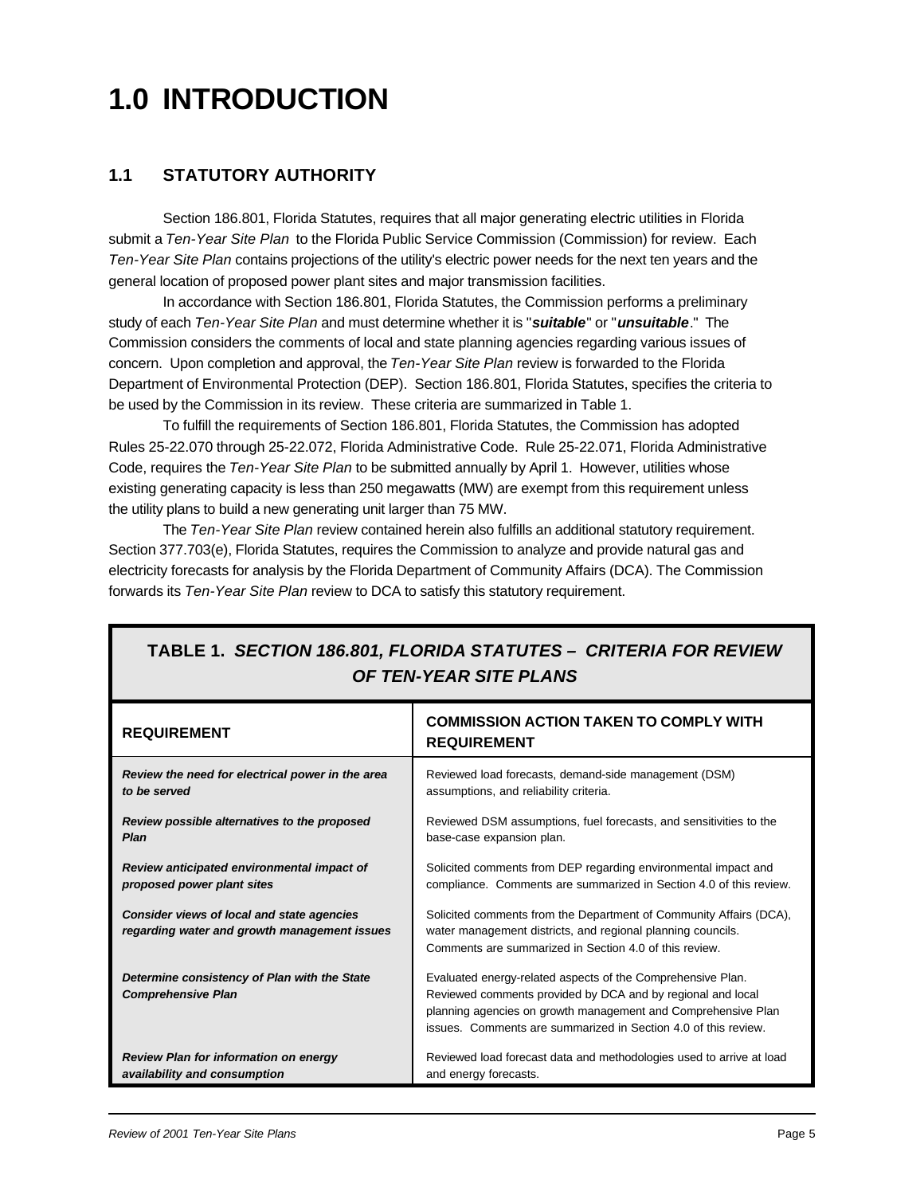# 1.0 INTRODUCTION

## 1.1 STATUTORY AUTHORITY

Section 186.801, Florida Statutes, requires that all major generating electric utilities in Florida submit a *Ten-Year Site Plan* to the Florida Public Service Commission (Commission) for review. Each *Ten-Year Site Plan* contains projections of the utility's electric power needs for the next ten years and the general location of proposed power plant sites and major transmission facilities.

In accordance with Section 186.801, Florida Statutes, the Commission performs a preliminary study of each *Ten-Year Site Plan* and must determine whether it is "***suitable***" or "***unsuitable***." The Commission considers the comments of local and state planning agencies regarding various issues of concern. Upon completion and approval, the *Ten-Year Site Plan* review is forwarded to the Florida Department of Environmental Protection (DEP). Section 186.801, Florida Statutes, specifies the criteria to be used by the Commission in its review. These criteria are summarized in Table 1.

To fulfill the requirements of Section 186.801, Florida Statutes, the Commission has adopted Rules 25-22.070 through 25-22.072, Florida Administrative Code. Rule 25-22.071, Florida Administrative Code, requires the *Ten-Year Site Plan* to be submitted annually by April 1. However, utilities whose existing generating capacity is less than 250 megawatts (MW) are exempt from this requirement unless the utility plans to build a new generating unit larger than 75 MW.

The *Ten-Year Site Plan* review contained herein also fulfills an additional statutory requirement. Section 377.703(e), Florida Statutes, requires the Commission to analyze and provide natural gas and electricity forecasts for analysis by the Florida Department of Community Affairs (DCA). The Commission forwards its *Ten-Year Site Plan* review to DCA to satisfy this statutory requirement.

**TABLE 1. *SECTION 186.801, FLORIDA STATUTES – CRITERIA FOR REVIEW OF TEN-YEAR SITE PLANS***

| REQUIREMENT | COMMISSION ACTION TAKEN TO COMPLY WITH REQUIREMENT |
|---|---|
| ***Review the need for electrical power in the area to be served*** | Reviewed load forecasts, demand-side management (DSM) assumptions, and reliability criteria. |
| ***Review possible alternatives to the proposed Plan*** | Reviewed DSM assumptions, fuel forecasts, and sensitivities to the base-case expansion plan. |
| ***Review anticipated environmental impact of proposed power plant sites*** | Solicited comments from DEP regarding environmental impact and compliance. Comments are summarized in Section 4.0 of this review. |
| ***Consider views of local and state agencies regarding water and growth management issues*** | Solicited comments from the Department of Community Affairs (DCA), water management districts, and regional planning councils. Comments are summarized in Section 4.0 of this review. |
| ***Determine consistency of Plan with the State Comprehensive Plan*** | Evaluated energy-related aspects of the Comprehensive Plan. Reviewed comments provided by DCA and by regional and local planning agencies on growth management and Comprehensive Plan issues. Comments are summarized in Section 4.0 of this review. |
| ***Review Plan for information on energy availability and consumption*** | Reviewed load forecast data and methodologies used to arrive at load and energy forecasts. |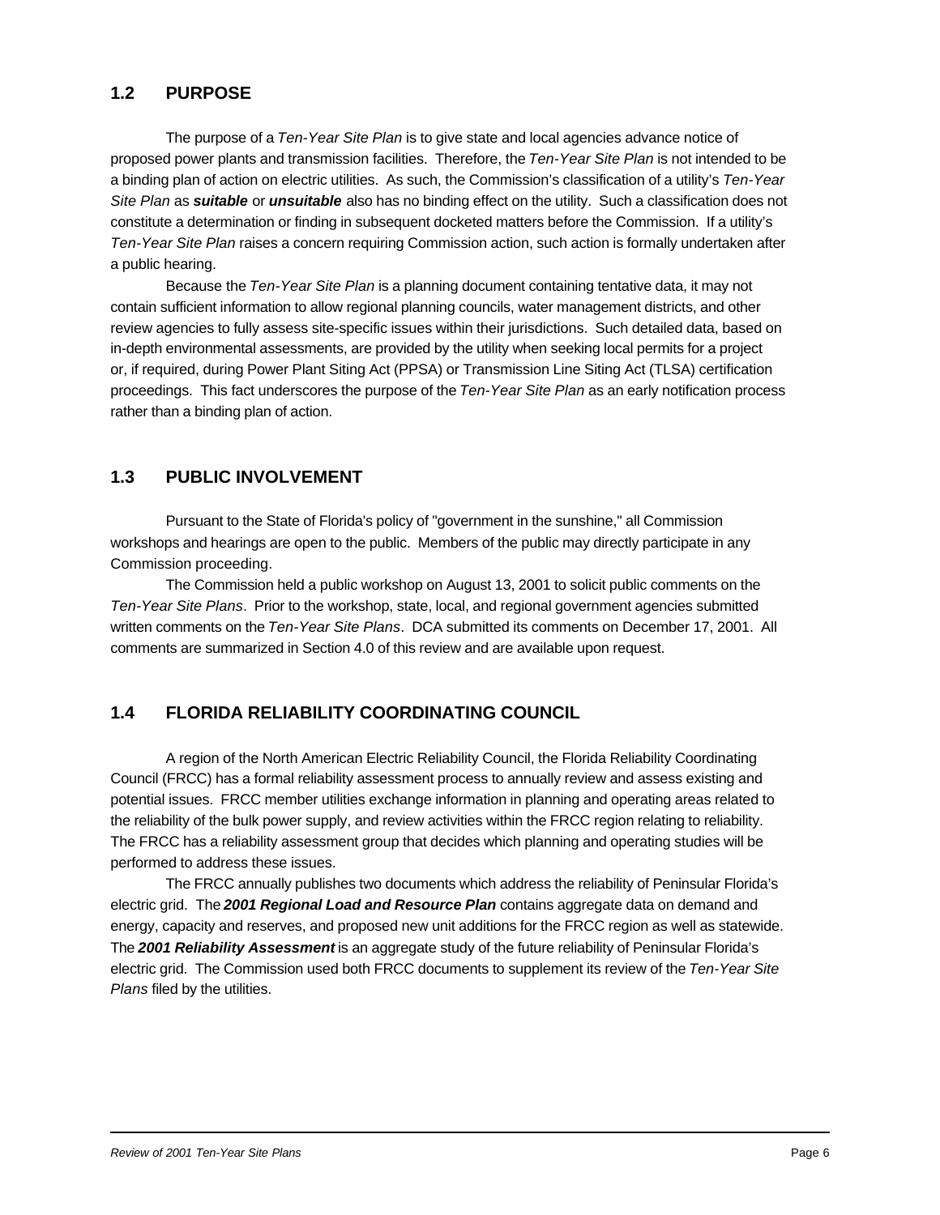## 1.2 PURPOSE

The purpose of a *Ten-Year Site Plan* is to give state and local agencies advance notice of proposed power plants and transmission facilities. Therefore, the *Ten-Year Site Plan* is not intended to be a binding plan of action on electric utilities. As such, the Commission's classification of a utility's *Ten-Year Site Plan* as ***suitable*** or ***unsuitable*** also has no binding effect on the utility. Such a classification does not constitute a determination or finding in subsequent docketed matters before the Commission. If a utility's *Ten-Year Site Plan* raises a concern requiring Commission action, such action is formally undertaken after a public hearing.

Because the *Ten-Year Site Plan* is a planning document containing tentative data, it may not contain sufficient information to allow regional planning councils, water management districts, and other review agencies to fully assess site-specific issues within their jurisdictions. Such detailed data, based on in-depth environmental assessments, are provided by the utility when seeking local permits for a project or, if required, during Power Plant Siting Act (PPSA) or Transmission Line Siting Act (TLSA) certification proceedings. This fact underscores the purpose of the *Ten-Year Site Plan* as an early notification process rather than a binding plan of action.

## 1.3 PUBLIC INVOLVEMENT

Pursuant to the State of Florida's policy of "government in the sunshine," all Commission workshops and hearings are open to the public. Members of the public may directly participate in any Commission proceeding.

The Commission held a public workshop on August 13, 2001 to solicit public comments on the *Ten-Year Site Plans*. Prior to the workshop, state, local, and regional government agencies submitted written comments on the *Ten-Year Site Plans*. DCA submitted its comments on December 17, 2001. All comments are summarized in Section 4.0 of this review and are available upon request.

## 1.4 FLORIDA RELIABILITY COORDINATING COUNCIL

A region of the North American Electric Reliability Council, the Florida Reliability Coordinating Council (FRCC) has a formal reliability assessment process to annually review and assess existing and potential issues. FRCC member utilities exchange information in planning and operating areas related to the reliability of the bulk power supply, and review activities within the FRCC region relating to reliability. The FRCC has a reliability assessment group that decides which planning and operating studies will be performed to address these issues.

The FRCC annually publishes two documents which address the reliability of Peninsular Florida's electric grid. The ***2001 Regional Load and Resource Plan*** contains aggregate data on demand and energy, capacity and reserves, and proposed new unit additions for the FRCC region as well as statewide. The ***2001 Reliability Assessment*** is an aggregate study of the future reliability of Peninsular Florida's electric grid. The Commission used both FRCC documents to supplement its review of the *Ten-Year Site Plans* filed by the utilities.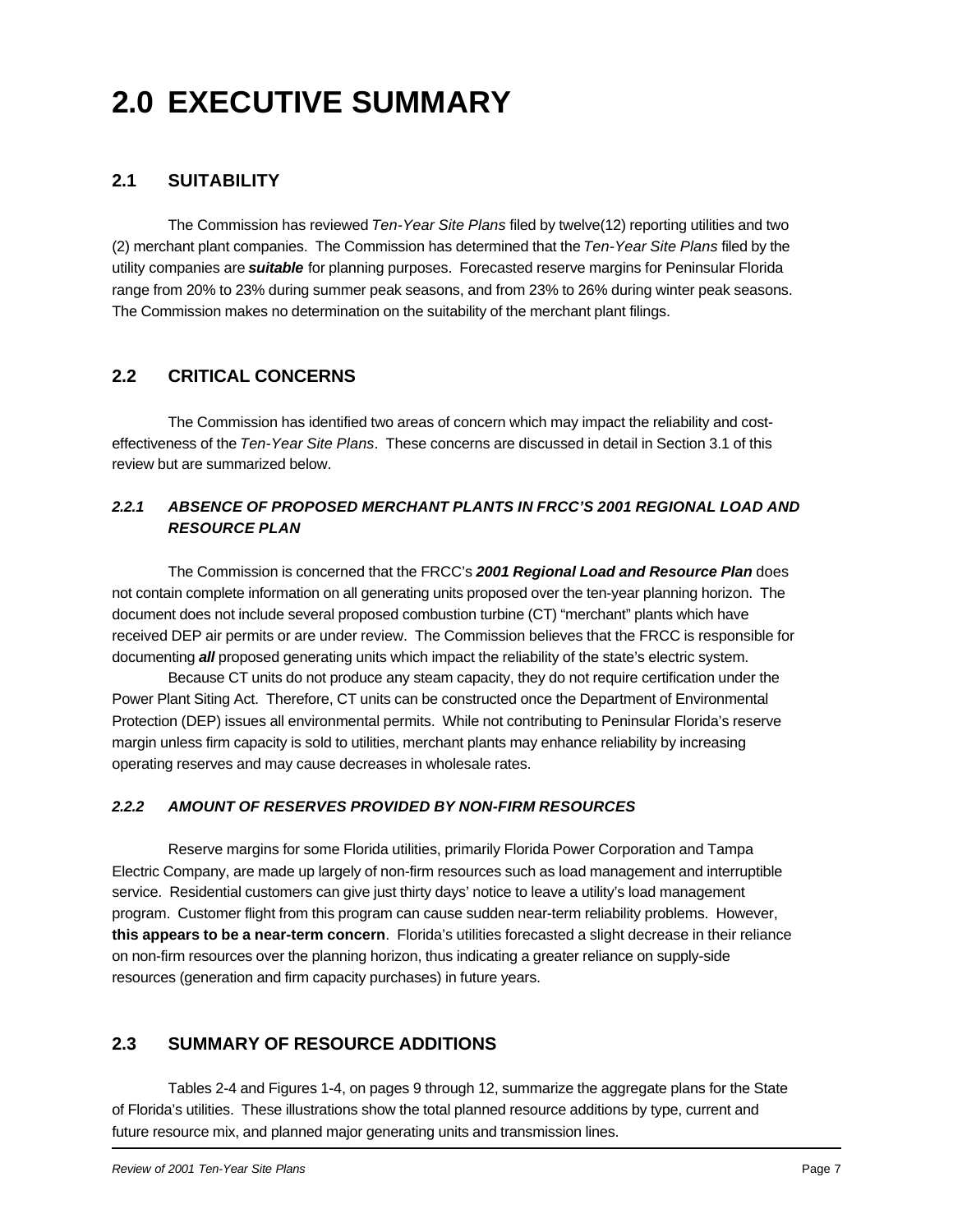# 2.0 EXECUTIVE SUMMARY

## 2.1 SUITABILITY

The Commission has reviewed *Ten-Year Site Plans* filed by twelve(12) reporting utilities and two (2) merchant plant companies. The Commission has determined that the *Ten-Year Site Plans* filed by the utility companies are ***suitable*** for planning purposes. Forecasted reserve margins for Peninsular Florida range from 20% to 23% during summer peak seasons, and from 23% to 26% during winter peak seasons. The Commission makes no determination on the suitability of the merchant plant filings.

## 2.2 CRITICAL CONCERNS

The Commission has identified two areas of concern which may impact the reliability and cost-effectiveness of the *Ten-Year Site Plans*. These concerns are discussed in detail in Section 3.1 of this review but are summarized below.

### *2.2.1 ABSENCE OF PROPOSED MERCHANT PLANTS IN FRCC'S 2001 REGIONAL LOAD AND RESOURCE PLAN*

The Commission is concerned that the FRCC's ***2001 Regional Load and Resource Plan*** does not contain complete information on all generating units proposed over the ten-year planning horizon. The document does not include several proposed combustion turbine (CT) "merchant" plants which have received DEP air permits or are under review. The Commission believes that the FRCC is responsible for documenting ***all*** proposed generating units which impact the reliability of the state's electric system.

Because CT units do not produce any steam capacity, they do not require certification under the Power Plant Siting Act. Therefore, CT units can be constructed once the Department of Environmental Protection (DEP) issues all environmental permits. While not contributing to Peninsular Florida's reserve margin unless firm capacity is sold to utilities, merchant plants may enhance reliability by increasing operating reserves and may cause decreases in wholesale rates.

### *2.2.2 AMOUNT OF RESERVES PROVIDED BY NON-FIRM RESOURCES*

Reserve margins for some Florida utilities, primarily Florida Power Corporation and Tampa Electric Company, are made up largely of non-firm resources such as load management and interruptible service. Residential customers can give just thirty days' notice to leave a utility's load management program. Customer flight from this program can cause sudden near-term reliability problems. However, **this appears to be a near-term concern**. Florida's utilities forecasted a slight decrease in their reliance on non-firm resources over the planning horizon, thus indicating a greater reliance on supply-side resources (generation and firm capacity purchases) in future years.

## 2.3 SUMMARY OF RESOURCE ADDITIONS

Tables 2-4 and Figures 1-4, on pages 9 through 12, summarize the aggregate plans for the State of Florida's utilities. These illustrations show the total planned resource additions by type, current and future resource mix, and planned major generating units and transmission lines.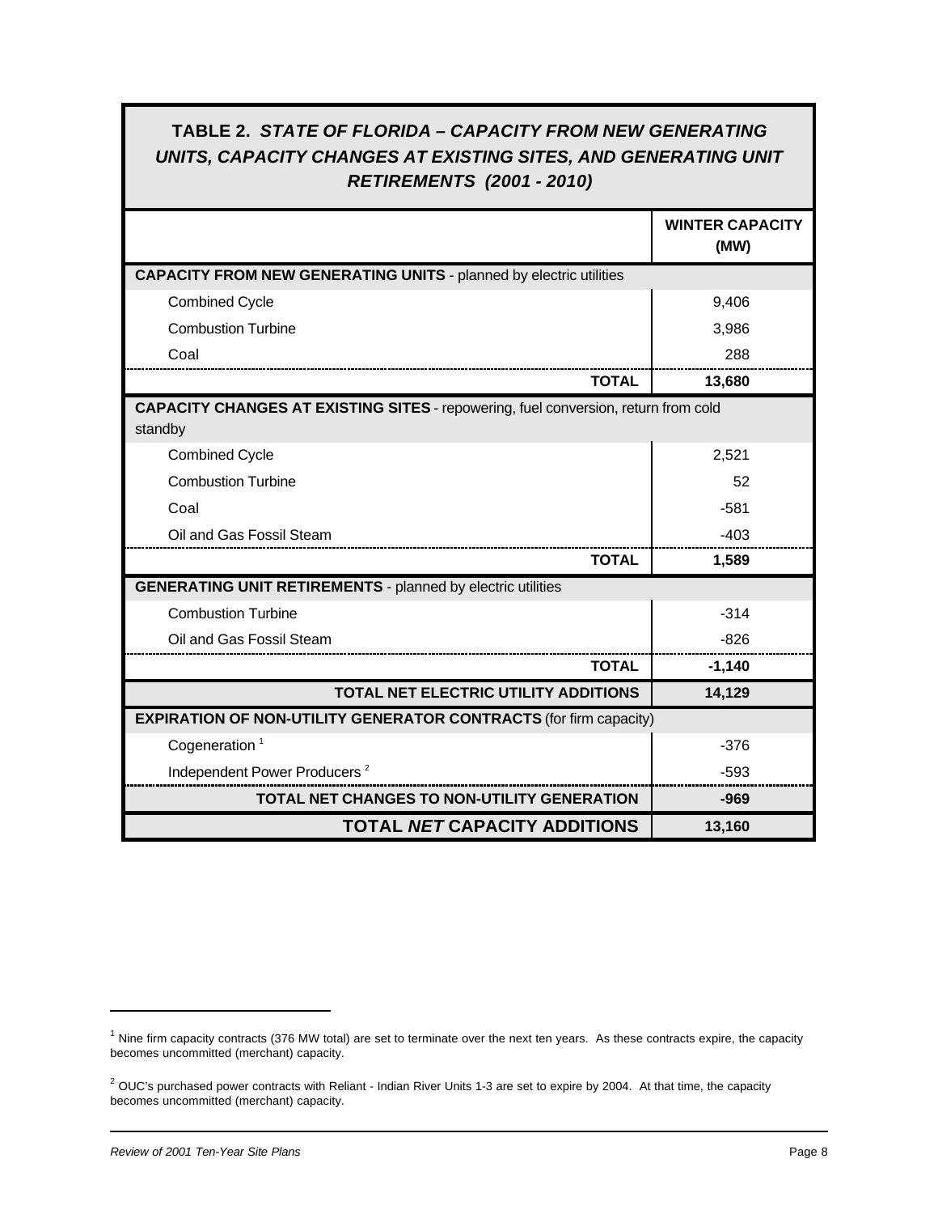**TABLE 2.** ***STATE OF FLORIDA – CAPACITY FROM NEW GENERATING UNITS, CAPACITY CHANGES AT EXISTING SITES, AND GENERATING UNIT RETIREMENTS (2001 - 2010)***

| | **WINTER CAPACITY (MW)** |
|---|---|
| **CAPACITY FROM NEW GENERATING UNITS** - planned by electric utilities | |
| Combined Cycle | 9,406 |
| Combustion Turbine | 3,986 |
| Coal | 288 |
| **TOTAL** | **13,680** |
| **CAPACITY CHANGES AT EXISTING SITES** - repowering, fuel conversion, return from cold standby | |
| Combined Cycle | 2,521 |
| Combustion Turbine | 52 |
| Coal | -581 |
| Oil and Gas Fossil Steam | -403 |
| **TOTAL** | **1,589** |
| **GENERATING UNIT RETIREMENTS** - planned by electric utilities | |
| Combustion Turbine | -314 |
| Oil and Gas Fossil Steam | -826 |
| **TOTAL** | **-1,140** |
| **TOTAL NET ELECTRIC UTILITY ADDITIONS** | **14,129** |
| **EXPIRATION OF NON-UTILITY GENERATOR CONTRACTS** (for firm capacity) | |
| Cogeneration [1] | -376 |
| Independent Power Producers [2] | -593 |
| **TOTAL NET CHANGES TO NON-UTILITY GENERATION** | **-969** |
| **TOTAL *NET* CAPACITY ADDITIONS** | **13,160** |

[1] Nine firm capacity contracts (376 MW total) are set to terminate over the next ten years. As these contracts expire, the capacity becomes uncommitted (merchant) capacity.

[2] OUC's purchased power contracts with Reliant - Indian River Units 1-3 are set to expire by 2004. At that time, the capacity becomes uncommitted (merchant) capacity.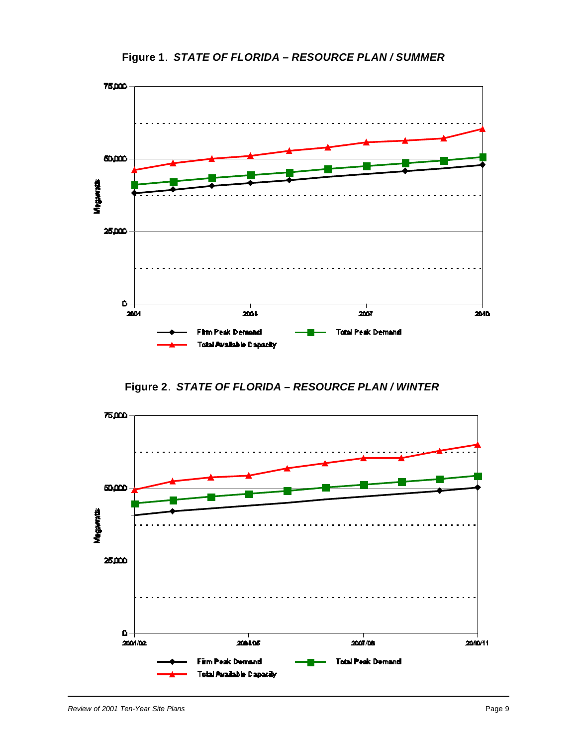**Figure 1**. ***STATE OF FLORIDA – RESOURCE PLAN / SUMMER***

**Figure 2**. ***STATE OF FLORIDA – RESOURCE PLAN / WINTER***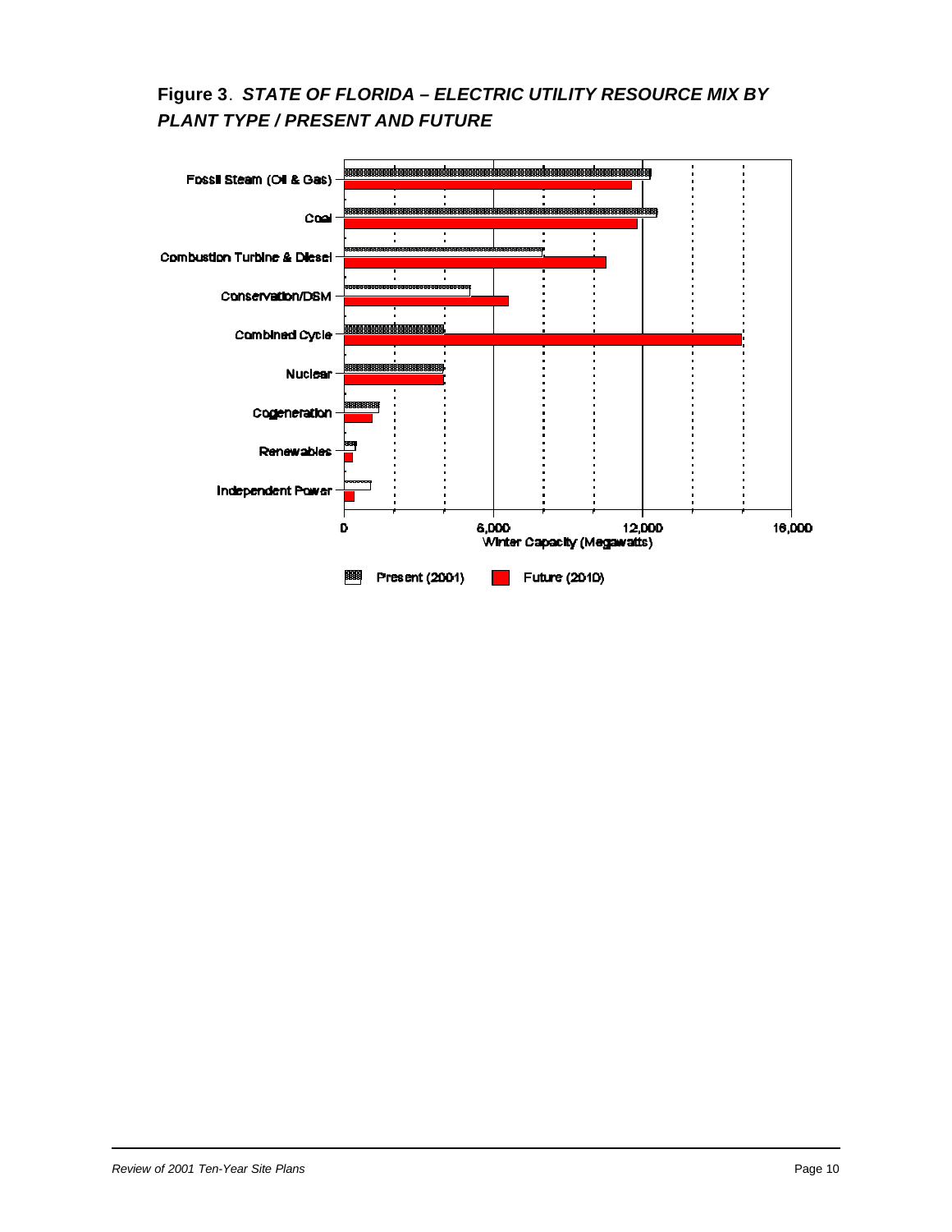**Figure 3**. ***STATE OF FLORIDA – ELECTRIC UTILITY RESOURCE MIX BY PLANT TYPE / PRESENT AND FUTURE***

Fossil Steam (Oil & Gas)
Coal
Combustion Turbine & Diesel
Conservation/DSM
Combined Cycle
Nuclear
Cogeneration
Renewables
Independent Power

0 | 6,000 | 12,000 | 18,000

Winter Capacity (Megawatts)

Present (2001) Future (2010)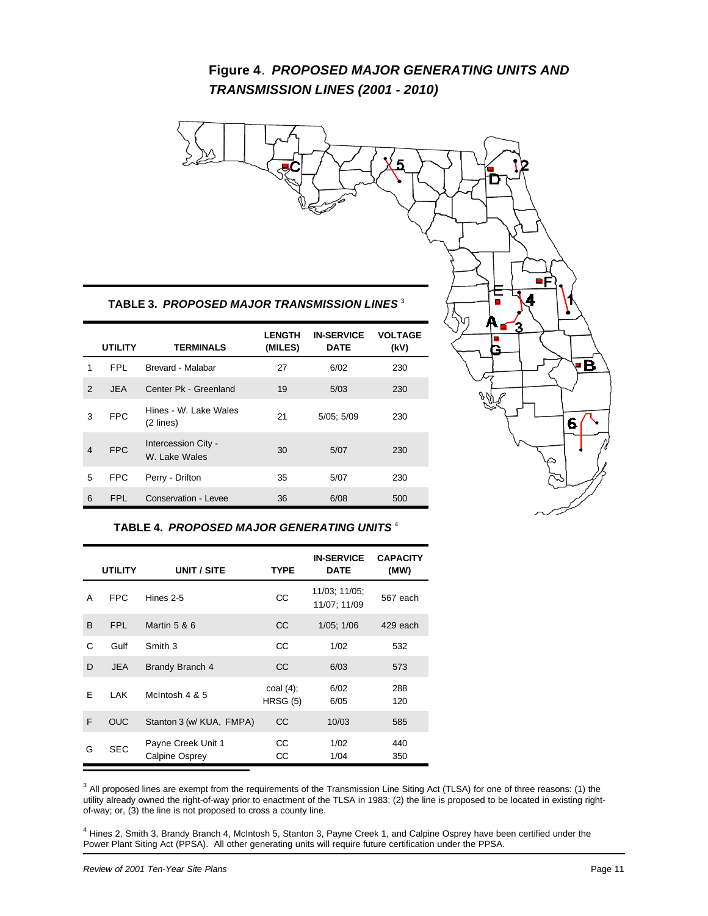**Figure 4**. ***PROPOSED MAJOR GENERATING UNITS AND TRANSMISSION LINES (2001 - 2010)***

**TABLE 3. *PROPOSED MAJOR TRANSMISSION LINES*** [3]

| | UTILITY | TERMINALS | LENGTH (MILES) | IN-SERVICE DATE | VOLTAGE (kV) |
|---|---|---|---|---|---|
| 1 | FPL | Brevard - Malabar | 27 | 6/02 | 230 |
| 2 | JEA | Center Pk - Greenland | 19 | 5/03 | 230 |
| 3 | FPC | Hines - W. Lake Wales (2 lines) | 21 | 5/05; 5/09 | 230 |
| 4 | FPC | Intercession City - W. Lake Wales | 30 | 5/07 | 230 |
| 5 | FPC | Perry - Drifton | 35 | 5/07 | 230 |
| 6 | FPL | Conservation - Levee | 36 | 6/08 | 500 |

**TABLE 4. *PROPOSED MAJOR GENERATING UNITS*** [4]

| | UTILITY | UNIT / SITE | TYPE | IN-SERVICE DATE | CAPACITY (MW) |
|---|---|---|---|---|---|
| A | FPC | Hines 2-5 | CC | 11/03; 11/05; 11/07; 11/09 | 567 each |
| B | FPL | Martin 5 & 6 | CC | 1/05; 1/06 | 429 each |
| C | Gulf | Smith 3 | CC | 1/02 | 532 |
| D | JEA | Brandy Branch 4 | CC | 6/03 | 573 |
| E | LAK | McIntosh 4 & 5 | coal (4); HRSG (5) | 6/02; 6/05 | 288; 120 |
| F | OUC | Stanton 3 (w/ KUA, FMPA) | CC | 10/03 | 585 |
| G | SEC | Payne Creek Unit 1; Calpine Osprey | CC; CC | 1/02; 1/04 | 440; 350 |

[3] All proposed lines are exempt from the requirements of the Transmission Line Siting Act (TLSA) for one of three reasons: (1) the utility already owned the right-of-way prior to enactment of the TLSA in 1983; (2) the line is proposed to be located in existing right-of-way; or, (3) the line is not proposed to cross a county line.

[4] Hines 2, Smith 3, Brandy Branch 4, McIntosh 5, Stanton 3, Payne Creek 1, and Calpine Osprey have been certified under the Power Plant Siting Act (PPSA). All other generating units will require future certification under the PPSA.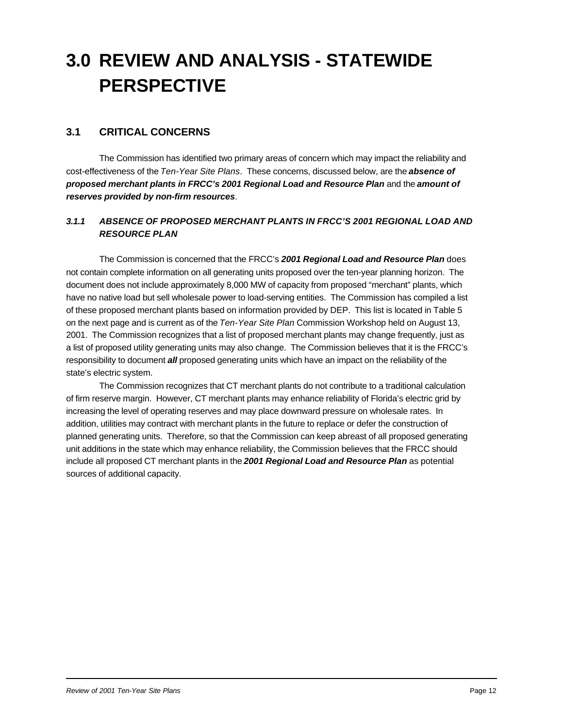# 3.0 REVIEW AND ANALYSIS - STATEWIDE PERSPECTIVE

## 3.1 CRITICAL CONCERNS

The Commission has identified two primary areas of concern which may impact the reliability and cost-effectiveness of the *Ten-Year Site Plans*. These concerns, discussed below, are the ***absence of proposed merchant plants in FRCC's 2001 Regional Load and Resource Plan*** and the ***amount of reserves provided by non-firm resources***.

### *3.1.1 ABSENCE OF PROPOSED MERCHANT PLANTS IN FRCC'S 2001 REGIONAL LOAD AND RESOURCE PLAN*

The Commission is concerned that the FRCC's ***2001 Regional Load and Resource Plan*** does not contain complete information on all generating units proposed over the ten-year planning horizon. The document does not include approximately 8,000 MW of capacity from proposed "merchant" plants, which have no native load but sell wholesale power to load-serving entities. The Commission has compiled a list of these proposed merchant plants based on information provided by DEP. This list is located in Table 5 on the next page and is current as of the *Ten-Year Site Plan* Commission Workshop held on August 13, 2001. The Commission recognizes that a list of proposed merchant plants may change frequently, just as a list of proposed utility generating units may also change. The Commission believes that it is the FRCC's responsibility to document ***all*** proposed generating units which have an impact on the reliability of the state's electric system.

The Commission recognizes that CT merchant plants do not contribute to a traditional calculation of firm reserve margin. However, CT merchant plants may enhance reliability of Florida's electric grid by increasing the level of operating reserves and may place downward pressure on wholesale rates. In addition, utilities may contract with merchant plants in the future to replace or defer the construction of planned generating units. Therefore, so that the Commission can keep abreast of all proposed generating unit additions in the state which may enhance reliability, the Commission believes that the FRCC should include all proposed CT merchant plants in the ***2001 Regional Load and Resource Plan*** as potential sources of additional capacity.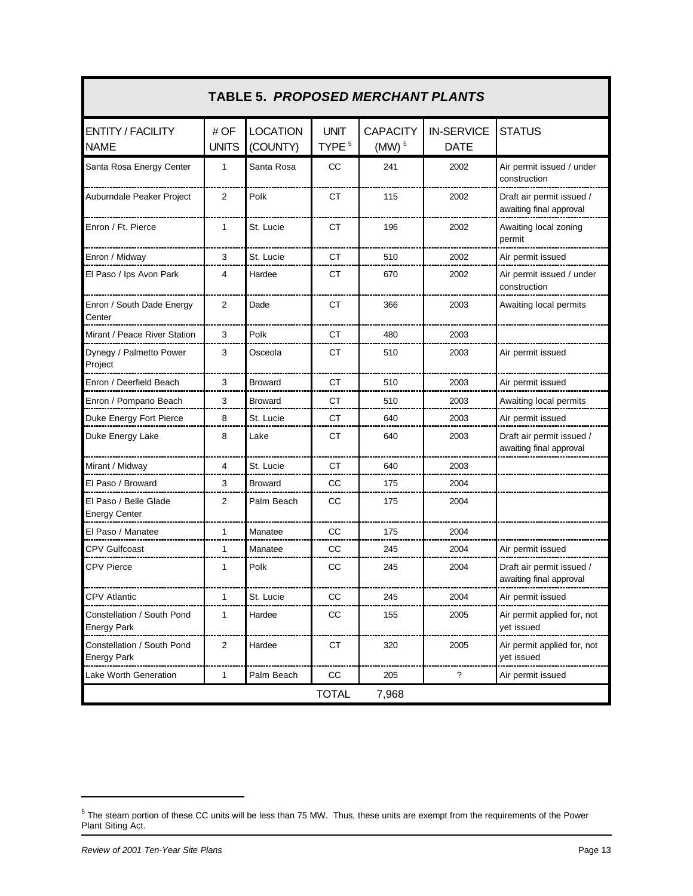## TABLE 5. *PROPOSED MERCHANT PLANTS*

| ENTITY / FACILITY NAME | # OF UNITS | LOCATION (COUNTY) | UNIT TYPE [5] | CAPACITY (MW) [5] | IN-SERVICE DATE | STATUS |
|---|---|---|---|---|---|---|
| Santa Rosa Energy Center | 1 | Santa Rosa | CC | 241 | 2002 | Air permit issued / under construction |
| Auburndale Peaker Project | 2 | Polk | CT | 115 | 2002 | Draft air permit issued / awaiting final approval |
| Enron / Ft. Pierce | 1 | St. Lucie | CT | 196 | 2002 | Awaiting local zoning permit |
| Enron / Midway | 3 | St. Lucie | CT | 510 | 2002 | Air permit issued |
| El Paso / Ips Avon Park | 4 | Hardee | CT | 670 | 2002 | Air permit issued / under construction |
| Enron / South Dade Energy Center | 2 | Dade | CT | 366 | 2003 | Awaiting local permits |
| Mirant / Peace River Station | 3 | Polk | CT | 480 | 2003 | |
| Dynegy / Palmetto Power Project | 3 | Osceola | CT | 510 | 2003 | Air permit issued |
| Enron / Deerfield Beach | 3 | Broward | CT | 510 | 2003 | Air permit issued |
| Enron / Pompano Beach | 3 | Broward | CT | 510 | 2003 | Awaiting local permits |
| Duke Energy Fort Pierce | 8 | St. Lucie | CT | 640 | 2003 | Air permit issued |
| Duke Energy Lake | 8 | Lake | CT | 640 | 2003 | Draft air permit issued / awaiting final approval |
| Mirant / Midway | 4 | St. Lucie | CT | 640 | 2003 | |
| El Paso / Broward | 3 | Broward | CC | 175 | 2004 | |
| El Paso / Belle Glade Energy Center | 2 | Palm Beach | CC | 175 | 2004 | |
| El Paso / Manatee | 1 | Manatee | CC | 175 | 2004 | |
| CPV Gulfcoast | 1 | Manatee | CC | 245 | 2004 | Air permit issued |
| CPV Pierce | 1 | Polk | CC | 245 | 2004 | Draft air permit issued / awaiting final approval |
| CPV Atlantic | 1 | St. Lucie | CC | 245 | 2004 | Air permit issued |
| Constellation / South Pond Energy Park | 1 | Hardee | CC | 155 | 2005 | Air permit applied for, not yet issued |
| Constellation / South Pond Energy Park | 2 | Hardee | CT | 320 | 2005 | Air permit applied for, not yet issued |
| Lake Worth Generation | 1 | Palm Beach | CC | 205 | ? | Air permit issued |
| | | | TOTAL | 7,968 | | |

[5] The steam portion of these CC units will be less than 75 MW. Thus, these units are exempt from the requirements of the Power Plant Siting Act.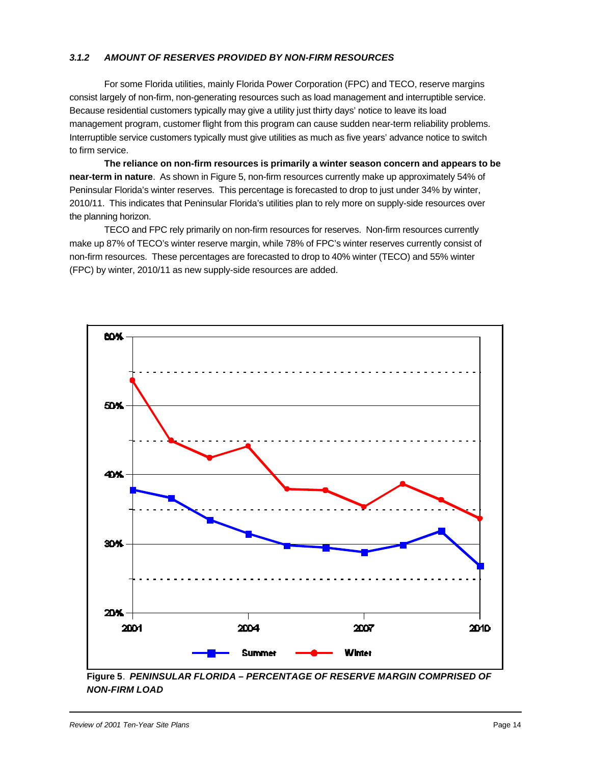### *3.1.2 AMOUNT OF RESERVES PROVIDED BY NON-FIRM RESOURCES*

For some Florida utilities, mainly Florida Power Corporation (FPC) and TECO, reserve margins consist largely of non-firm, non-generating resources such as load management and interruptible service. Because residential customers typically may give a utility just thirty days' notice to leave its load management program, customer flight from this program can cause sudden near-term reliability problems. Interruptible service customers typically must give utilities as much as five years' advance notice to switch to firm service.

**The reliance on non-firm resources is primarily a winter season concern and appears to be near-term in nature**. As shown in Figure 5, non-firm resources currently make up approximately 54% of Peninsular Florida's winter reserves. This percentage is forecasted to drop to just under 34% by winter, 2010/11. This indicates that Peninsular Florida's utilities plan to rely more on supply-side resources over the planning horizon.

TECO and FPC rely primarily on non-firm resources for reserves. Non-firm resources currently make up 87% of TECO's winter reserve margin, while 78% of FPC's winter reserves currently consist of non-firm resources. These percentages are forecasted to drop to 40% winter (TECO) and 55% winter (FPC) by winter, 2010/11 as new supply-side resources are added.

**Figure 5**. ***PENINSULAR FLORIDA – PERCENTAGE OF RESERVE MARGIN COMPRISED OF NON-FIRM LOAD***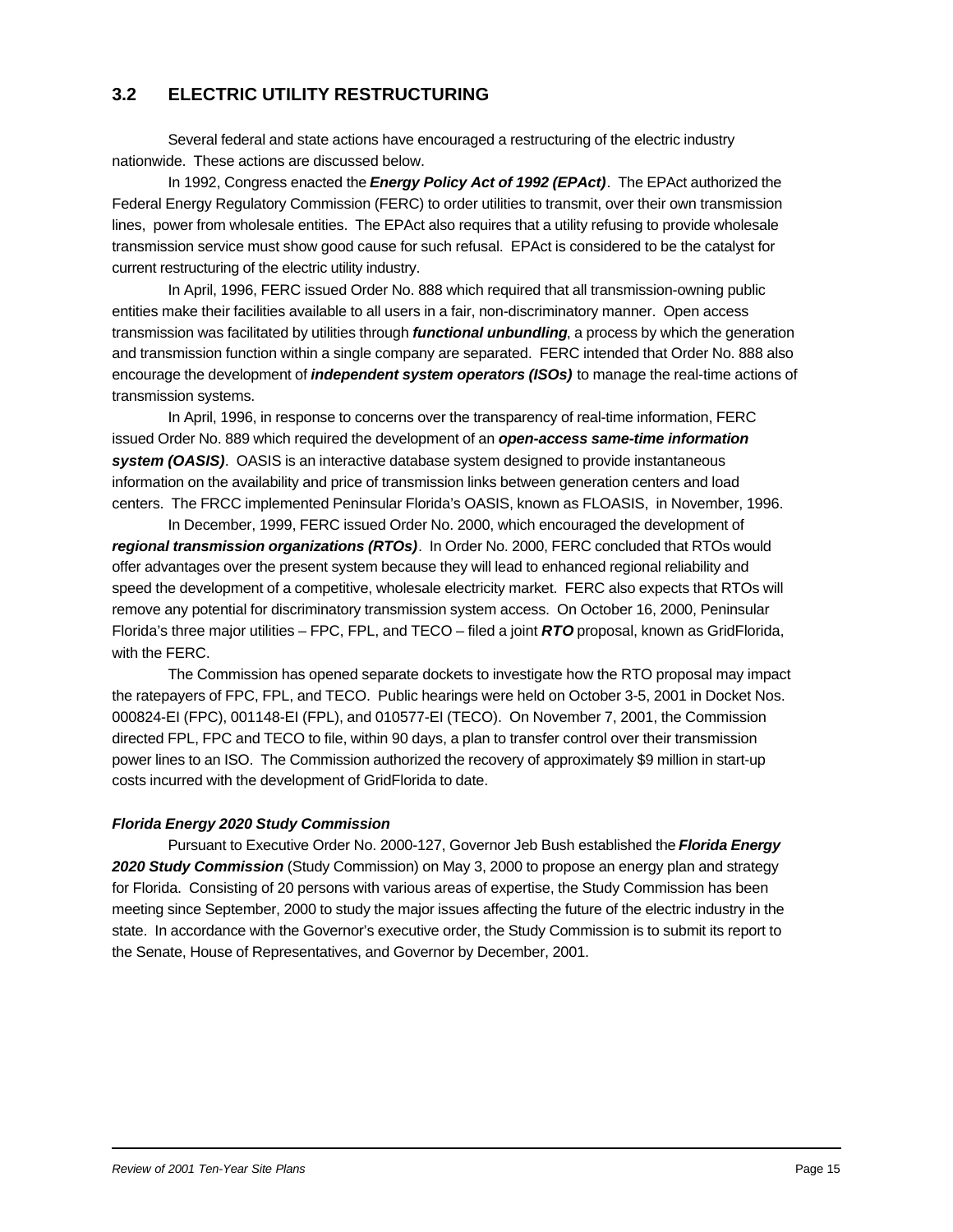## 3.2 ELECTRIC UTILITY RESTRUCTURING

Several federal and state actions have encouraged a restructuring of the electric industry nationwide. These actions are discussed below.

In 1992, Congress enacted the ***Energy Policy Act of 1992 (EPAct)***. The EPAct authorized the Federal Energy Regulatory Commission (FERC) to order utilities to transmit, over their own transmission lines, power from wholesale entities. The EPAct also requires that a utility refusing to provide wholesale transmission service must show good cause for such refusal. EPAct is considered to be the catalyst for current restructuring of the electric utility industry.

In April, 1996, FERC issued Order No. 888 which required that all transmission-owning public entities make their facilities available to all users in a fair, non-discriminatory manner. Open access transmission was facilitated by utilities through ***functional unbundling***, a process by which the generation and transmission function within a single company are separated. FERC intended that Order No. 888 also encourage the development of ***independent system operators (ISOs)*** to manage the real-time actions of transmission systems.

In April, 1996, in response to concerns over the transparency of real-time information, FERC issued Order No. 889 which required the development of an ***open-access same-time information system (OASIS)***. OASIS is an interactive database system designed to provide instantaneous information on the availability and price of transmission links between generation centers and load centers. The FRCC implemented Peninsular Florida's OASIS, known as FLOASIS, in November, 1996.

In December, 1999, FERC issued Order No. 2000, which encouraged the development of ***regional transmission organizations (RTOs)***. In Order No. 2000, FERC concluded that RTOs would offer advantages over the present system because they will lead to enhanced regional reliability and speed the development of a competitive, wholesale electricity market. FERC also expects that RTOs will remove any potential for discriminatory transmission system access. On October 16, 2000, Peninsular Florida's three major utilities – FPC, FPL, and TECO – filed a joint ***RTO*** proposal, known as GridFlorida, with the FERC.

The Commission has opened separate dockets to investigate how the RTO proposal may impact the ratepayers of FPC, FPL, and TECO. Public hearings were held on October 3-5, 2001 in Docket Nos. 000824-EI (FPC), 001148-EI (FPL), and 010577-EI (TECO). On November 7, 2001, the Commission directed FPL, FPC and TECO to file, within 90 days, a plan to transfer control over their transmission power lines to an ISO. The Commission authorized the recovery of approximately \$9 million in start-up costs incurred with the development of GridFlorida to date.

### *Florida Energy 2020 Study Commission*

Pursuant to Executive Order No. 2000-127, Governor Jeb Bush established the ***Florida Energy 2020 Study Commission*** (Study Commission) on May 3, 2000 to propose an energy plan and strategy for Florida. Consisting of 20 persons with various areas of expertise, the Study Commission has been meeting since September, 2000 to study the major issues affecting the future of the electric industry in the state. In accordance with the Governor's executive order, the Study Commission is to submit its report to the Senate, House of Representatives, and Governor by December, 2001.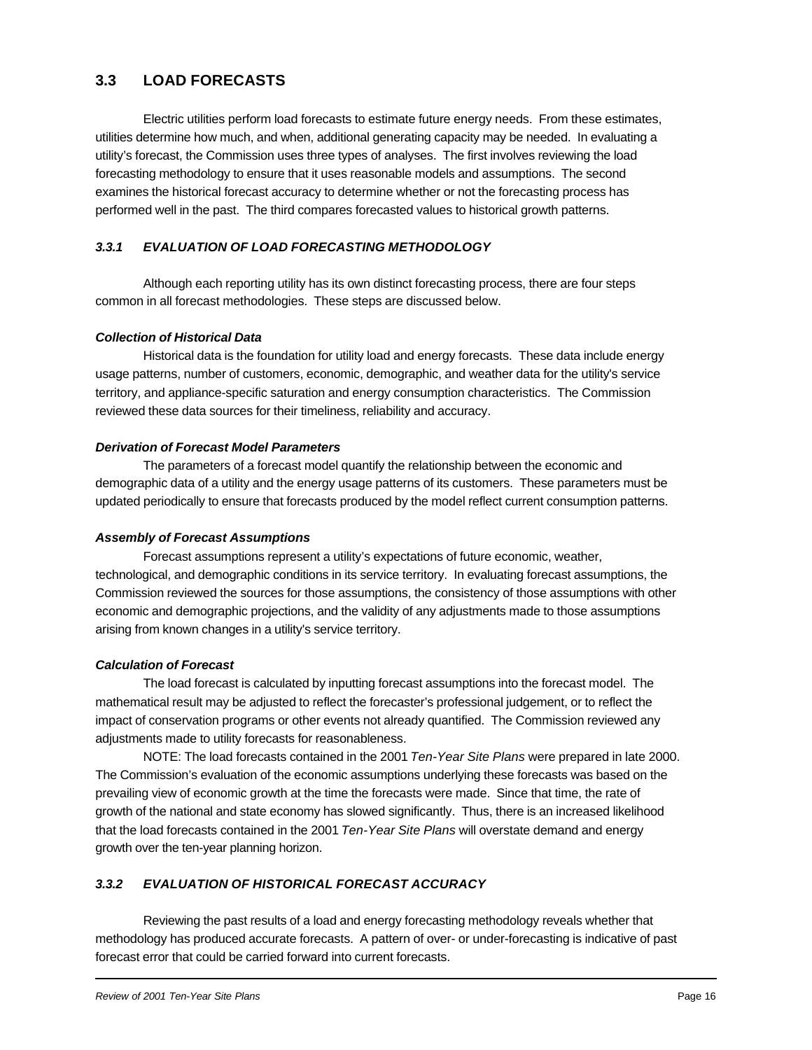## 3.3 LOAD FORECASTS

Electric utilities perform load forecasts to estimate future energy needs. From these estimates, utilities determine how much, and when, additional generating capacity may be needed. In evaluating a utility's forecast, the Commission uses three types of analyses. The first involves reviewing the load forecasting methodology to ensure that it uses reasonable models and assumptions. The second examines the historical forecast accuracy to determine whether or not the forecasting process has performed well in the past. The third compares forecasted values to historical growth patterns.

### *3.3.1 EVALUATION OF LOAD FORECASTING METHODOLOGY*

Although each reporting utility has its own distinct forecasting process, there are four steps common in all forecast methodologies. These steps are discussed below.

***Collection of Historical Data***

Historical data is the foundation for utility load and energy forecasts. These data include energy usage patterns, number of customers, economic, demographic, and weather data for the utility's service territory, and appliance-specific saturation and energy consumption characteristics. The Commission reviewed these data sources for their timeliness, reliability and accuracy.

***Derivation of Forecast Model Parameters***

The parameters of a forecast model quantify the relationship between the economic and demographic data of a utility and the energy usage patterns of its customers. These parameters must be updated periodically to ensure that forecasts produced by the model reflect current consumption patterns.

***Assembly of Forecast Assumptions***

Forecast assumptions represent a utility's expectations of future economic, weather, technological, and demographic conditions in its service territory. In evaluating forecast assumptions, the Commission reviewed the sources for those assumptions, the consistency of those assumptions with other economic and demographic projections, and the validity of any adjustments made to those assumptions arising from known changes in a utility's service territory.

***Calculation of Forecast***

The load forecast is calculated by inputting forecast assumptions into the forecast model. The mathematical result may be adjusted to reflect the forecaster's professional judgement, or to reflect the impact of conservation programs or other events not already quantified. The Commission reviewed any adjustments made to utility forecasts for reasonableness.

NOTE: The load forecasts contained in the 2001 *Ten-Year Site Plans* were prepared in late 2000. The Commission's evaluation of the economic assumptions underlying these forecasts was based on the prevailing view of economic growth at the time the forecasts were made. Since that time, the rate of growth of the national and state economy has slowed significantly. Thus, there is an increased likelihood that the load forecasts contained in the 2001 *Ten-Year Site Plans* will overstate demand and energy growth over the ten-year planning horizon.

### *3.3.2 EVALUATION OF HISTORICAL FORECAST ACCURACY*

Reviewing the past results of a load and energy forecasting methodology reveals whether that methodology has produced accurate forecasts. A pattern of over- or under-forecasting is indicative of past forecast error that could be carried forward into current forecasts.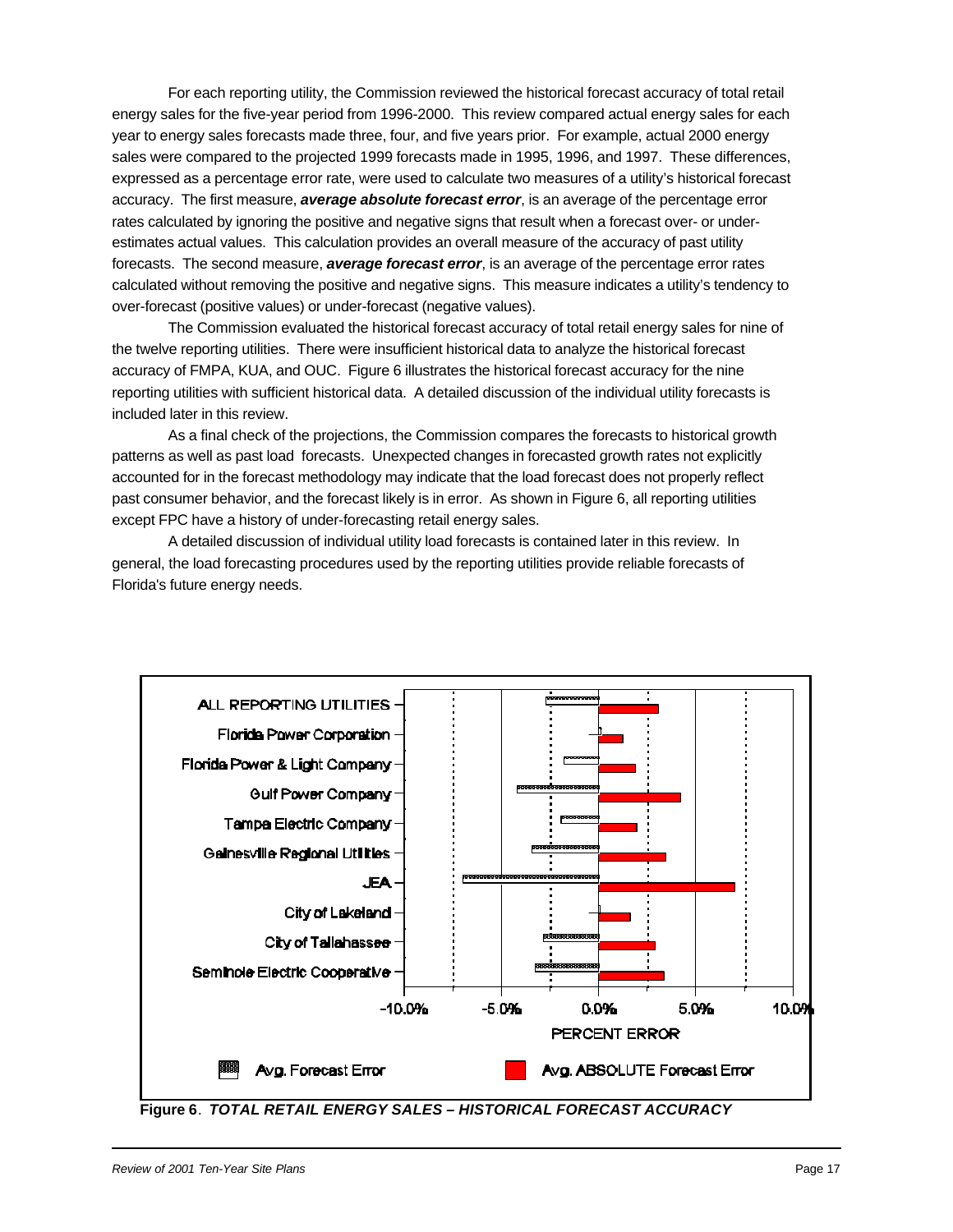For each reporting utility, the Commission reviewed the historical forecast accuracy of total retail energy sales for the five-year period from 1996-2000. This review compared actual energy sales for each year to energy sales forecasts made three, four, and five years prior. For example, actual 2000 energy sales were compared to the projected 1999 forecasts made in 1995, 1996, and 1997. These differences, expressed as a percentage error rate, were used to calculate two measures of a utility's historical forecast accuracy. The first measure, ***average absolute forecast error***, is an average of the percentage error rates calculated by ignoring the positive and negative signs that result when a forecast over- or under-estimates actual values. This calculation provides an overall measure of the accuracy of past utility forecasts. The second measure, ***average forecast error***, is an average of the percentage error rates calculated without removing the positive and negative signs. This measure indicates a utility's tendency to over-forecast (positive values) or under-forecast (negative values).

The Commission evaluated the historical forecast accuracy of total retail energy sales for nine of the twelve reporting utilities. There were insufficient historical data to analyze the historical forecast accuracy of FMPA, KUA, and OUC. Figure 6 illustrates the historical forecast accuracy for the nine reporting utilities with sufficient historical data. A detailed discussion of the individual utility forecasts is included later in this review.

As a final check of the projections, the Commission compares the forecasts to historical growth patterns as well as past load forecasts. Unexpected changes in forecasted growth rates not explicitly accounted for in the forecast methodology may indicate that the load forecast does not properly reflect past consumer behavior, and the forecast likely is in error. As shown in Figure 6, all reporting utilities except FPC have a history of under-forecasting retail energy sales.

A detailed discussion of individual utility load forecasts is contained later in this review. In general, the load forecasting procedures used by the reporting utilities provide reliable forecasts of Florida's future energy needs.

**Figure 6**. ***TOTAL RETAIL ENERGY SALES – HISTORICAL FORECAST ACCURACY***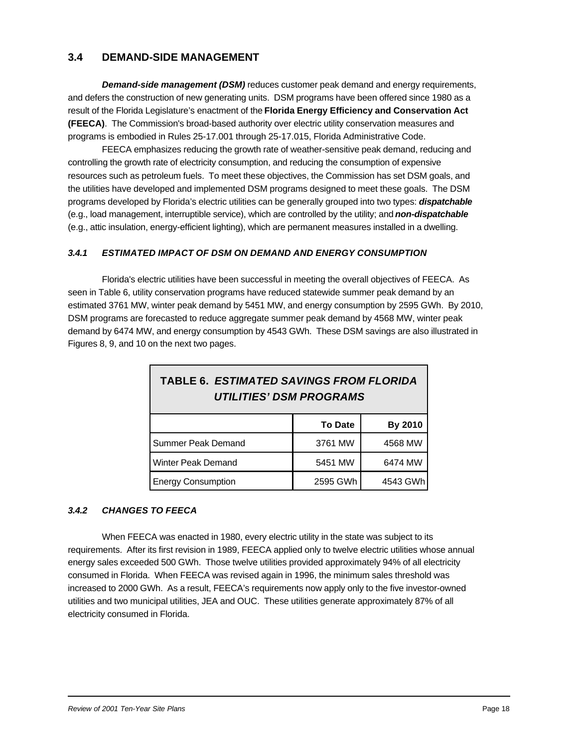## 3.4 DEMAND-SIDE MANAGEMENT

***Demand-side management (DSM)*** reduces customer peak demand and energy requirements, and defers the construction of new generating units. DSM programs have been offered since 1980 as a result of the Florida Legislature's enactment of the **Florida Energy Efficiency and Conservation Act (FEECA)**. The Commission's broad-based authority over electric utility conservation measures and programs is embodied in Rules 25-17.001 through 25-17.015, Florida Administrative Code.

FEECA emphasizes reducing the growth rate of weather-sensitive peak demand, reducing and controlling the growth rate of electricity consumption, and reducing the consumption of expensive resources such as petroleum fuels. To meet these objectives, the Commission has set DSM goals, and the utilities have developed and implemented DSM programs designed to meet these goals. The DSM programs developed by Florida's electric utilities can be generally grouped into two types: ***dispatchable*** (e.g., load management, interruptible service), which are controlled by the utility; and ***non-dispatchable*** (e.g., attic insulation, energy-efficient lighting), which are permanent measures installed in a dwelling.

### *3.4.1 ESTIMATED IMPACT OF DSM ON DEMAND AND ENERGY CONSUMPTION*

Florida's electric utilities have been successful in meeting the overall objectives of FEECA. As seen in Table 6, utility conservation programs have reduced statewide summer peak demand by an estimated 3761 MW, winter peak demand by 5451 MW, and energy consumption by 2595 GWh. By 2010, DSM programs are forecasted to reduce aggregate summer peak demand by 4568 MW, winter peak demand by 6474 MW, and energy consumption by 4543 GWh. These DSM savings are also illustrated in Figures 8, 9, and 10 on the next two pages.

**TABLE 6.** ***ESTIMATED SAVINGS FROM FLORIDA UTILITIES' DSM PROGRAMS***

| | To Date | By 2010 |
|---|---|---|
| Summer Peak Demand | 3761 MW | 4568 MW |
| Winter Peak Demand | 5451 MW | 6474 MW |
| Energy Consumption | 2595 GWh | 4543 GWh |

### *3.4.2 CHANGES TO FEECA*

When FEECA was enacted in 1980, every electric utility in the state was subject to its requirements. After its first revision in 1989, FEECA applied only to twelve electric utilities whose annual energy sales exceeded 500 GWh. Those twelve utilities provided approximately 94% of all electricity consumed in Florida. When FEECA was revised again in 1996, the minimum sales threshold was increased to 2000 GWh. As a result, FEECA's requirements now apply only to the five investor-owned utilities and two municipal utilities, JEA and OUC. These utilities generate approximately 87% of all electricity consumed in Florida.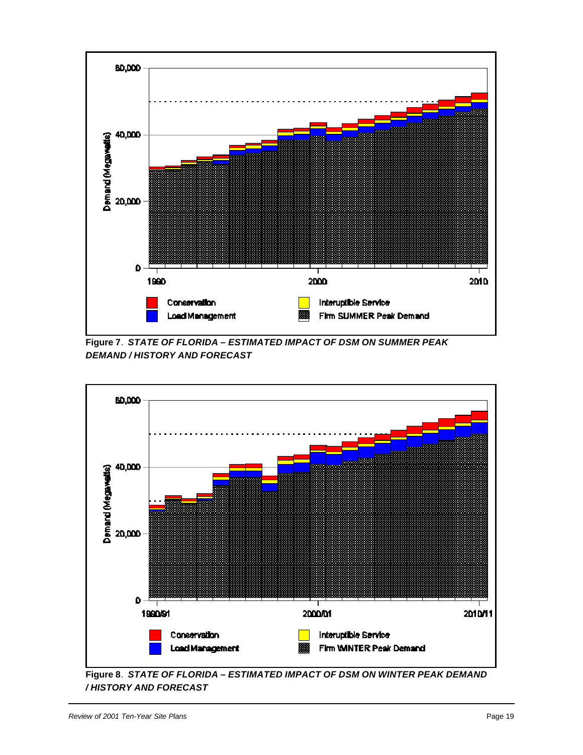**Figure 7**. ***STATE OF FLORIDA – ESTIMATED IMPACT OF DSM ON SUMMER PEAK DEMAND / HISTORY AND FORECAST***

**Figure 8**. ***STATE OF FLORIDA – ESTIMATED IMPACT OF DSM ON WINTER PEAK DEMAND / HISTORY AND FORECAST***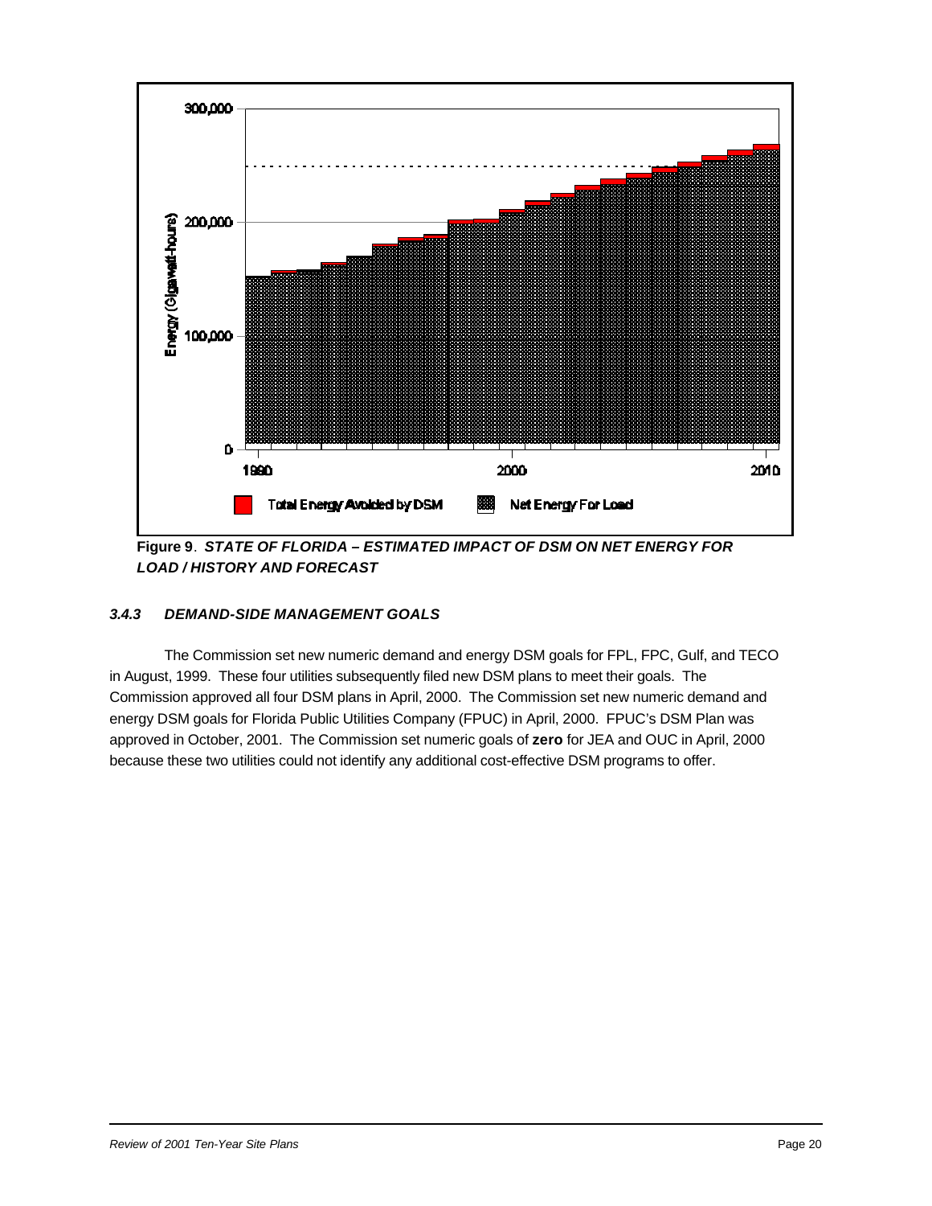**Figure 9**. ***STATE OF FLORIDA – ESTIMATED IMPACT OF DSM ON NET ENERGY FOR LOAD / HISTORY AND FORECAST***

### *3.4.3 DEMAND-SIDE MANAGEMENT GOALS*

The Commission set new numeric demand and energy DSM goals for FPL, FPC, Gulf, and TECO in August, 1999. These four utilities subsequently filed new DSM plans to meet their goals. The Commission approved all four DSM plans in April, 2000. The Commission set new numeric demand and energy DSM goals for Florida Public Utilities Company (FPUC) in April, 2000. FPUC's DSM Plan was approved in October, 2001. The Commission set numeric goals of **zero** for JEA and OUC in April, 2000 because these two utilities could not identify any additional cost-effective DSM programs to offer.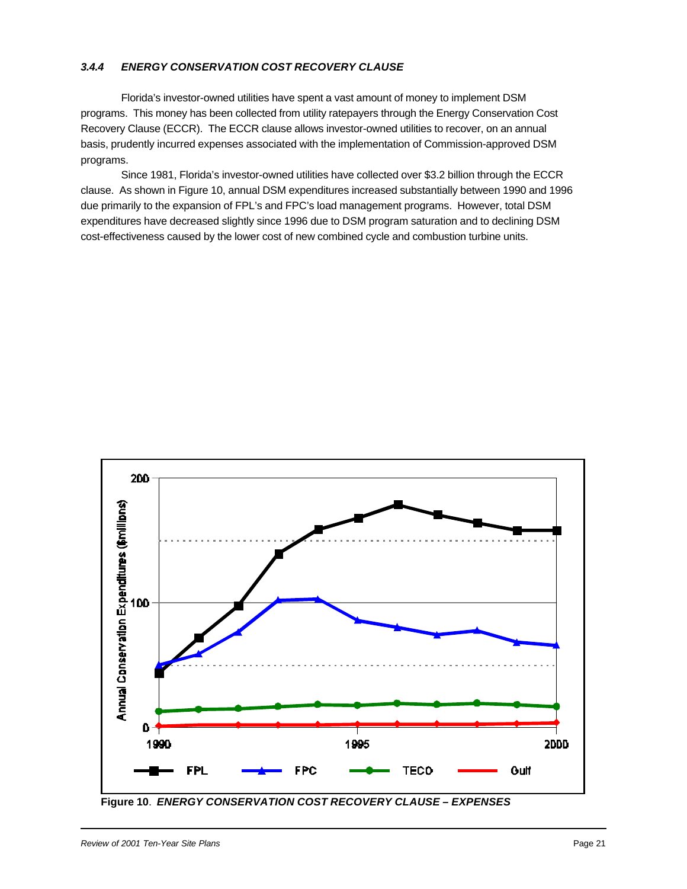### *3.4.4 ENERGY CONSERVATION COST RECOVERY CLAUSE*

Florida's investor-owned utilities have spent a vast amount of money to implement DSM programs. This money has been collected from utility ratepayers through the Energy Conservation Cost Recovery Clause (ECCR). The ECCR clause allows investor-owned utilities to recover, on an annual basis, prudently incurred expenses associated with the implementation of Commission-approved DSM programs.

Since 1981, Florida's investor-owned utilities have collected over $3.2 billion through the ECCR clause. As shown in Figure 10, annual DSM expenditures increased substantially between 1990 and 1996 due primarily to the expansion of FPL's and FPC's load management programs. However, total DSM expenditures have decreased slightly since 1996 due to DSM program saturation and to declining DSM cost-effectiveness caused by the lower cost of new combined cycle and combustion turbine units.

**Figure 10**. ***ENERGY CONSERVATION COST RECOVERY CLAUSE – EXPENSES***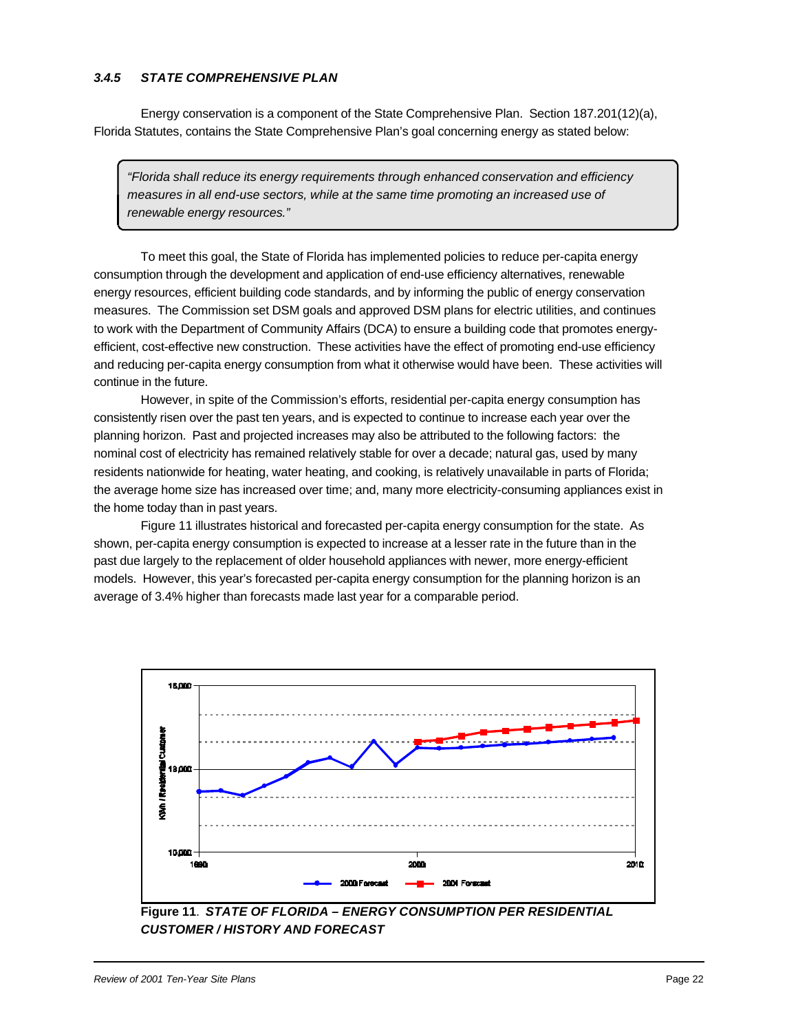### *3.4.5 STATE COMPREHENSIVE PLAN*

Energy conservation is a component of the State Comprehensive Plan. Section 187.201(12)(a), Florida Statutes, contains the State Comprehensive Plan's goal concerning energy as stated below:

> *"Florida shall reduce its energy requirements through enhanced conservation and efficiency measures in all end-use sectors, while at the same time promoting an increased use of renewable energy resources."*

To meet this goal, the State of Florida has implemented policies to reduce per-capita energy consumption through the development and application of end-use efficiency alternatives, renewable energy resources, efficient building code standards, and by informing the public of energy conservation measures. The Commission set DSM goals and approved DSM plans for electric utilities, and continues to work with the Department of Community Affairs (DCA) to ensure a building code that promotes energy-efficient, cost-effective new construction. These activities have the effect of promoting end-use efficiency and reducing per-capita energy consumption from what it otherwise would have been. These activities will continue in the future.

However, in spite of the Commission's efforts, residential per-capita energy consumption has consistently risen over the past ten years, and is expected to continue to increase each year over the planning horizon. Past and projected increases may also be attributed to the following factors: the nominal cost of electricity has remained relatively stable for over a decade; natural gas, used by many residents nationwide for heating, water heating, and cooking, is relatively unavailable in parts of Florida; the average home size has increased over time; and, many more electricity-consuming appliances exist in the home today than in past years.

Figure 11 illustrates historical and forecasted per-capita energy consumption for the state. As shown, per-capita energy consumption is expected to increase at a lesser rate in the future than in the past due largely to the replacement of older household appliances with newer, more energy-efficient models. However, this year's forecasted per-capita energy consumption for the planning horizon is an average of 3.4% higher than forecasts made last year for a comparable period.

**Figure 11**. ***STATE OF FLORIDA – ENERGY CONSUMPTION PER RESIDENTIAL CUSTOMER / HISTORY AND FORECAST***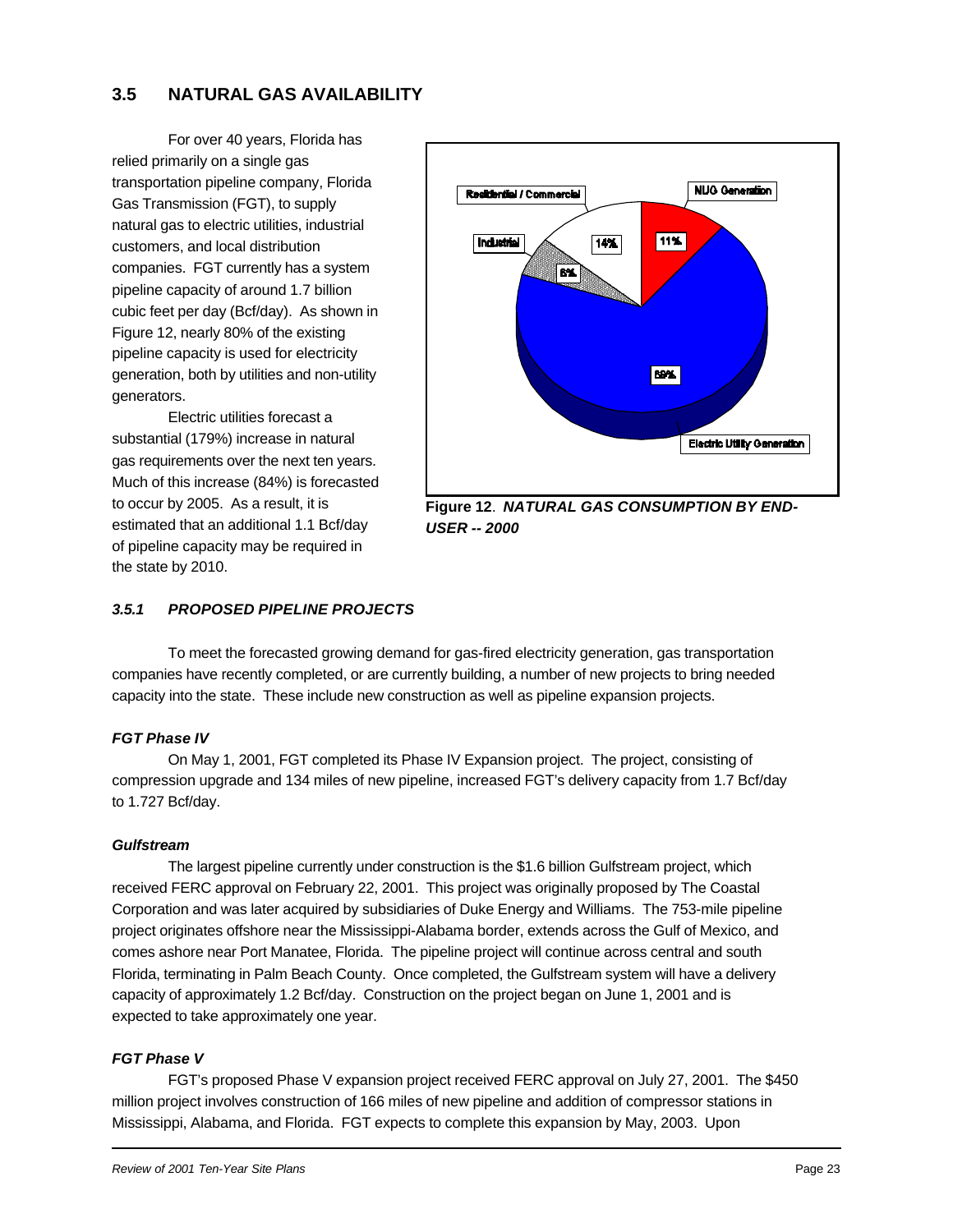## 3.5 NATURAL GAS AVAILABILITY

For over 40 years, Florida has relied primarily on a single gas transportation pipeline company, Florida Gas Transmission (FGT), to supply natural gas to electric utilities, industrial customers, and local distribution companies. FGT currently has a system pipeline capacity of around 1.7 billion cubic feet per day (Bcf/day). As shown in Figure 12, nearly 80% of the existing pipeline capacity is used for electricity generation, both by utilities and non-utility generators.

Electric utilities forecast a substantial (179%) increase in natural gas requirements over the next ten years. Much of this increase (84%) is forecasted to occur by 2005. As a result, it is estimated that an additional 1.1 Bcf/day of pipeline capacity may be required in the state by 2010.

Residential / Commercial 14%
NUG Generation 11%
Industrial 6%
Electric Utility Generation 69%

**Figure 12**. ***NATURAL GAS CONSUMPTION BY END-USER -- 2000***

### *3.5.1 PROPOSED PIPELINE PROJECTS*

To meet the forecasted growing demand for gas-fired electricity generation, gas transportation companies have recently completed, or are currently building, a number of new projects to bring needed capacity into the state. These include new construction as well as pipeline expansion projects.

***FGT Phase IV***

On May 1, 2001, FGT completed its Phase IV Expansion project. The project, consisting of compression upgrade and 134 miles of new pipeline, increased FGT's delivery capacity from 1.7 Bcf/day to 1.727 Bcf/day.

***Gulfstream***

The largest pipeline currently under construction is the $1.6 billion Gulfstream project, which received FERC approval on February 22, 2001. This project was originally proposed by The Coastal Corporation and was later acquired by subsidiaries of Duke Energy and Williams. The 753-mile pipeline project originates offshore near the Mississippi-Alabama border, extends across the Gulf of Mexico, and comes ashore near Port Manatee, Florida. The pipeline project will continue across central and south Florida, terminating in Palm Beach County. Once completed, the Gulfstream system will have a delivery capacity of approximately 1.2 Bcf/day. Construction on the project began on June 1, 2001 and is expected to take approximately one year.

***FGT Phase V***

FGT's proposed Phase V expansion project received FERC approval on July 27, 2001. The $450 million project involves construction of 166 miles of new pipeline and addition of compressor stations in Mississippi, Alabama, and Florida. FGT expects to complete this expansion by May, 2003. Upon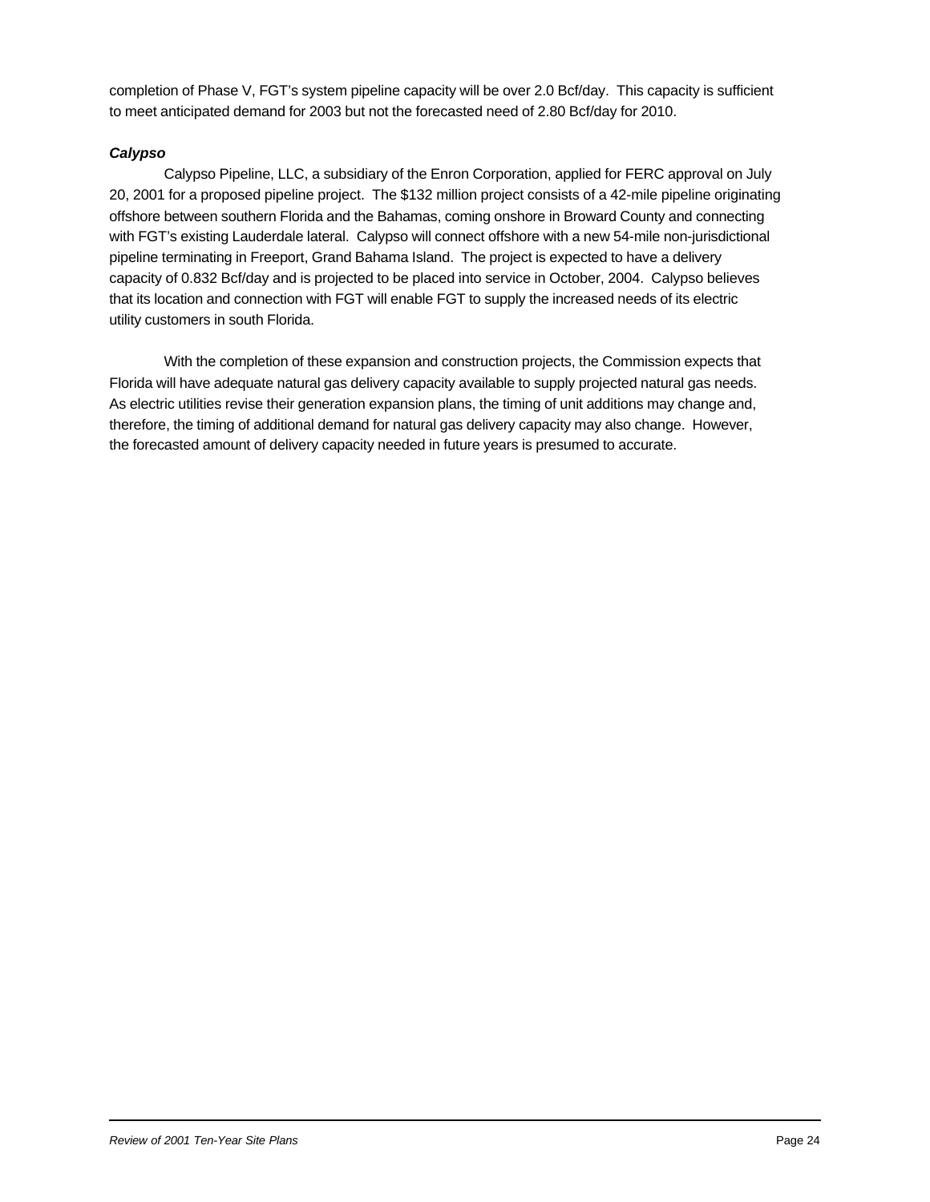completion of Phase V, FGT's system pipeline capacity will be over 2.0 Bcf/day. This capacity is sufficient to meet anticipated demand for 2003 but not the forecasted need of 2.80 Bcf/day for 2010.

### *Calypso*

Calypso Pipeline, LLC, a subsidiary of the Enron Corporation, applied for FERC approval on July 20, 2001 for a proposed pipeline project. The $132 million project consists of a 42-mile pipeline originating offshore between southern Florida and the Bahamas, coming onshore in Broward County and connecting with FGT's existing Lauderdale lateral. Calypso will connect offshore with a new 54-mile non-jurisdictional pipeline terminating in Freeport, Grand Bahama Island. The project is expected to have a delivery capacity of 0.832 Bcf/day and is projected to be placed into service in October, 2004. Calypso believes that its location and connection with FGT will enable FGT to supply the increased needs of its electric utility customers in south Florida.

With the completion of these expansion and construction projects, the Commission expects that Florida will have adequate natural gas delivery capacity available to supply projected natural gas needs. As electric utilities revise their generation expansion plans, the timing of unit additions may change and, therefore, the timing of additional demand for natural gas delivery capacity may also change. However, the forecasted amount of delivery capacity needed in future years is presumed to accurate.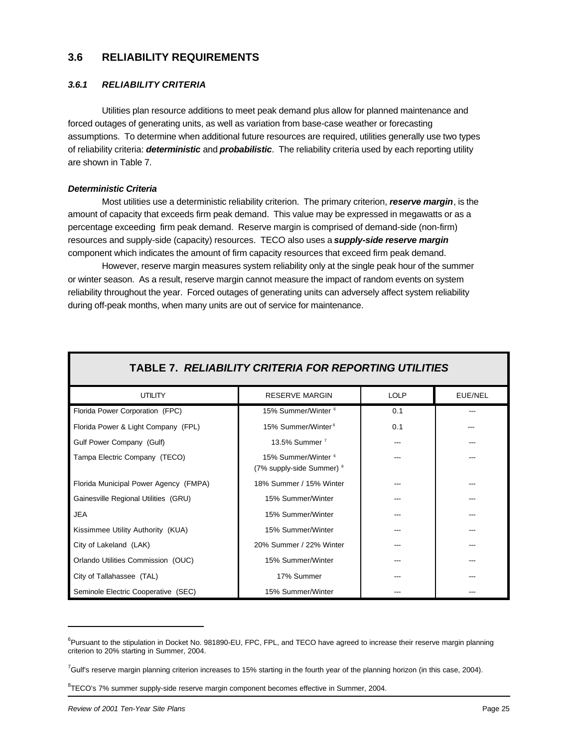## 3.6 RELIABILITY REQUIREMENTS

### *3.6.1 RELIABILITY CRITERIA*

Utilities plan resource additions to meet peak demand plus allow for planned maintenance and forced outages of generating units, as well as variation from base-case weather or forecasting assumptions. To determine when additional future resources are required, utilities generally use two types of reliability criteria: ***deterministic*** and ***probabilistic***. The reliability criteria used by each reporting utility are shown in Table 7.

***Deterministic Criteria***

Most utilities use a deterministic reliability criterion. The primary criterion, ***reserve margin***, is the amount of capacity that exceeds firm peak demand. This value may be expressed in megawatts or as a percentage exceeding firm peak demand. Reserve margin is comprised of demand-side (non-firm) resources and supply-side (capacity) resources. TECO also uses a ***supply-side reserve margin*** component which indicates the amount of firm capacity resources that exceed firm peak demand.

However, reserve margin measures system reliability only at the single peak hour of the summer or winter season. As a result, reserve margin cannot measure the impact of random events on system reliability throughout the year. Forced outages of generating units can adversely affect system reliability during off-peak months, when many units are out of service for maintenance.

**TABLE 7. *RELIABILITY CRITERIA FOR REPORTING UTILITIES***

| UTILITY | RESERVE MARGIN | LOLP | EUE/NEL |
|---|---|---|---|
| Florida Power Corporation (FPC) | 15% Summer/Winter [6] | 0.1 | --- |
| Florida Power & Light Company (FPL) | 15% Summer/Winter [6] | 0.1 | --- |
| Gulf Power Company (Gulf) | 13.5% Summer [7] | --- | --- |
| Tampa Electric Company (TECO) | 15% Summer/Winter [6] (7% supply-side Summer) [8] | --- | --- |
| Florida Municipal Power Agency (FMPA) | 18% Summer / 15% Winter | --- | --- |
| Gainesville Regional Utilities (GRU) | 15% Summer/Winter | --- | --- |
| JEA | 15% Summer/Winter | --- | --- |
| Kissimmee Utility Authority (KUA) | 15% Summer/Winter | --- | --- |
| City of Lakeland (LAK) | 20% Summer / 22% Winter | --- | --- |
| Orlando Utilities Commission (OUC) | 15% Summer/Winter | --- | --- |
| City of Tallahassee (TAL) | 17% Summer | --- | --- |
| Seminole Electric Cooperative (SEC) | 15% Summer/Winter | --- | --- |

[6] Pursuant to the stipulation in Docket No. 981890-EU, FPC, FPL, and TECO have agreed to increase their reserve margin planning criterion to 20% starting in Summer, 2004.

[7] Gulf's reserve margin planning criterion increases to 15% starting in the fourth year of the planning horizon (in this case, 2004).

[8] TECO's 7% summer supply-side reserve margin component becomes effective in Summer, 2004.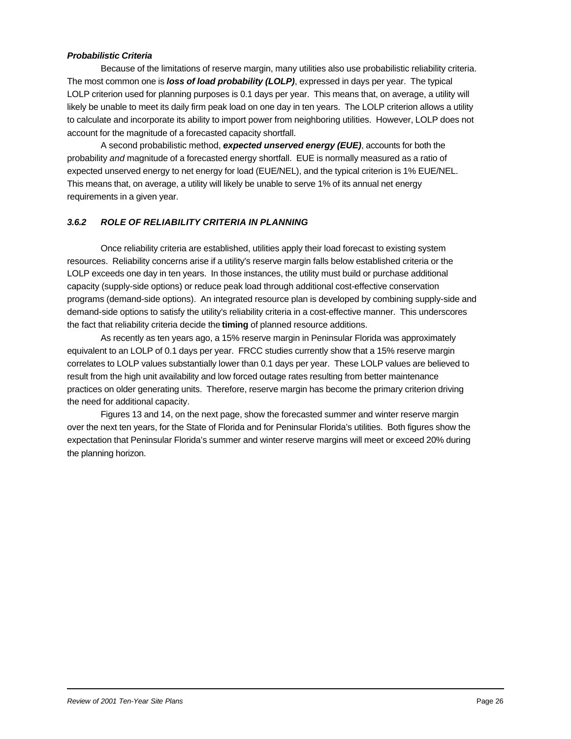***Probabilistic Criteria***

Because of the limitations of reserve margin, many utilities also use probabilistic reliability criteria. The most common one is ***loss of load probability (LOLP)***, expressed in days per year. The typical LOLP criterion used for planning purposes is 0.1 days per year. This means that, on average, a utility will likely be unable to meet its daily firm peak load on one day in ten years. The LOLP criterion allows a utility to calculate and incorporate its ability to import power from neighboring utilities. However, LOLP does not account for the magnitude of a forecasted capacity shortfall.

A second probabilistic method, ***expected unserved energy (EUE)***, accounts for both the probability *and* magnitude of a forecasted energy shortfall. EUE is normally measured as a ratio of expected unserved energy to net energy for load (EUE/NEL), and the typical criterion is 1% EUE/NEL. This means that, on average, a utility will likely be unable to serve 1% of its annual net energy requirements in a given year.

### *3.6.2 ROLE OF RELIABILITY CRITERIA IN PLANNING*

Once reliability criteria are established, utilities apply their load forecast to existing system resources. Reliability concerns arise if a utility's reserve margin falls below established criteria or the LOLP exceeds one day in ten years. In those instances, the utility must build or purchase additional capacity (supply-side options) or reduce peak load through additional cost-effective conservation programs (demand-side options). An integrated resource plan is developed by combining supply-side and demand-side options to satisfy the utility's reliability criteria in a cost-effective manner. This underscores the fact that reliability criteria decide the **timing** of planned resource additions.

As recently as ten years ago, a 15% reserve margin in Peninsular Florida was approximately equivalent to an LOLP of 0.1 days per year. FRCC studies currently show that a 15% reserve margin correlates to LOLP values substantially lower than 0.1 days per year. These LOLP values are believed to result from the high unit availability and low forced outage rates resulting from better maintenance practices on older generating units. Therefore, reserve margin has become the primary criterion driving the need for additional capacity.

Figures 13 and 14, on the next page, show the forecasted summer and winter reserve margin over the next ten years, for the State of Florida and for Peninsular Florida's utilities. Both figures show the expectation that Peninsular Florida's summer and winter reserve margins will meet or exceed 20% during the planning horizon.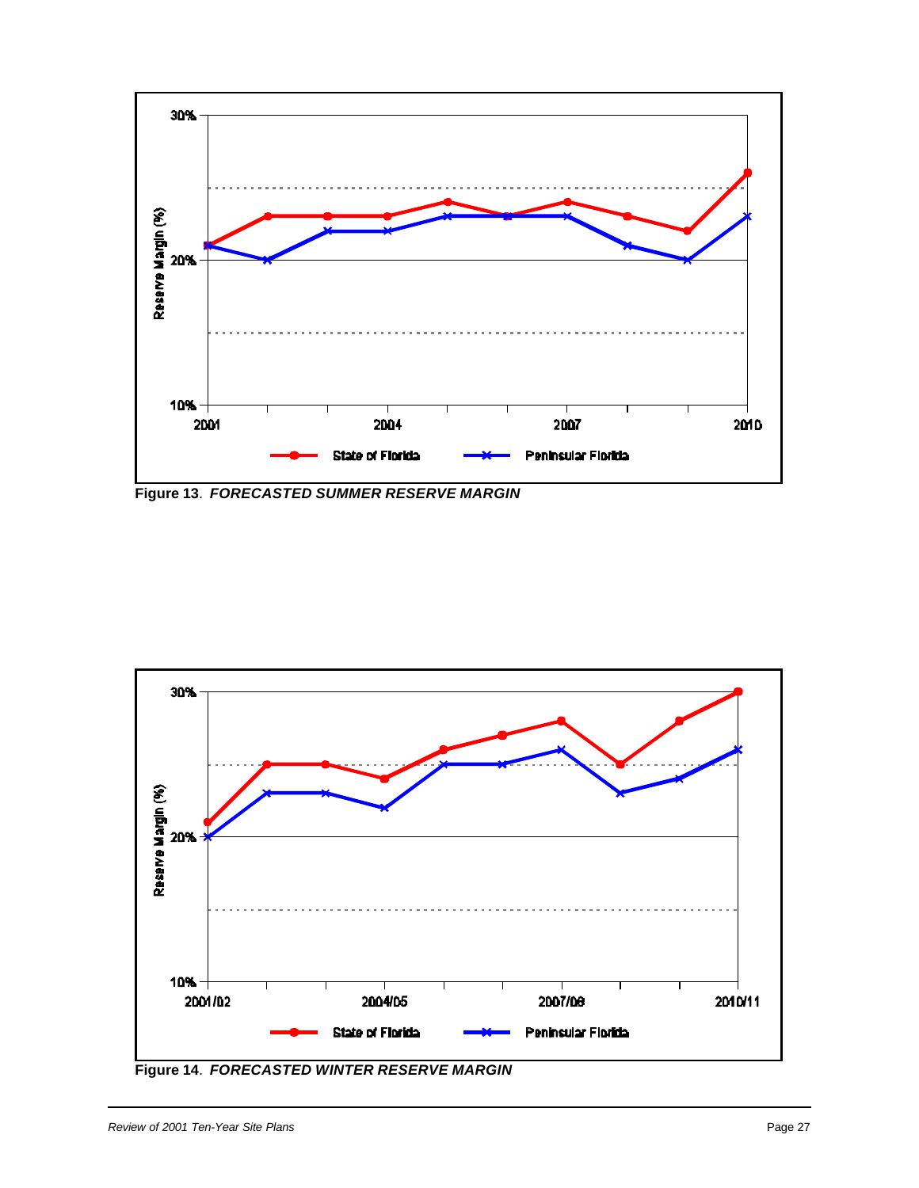Figure 13. *FORECASTED SUMMER RESERVE MARGIN*

Figure 14. *FORECASTED WINTER RESERVE MARGIN*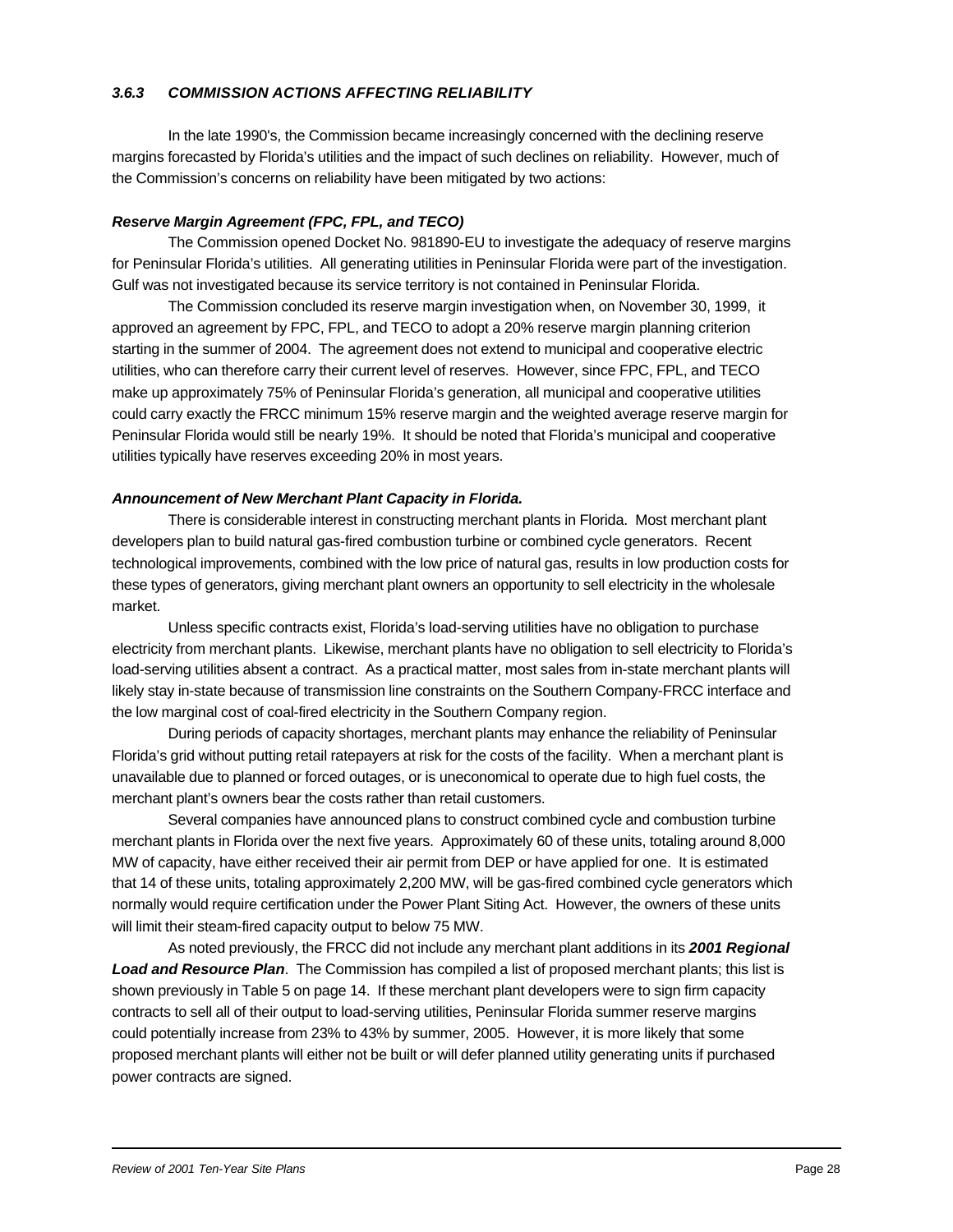### *3.6.3 COMMISSION ACTIONS AFFECTING RELIABILITY*

In the late 1990's, the Commission became increasingly concerned with the declining reserve margins forecasted by Florida's utilities and the impact of such declines on reliability. However, much of the Commission's concerns on reliability have been mitigated by two actions:

***Reserve Margin Agreement (FPC, FPL, and TECO)***

The Commission opened Docket No. 981890-EU to investigate the adequacy of reserve margins for Peninsular Florida's utilities. All generating utilities in Peninsular Florida were part of the investigation. Gulf was not investigated because its service territory is not contained in Peninsular Florida.

The Commission concluded its reserve margin investigation when, on November 30, 1999, it approved an agreement by FPC, FPL, and TECO to adopt a 20% reserve margin planning criterion starting in the summer of 2004. The agreement does not extend to municipal and cooperative electric utilities, who can therefore carry their current level of reserves. However, since FPC, FPL, and TECO make up approximately 75% of Peninsular Florida's generation, all municipal and cooperative utilities could carry exactly the FRCC minimum 15% reserve margin and the weighted average reserve margin for Peninsular Florida would still be nearly 19%. It should be noted that Florida's municipal and cooperative utilities typically have reserves exceeding 20% in most years.

***Announcement of New Merchant Plant Capacity in Florida.***

There is considerable interest in constructing merchant plants in Florida. Most merchant plant developers plan to build natural gas-fired combustion turbine or combined cycle generators. Recent technological improvements, combined with the low price of natural gas, results in low production costs for these types of generators, giving merchant plant owners an opportunity to sell electricity in the wholesale market.

Unless specific contracts exist, Florida's load-serving utilities have no obligation to purchase electricity from merchant plants. Likewise, merchant plants have no obligation to sell electricity to Florida's load-serving utilities absent a contract. As a practical matter, most sales from in-state merchant plants will likely stay in-state because of transmission line constraints on the Southern Company-FRCC interface and the low marginal cost of coal-fired electricity in the Southern Company region.

During periods of capacity shortages, merchant plants may enhance the reliability of Peninsular Florida's grid without putting retail ratepayers at risk for the costs of the facility. When a merchant plant is unavailable due to planned or forced outages, or is uneconomical to operate due to high fuel costs, the merchant plant's owners bear the costs rather than retail customers.

Several companies have announced plans to construct combined cycle and combustion turbine merchant plants in Florida over the next five years. Approximately 60 of these units, totaling around 8,000 MW of capacity, have either received their air permit from DEP or have applied for one. It is estimated that 14 of these units, totaling approximately 2,200 MW, will be gas-fired combined cycle generators which normally would require certification under the Power Plant Siting Act. However, the owners of these units will limit their steam-fired capacity output to below 75 MW.

As noted previously, the FRCC did not include any merchant plant additions in its ***2001 Regional Load and Resource Plan***. The Commission has compiled a list of proposed merchant plants; this list is shown previously in Table 5 on page 14. If these merchant plant developers were to sign firm capacity contracts to sell all of their output to load-serving utilities, Peninsular Florida summer reserve margins could potentially increase from 23% to 43% by summer, 2005. However, it is more likely that some proposed merchant plants will either not be built or will defer planned utility generating units if purchased power contracts are signed.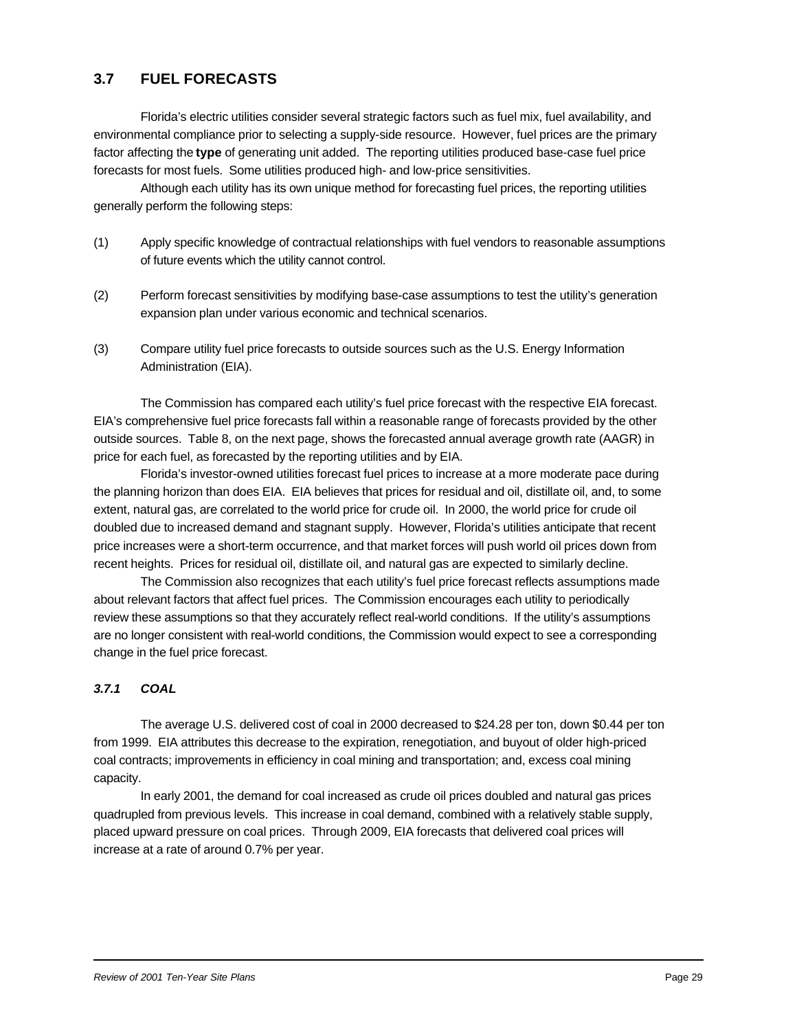## 3.7 FUEL FORECASTS

Florida's electric utilities consider several strategic factors such as fuel mix, fuel availability, and environmental compliance prior to selecting a supply-side resource. However, fuel prices are the primary factor affecting the **type** of generating unit added. The reporting utilities produced base-case fuel price forecasts for most fuels. Some utilities produced high- and low-price sensitivities.

Although each utility has its own unique method for forecasting fuel prices, the reporting utilities generally perform the following steps:

(1) Apply specific knowledge of contractual relationships with fuel vendors to reasonable assumptions of future events which the utility cannot control.

(2) Perform forecast sensitivities by modifying base-case assumptions to test the utility's generation expansion plan under various economic and technical scenarios.

(3) Compare utility fuel price forecasts to outside sources such as the U.S. Energy Information Administration (EIA).

The Commission has compared each utility's fuel price forecast with the respective EIA forecast. EIA's comprehensive fuel price forecasts fall within a reasonable range of forecasts provided by the other outside sources. Table 8, on the next page, shows the forecasted annual average growth rate (AAGR) in price for each fuel, as forecasted by the reporting utilities and by EIA.

Florida's investor-owned utilities forecast fuel prices to increase at a more moderate pace during the planning horizon than does EIA. EIA believes that prices for residual and oil, distillate oil, and, to some extent, natural gas, are correlated to the world price for crude oil. In 2000, the world price for crude oil doubled due to increased demand and stagnant supply. However, Florida's utilities anticipate that recent price increases were a short-term occurrence, and that market forces will push world oil prices down from recent heights. Prices for residual oil, distillate oil, and natural gas are expected to similarly decline.

The Commission also recognizes that each utility's fuel price forecast reflects assumptions made about relevant factors that affect fuel prices. The Commission encourages each utility to periodically review these assumptions so that they accurately reflect real-world conditions. If the utility's assumptions are no longer consistent with real-world conditions, the Commission would expect to see a corresponding change in the fuel price forecast.

### *3.7.1 COAL*

The average U.S. delivered cost of coal in 2000 decreased to $24.28 per ton, down $0.44 per ton from 1999. EIA attributes this decrease to the expiration, renegotiation, and buyout of older high-priced coal contracts; improvements in efficiency in coal mining and transportation; and, excess coal mining capacity.

In early 2001, the demand for coal increased as crude oil prices doubled and natural gas prices quadrupled from previous levels. This increase in coal demand, combined with a relatively stable supply, placed upward pressure on coal prices. Through 2009, EIA forecasts that delivered coal prices will increase at a rate of around 0.7% per year.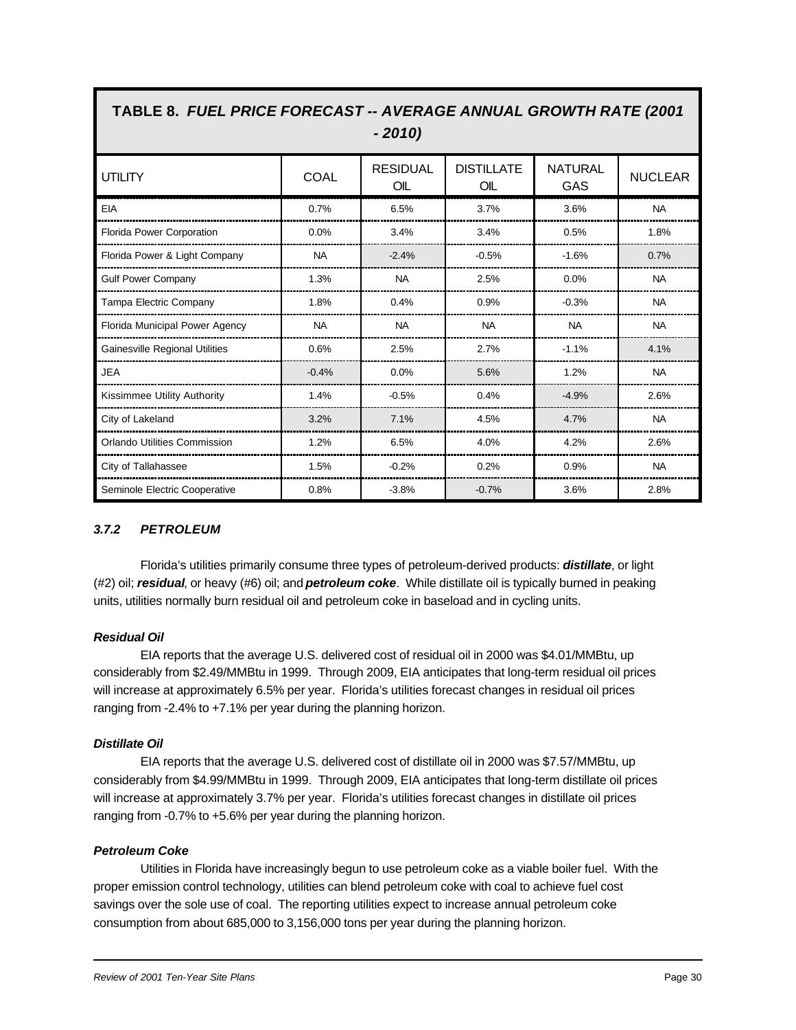**TABLE 8. *FUEL PRICE FORECAST -- AVERAGE ANNUAL GROWTH RATE (2001 - 2010)***

| UTILITY | COAL | RESIDUAL OIL | DISTILLATE OIL | NATURAL GAS | NUCLEAR |
|---|---|---|---|---|---|
| EIA | 0.7% | 6.5% | 3.7% | 3.6% | NA |
| Florida Power Corporation | 0.0% | 3.4% | 3.4% | 0.5% | 1.8% |
| Florida Power & Light Company | NA | -2.4% | -0.5% | -1.6% | 0.7% |
| Gulf Power Company | 1.3% | NA | 2.5% | 0.0% | NA |
| Tampa Electric Company | 1.8% | 0.4% | 0.9% | -0.3% | NA |
| Florida Municipal Power Agency | NA | NA | NA | NA | NA |
| Gainesville Regional Utilities | 0.6% | 2.5% | 2.7% | -1.1% | 4.1% |
| JEA | -0.4% | 0.0% | 5.6% | 1.2% | NA |
| Kissimmee Utility Authority | 1.4% | -0.5% | 0.4% | -4.9% | 2.6% |
| City of Lakeland | 3.2% | 7.1% | 4.5% | 4.7% | NA |
| Orlando Utilities Commission | 1.2% | 6.5% | 4.0% | 4.2% | 2.6% |
| City of Tallahassee | 1.5% | -0.2% | 0.2% | 0.9% | NA |
| Seminole Electric Cooperative | 0.8% | -3.8% | -0.7% | 3.6% | 2.8% |

### *3.7.2 PETROLEUM*

Florida's utilities primarily consume three types of petroleum-derived products: ***distillate***, or light (#2) oil; ***residual***, or heavy (#6) oil; and ***petroleum coke***. While distillate oil is typically burned in peaking units, utilities normally burn residual oil and petroleum coke in baseload and in cycling units.

#### *Residual Oil*

EIA reports that the average U.S. delivered cost of residual oil in 2000 was $4.01/MMBtu, up considerably from $2.49/MMBtu in 1999. Through 2009, EIA anticipates that long-term residual oil prices will increase at approximately 6.5% per year. Florida's utilities forecast changes in residual oil prices ranging from -2.4% to +7.1% per year during the planning horizon.

#### *Distillate Oil*

EIA reports that the average U.S. delivered cost of distillate oil in 2000 was $7.57/MMBtu, up considerably from $4.99/MMBtu in 1999. Through 2009, EIA anticipates that long-term distillate oil prices will increase at approximately 3.7% per year. Florida's utilities forecast changes in distillate oil prices ranging from -0.7% to +5.6% per year during the planning horizon.

#### *Petroleum Coke*

Utilities in Florida have increasingly begun to use petroleum coke as a viable boiler fuel. With the proper emission control technology, utilities can blend petroleum coke with coal to achieve fuel cost savings over the sole use of coal. The reporting utilities expect to increase annual petroleum coke consumption from about 685,000 to 3,156,000 tons per year during the planning horizon.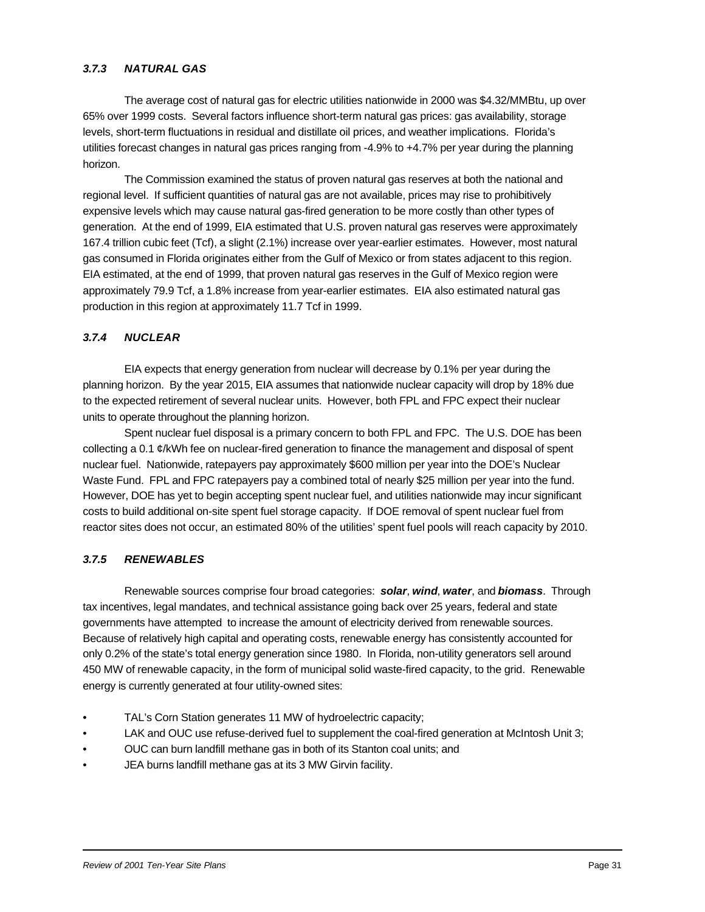### *3.7.3 NATURAL GAS*

The average cost of natural gas for electric utilities nationwide in 2000 was $4.32/MMBtu, up over 65% over 1999 costs. Several factors influence short-term natural gas prices: gas availability, storage levels, short-term fluctuations in residual and distillate oil prices, and weather implications. Florida's utilities forecast changes in natural gas prices ranging from -4.9% to +4.7% per year during the planning horizon.

The Commission examined the status of proven natural gas reserves at both the national and regional level. If sufficient quantities of natural gas are not available, prices may rise to prohibitively expensive levels which may cause natural gas-fired generation to be more costly than other types of generation. At the end of 1999, EIA estimated that U.S. proven natural gas reserves were approximately 167.4 trillion cubic feet (Tcf), a slight (2.1%) increase over year-earlier estimates. However, most natural gas consumed in Florida originates either from the Gulf of Mexico or from states adjacent to this region. EIA estimated, at the end of 1999, that proven natural gas reserves in the Gulf of Mexico region were approximately 79.9 Tcf, a 1.8% increase from year-earlier estimates. EIA also estimated natural gas production in this region at approximately 11.7 Tcf in 1999.

### *3.7.4 NUCLEAR*

EIA expects that energy generation from nuclear will decrease by 0.1% per year during the planning horizon. By the year 2015, EIA assumes that nationwide nuclear capacity will drop by 18% due to the expected retirement of several nuclear units. However, both FPL and FPC expect their nuclear units to operate throughout the planning horizon.

Spent nuclear fuel disposal is a primary concern to both FPL and FPC. The U.S. DOE has been collecting a 0.1 ¢/kWh fee on nuclear-fired generation to finance the management and disposal of spent nuclear fuel. Nationwide, ratepayers pay approximately $600 million per year into the DOE's Nuclear Waste Fund. FPL and FPC ratepayers pay a combined total of nearly $25 million per year into the fund. However, DOE has yet to begin accepting spent nuclear fuel, and utilities nationwide may incur significant costs to build additional on-site spent fuel storage capacity. If DOE removal of spent nuclear fuel from reactor sites does not occur, an estimated 80% of the utilities' spent fuel pools will reach capacity by 2010.

### *3.7.5 RENEWABLES*

Renewable sources comprise four broad categories: ***solar***, ***wind***, ***water***, and ***biomass***. Through tax incentives, legal mandates, and technical assistance going back over 25 years, federal and state governments have attempted to increase the amount of electricity derived from renewable sources. Because of relatively high capital and operating costs, renewable energy has consistently accounted for only 0.2% of the state's total energy generation since 1980. In Florida, non-utility generators sell around 450 MW of renewable capacity, in the form of municipal solid waste-fired capacity, to the grid. Renewable energy is currently generated at four utility-owned sites:

- TAL's Corn Station generates 11 MW of hydroelectric capacity;
- LAK and OUC use refuse-derived fuel to supplement the coal-fired generation at McIntosh Unit 3;
- OUC can burn landfill methane gas in both of its Stanton coal units; and
- JEA burns landfill methane gas at its 3 MW Girvin facility.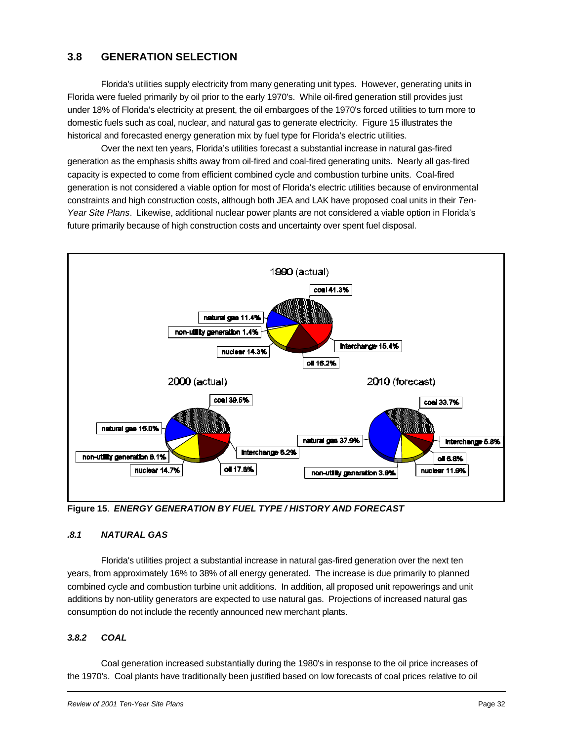## 3.8 GENERATION SELECTION

Florida's utilities supply electricity from many generating unit types. However, generating units in Florida were fueled primarily by oil prior to the early 1970's. While oil-fired generation still provides just under 18% of Florida's electricity at present, the oil embargoes of the 1970's forced utilities to turn more to domestic fuels such as coal, nuclear, and natural gas to generate electricity. Figure 15 illustrates the historical and forecasted energy generation mix by fuel type for Florida's electric utilities.

Over the next ten years, Florida's utilities forecast a substantial increase in natural gas-fired generation as the emphasis shifts away from oil-fired and coal-fired generating units. Nearly all gas-fired capacity is expected to come from efficient combined cycle and combustion turbine units. Coal-fired generation is not considered a viable option for most of Florida's electric utilities because of environmental constraints and high construction costs, although both JEA and LAK have proposed coal units in their *Ten-Year Site Plans*. Likewise, additional nuclear power plants are not considered a viable option in Florida's future primarily because of high construction costs and uncertainty over spent fuel disposal.

1990 (actual): coal 41.3%, interchange 15.4%, oil 16.2%, nuclear 14.3%, non-utility generation 1.4%, natural gas 11.4%

2000 (actual): coal 39.5%, interchange 6.2%, oil 17.6%, nuclear 14.7%, non-utility generation 6.1%, natural gas 16.0%

2010 (forecast): coal 33.7%, interchange 5.8%, oil 6.8%, nuclear 11.9%, non-utility generation 3.9%, natural gas 37.9%

**Figure 15**. ***ENERGY GENERATION BY FUEL TYPE / HISTORY AND FORECAST***

### *.8.1 NATURAL GAS*

Florida's utilities project a substantial increase in natural gas-fired generation over the next ten years, from approximately 16% to 38% of all energy generated. The increase is due primarily to planned combined cycle and combustion turbine unit additions. In addition, all proposed unit repowerings and unit additions by non-utility generators are expected to use natural gas. Projections of increased natural gas consumption do not include the recently announced new merchant plants.

### *3.8.2 COAL*

Coal generation increased substantially during the 1980's in response to the oil price increases of the 1970's. Coal plants have traditionally been justified based on low forecasts of coal prices relative to oil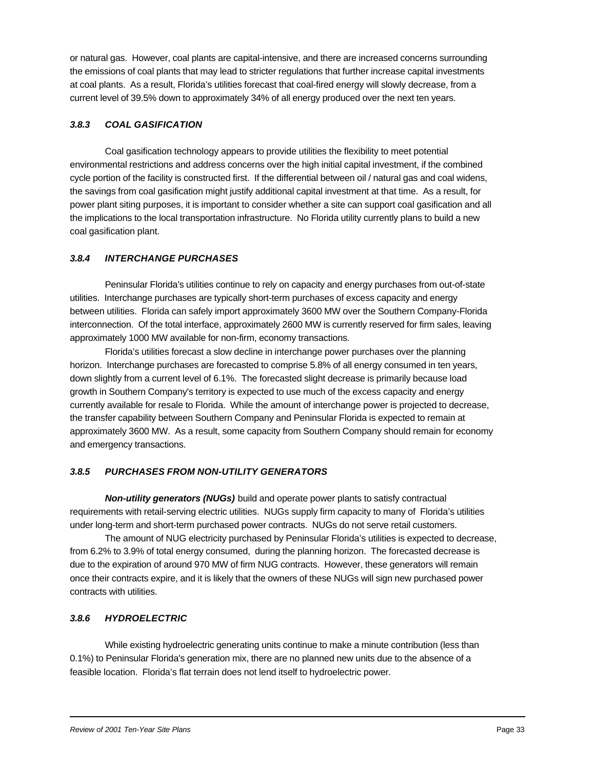or natural gas. However, coal plants are capital-intensive, and there are increased concerns surrounding the emissions of coal plants that may lead to stricter regulations that further increase capital investments at coal plants. As a result, Florida's utilities forecast that coal-fired energy will slowly decrease, from a current level of 39.5% down to approximately 34% of all energy produced over the next ten years.

### *3.8.3 COAL GASIFICATION*

Coal gasification technology appears to provide utilities the flexibility to meet potential environmental restrictions and address concerns over the high initial capital investment, if the combined cycle portion of the facility is constructed first. If the differential between oil / natural gas and coal widens, the savings from coal gasification might justify additional capital investment at that time. As a result, for power plant siting purposes, it is important to consider whether a site can support coal gasification and all the implications to the local transportation infrastructure. No Florida utility currently plans to build a new coal gasification plant.

### *3.8.4 INTERCHANGE PURCHASES*

Peninsular Florida's utilities continue to rely on capacity and energy purchases from out-of-state utilities. Interchange purchases are typically short-term purchases of excess capacity and energy between utilities. Florida can safely import approximately 3600 MW over the Southern Company-Florida interconnection. Of the total interface, approximately 2600 MW is currently reserved for firm sales, leaving approximately 1000 MW available for non-firm, economy transactions.

Florida's utilities forecast a slow decline in interchange power purchases over the planning horizon. Interchange purchases are forecasted to comprise 5.8% of all energy consumed in ten years, down slightly from a current level of 6.1%. The forecasted slight decrease is primarily because load growth in Southern Company's territory is expected to use much of the excess capacity and energy currently available for resale to Florida. While the amount of interchange power is projected to decrease, the transfer capability between Southern Company and Peninsular Florida is expected to remain at approximately 3600 MW. As a result, some capacity from Southern Company should remain for economy and emergency transactions.

### *3.8.5 PURCHASES FROM NON-UTILITY GENERATORS*

***Non-utility generators (NUGs)*** build and operate power plants to satisfy contractual requirements with retail-serving electric utilities. NUGs supply firm capacity to many of Florida's utilities under long-term and short-term purchased power contracts. NUGs do not serve retail customers.

The amount of NUG electricity purchased by Peninsular Florida's utilities is expected to decrease, from 6.2% to 3.9% of total energy consumed, during the planning horizon. The forecasted decrease is due to the expiration of around 970 MW of firm NUG contracts. However, these generators will remain once their contracts expire, and it is likely that the owners of these NUGs will sign new purchased power contracts with utilities.

### *3.8.6 HYDROELECTRIC*

While existing hydroelectric generating units continue to make a minute contribution (less than 0.1%) to Peninsular Florida's generation mix, there are no planned new units due to the absence of a feasible location. Florida's flat terrain does not lend itself to hydroelectric power.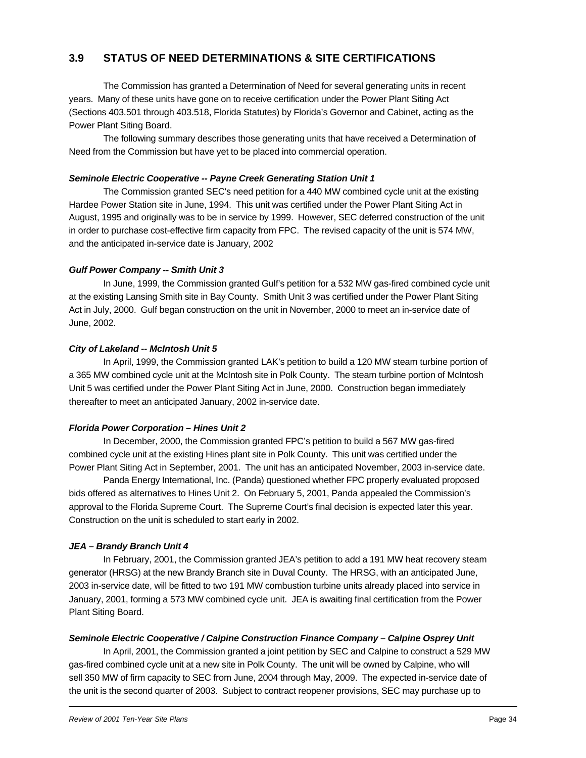## 3.9 STATUS OF NEED DETERMINATIONS & SITE CERTIFICATIONS

The Commission has granted a Determination of Need for several generating units in recent years. Many of these units have gone on to receive certification under the Power Plant Siting Act (Sections 403.501 through 403.518, Florida Statutes) by Florida's Governor and Cabinet, acting as the Power Plant Siting Board.

The following summary describes those generating units that have received a Determination of Need from the Commission but have yet to be placed into commercial operation.

***Seminole Electric Cooperative -- Payne Creek Generating Station Unit 1***

The Commission granted SEC's need petition for a 440 MW combined cycle unit at the existing Hardee Power Station site in June, 1994. This unit was certified under the Power Plant Siting Act in August, 1995 and originally was to be in service by 1999. However, SEC deferred construction of the unit in order to purchase cost-effective firm capacity from FPC. The revised capacity of the unit is 574 MW, and the anticipated in-service date is January, 2002

***Gulf Power Company -- Smith Unit 3***

In June, 1999, the Commission granted Gulf's petition for a 532 MW gas-fired combined cycle unit at the existing Lansing Smith site in Bay County. Smith Unit 3 was certified under the Power Plant Siting Act in July, 2000. Gulf began construction on the unit in November, 2000 to meet an in-service date of June, 2002.

***City of Lakeland -- McIntosh Unit 5***

In April, 1999, the Commission granted LAK's petition to build a 120 MW steam turbine portion of a 365 MW combined cycle unit at the McIntosh site in Polk County. The steam turbine portion of McIntosh Unit 5 was certified under the Power Plant Siting Act in June, 2000. Construction began immediately thereafter to meet an anticipated January, 2002 in-service date.

***Florida Power Corporation – Hines Unit 2***

In December, 2000, the Commission granted FPC's petition to build a 567 MW gas-fired combined cycle unit at the existing Hines plant site in Polk County. This unit was certified under the Power Plant Siting Act in September, 2001. The unit has an anticipated November, 2003 in-service date.

Panda Energy International, Inc. (Panda) questioned whether FPC properly evaluated proposed bids offered as alternatives to Hines Unit 2. On February 5, 2001, Panda appealed the Commission's approval to the Florida Supreme Court. The Supreme Court's final decision is expected later this year. Construction on the unit is scheduled to start early in 2002.

***JEA – Brandy Branch Unit 4***

In February, 2001, the Commission granted JEA's petition to add a 191 MW heat recovery steam generator (HRSG) at the new Brandy Branch site in Duval County. The HRSG, with an anticipated June, 2003 in-service date, will be fitted to two 191 MW combustion turbine units already placed into service in January, 2001, forming a 573 MW combined cycle unit. JEA is awaiting final certification from the Power Plant Siting Board.

***Seminole Electric Cooperative / Calpine Construction Finance Company – Calpine Osprey Unit***

In April, 2001, the Commission granted a joint petition by SEC and Calpine to construct a 529 MW gas-fired combined cycle unit at a new site in Polk County. The unit will be owned by Calpine, who will sell 350 MW of firm capacity to SEC from June, 2004 through May, 2009. The expected in-service date of the unit is the second quarter of 2003. Subject to contract reopener provisions, SEC may purchase up to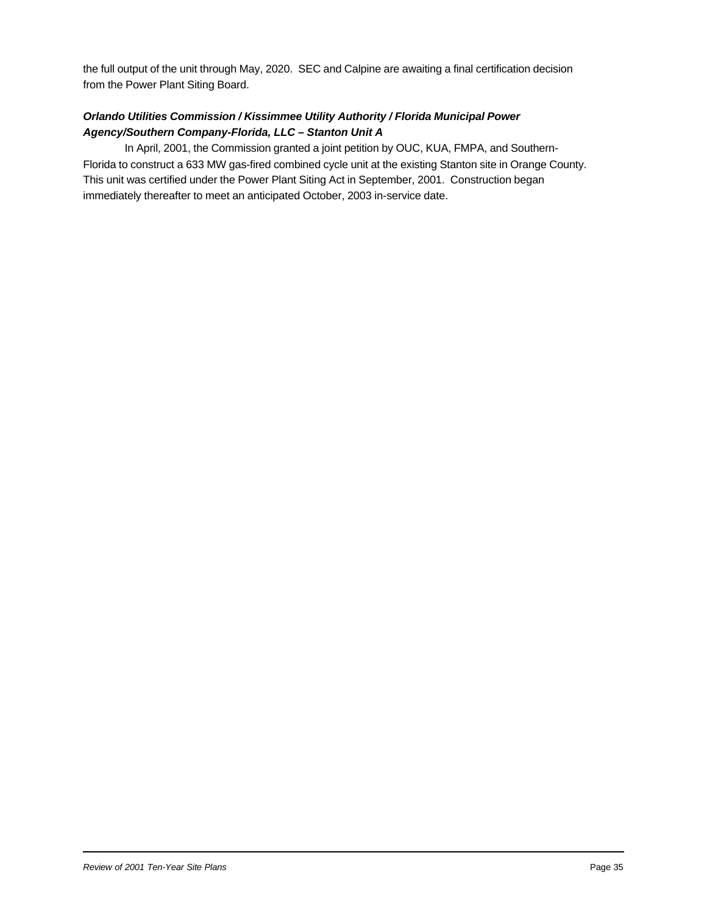the full output of the unit through May, 2020. SEC and Calpine are awaiting a final certification decision from the Power Plant Siting Board.

***Orlando Utilities Commission / Kissimmee Utility Authority / Florida Municipal Power Agency/Southern Company-Florida, LLC – Stanton Unit A***

In April, 2001, the Commission granted a joint petition by OUC, KUA, FMPA, and Southern-Florida to construct a 633 MW gas-fired combined cycle unit at the existing Stanton site in Orange County. This unit was certified under the Power Plant Siting Act in September, 2001. Construction began immediately thereafter to meet an anticipated October, 2003 in-service date.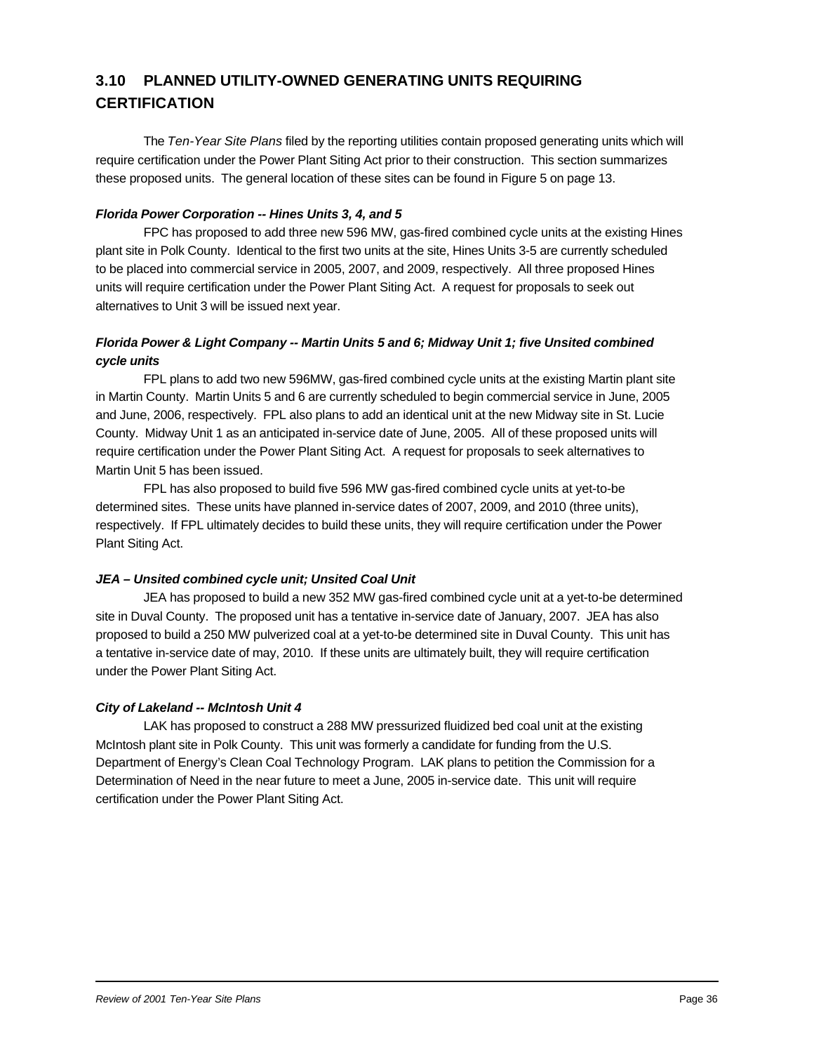## 3.10 PLANNED UTILITY-OWNED GENERATING UNITS REQUIRING CERTIFICATION

The *Ten-Year Site Plans* filed by the reporting utilities contain proposed generating units which will require certification under the Power Plant Siting Act prior to their construction. This section summarizes these proposed units. The general location of these sites can be found in Figure 5 on page 13.

***Florida Power Corporation -- Hines Units 3, 4, and 5***

FPC has proposed to add three new 596 MW, gas-fired combined cycle units at the existing Hines plant site in Polk County. Identical to the first two units at the site, Hines Units 3-5 are currently scheduled to be placed into commercial service in 2005, 2007, and 2009, respectively. All three proposed Hines units will require certification under the Power Plant Siting Act. A request for proposals to seek out alternatives to Unit 3 will be issued next year.

***Florida Power & Light Company -- Martin Units 5 and 6; Midway Unit 1; five Unsited combined cycle units***

FPL plans to add two new 596MW, gas-fired combined cycle units at the existing Martin plant site in Martin County. Martin Units 5 and 6 are currently scheduled to begin commercial service in June, 2005 and June, 2006, respectively. FPL also plans to add an identical unit at the new Midway site in St. Lucie County. Midway Unit 1 as an anticipated in-service date of June, 2005. All of these proposed units will require certification under the Power Plant Siting Act. A request for proposals to seek alternatives to Martin Unit 5 has been issued.

FPL has also proposed to build five 596 MW gas-fired combined cycle units at yet-to-be determined sites. These units have planned in-service dates of 2007, 2009, and 2010 (three units), respectively. If FPL ultimately decides to build these units, they will require certification under the Power Plant Siting Act.

***JEA – Unsited combined cycle unit; Unsited Coal Unit***

JEA has proposed to build a new 352 MW gas-fired combined cycle unit at a yet-to-be determined site in Duval County. The proposed unit has a tentative in-service date of January, 2007. JEA has also proposed to build a 250 MW pulverized coal at a yet-to-be determined site in Duval County. This unit has a tentative in-service date of may, 2010. If these units are ultimately built, they will require certification under the Power Plant Siting Act.

***City of Lakeland -- McIntosh Unit 4***

LAK has proposed to construct a 288 MW pressurized fluidized bed coal unit at the existing McIntosh plant site in Polk County. This unit was formerly a candidate for funding from the U.S. Department of Energy's Clean Coal Technology Program. LAK plans to petition the Commission for a Determination of Need in the near future to meet a June, 2005 in-service date. This unit will require certification under the Power Plant Siting Act.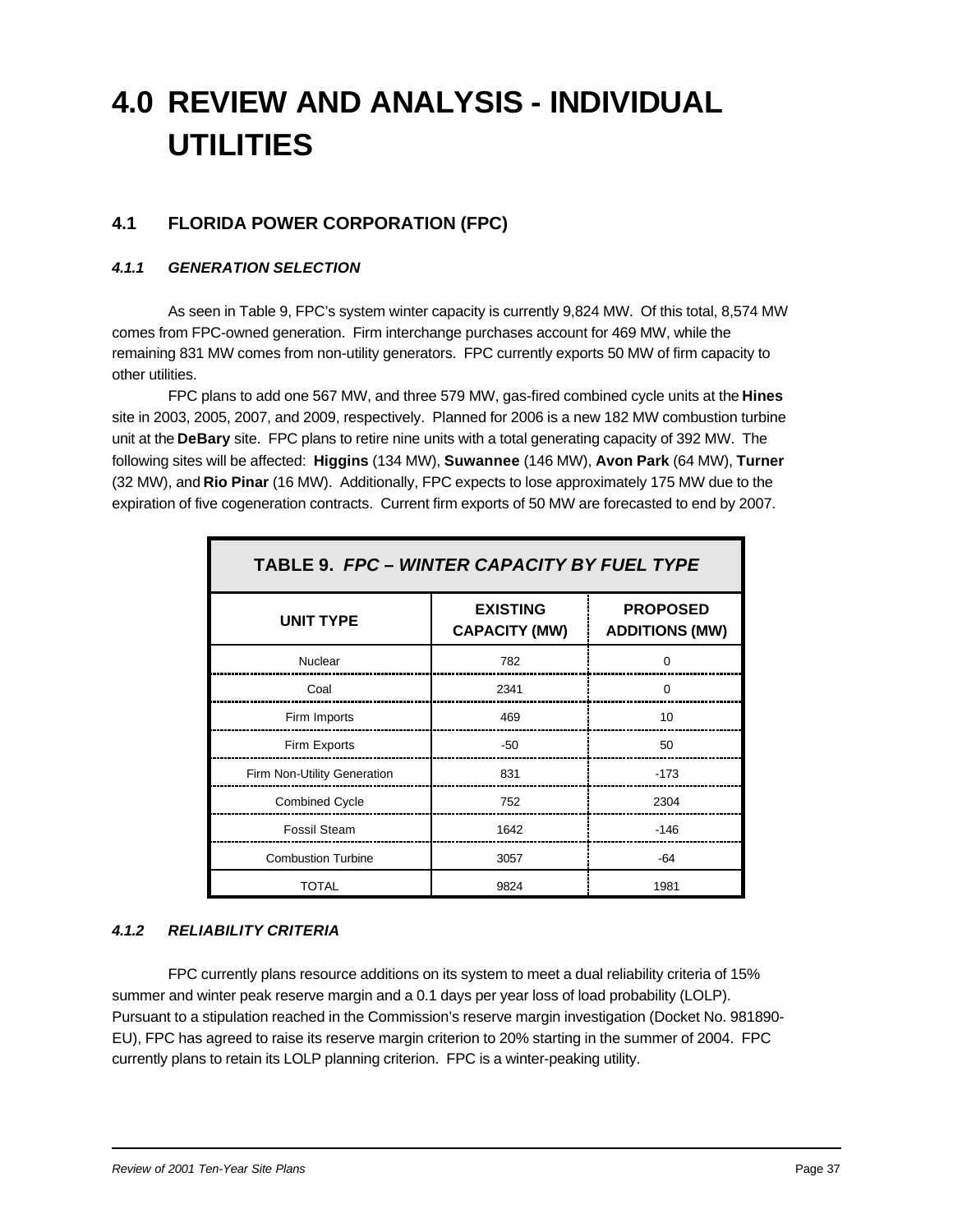# 4.0 REVIEW AND ANALYSIS - INDIVIDUAL UTILITIES

## 4.1 FLORIDA POWER CORPORATION (FPC)

### *4.1.1 GENERATION SELECTION*

As seen in Table 9, FPC's system winter capacity is currently 9,824 MW. Of this total, 8,574 MW comes from FPC-owned generation. Firm interchange purchases account for 469 MW, while the remaining 831 MW comes from non-utility generators. FPC currently exports 50 MW of firm capacity to other utilities.

FPC plans to add one 567 MW, and three 579 MW, gas-fired combined cycle units at the **Hines** site in 2003, 2005, 2007, and 2009, respectively. Planned for 2006 is a new 182 MW combustion turbine unit at the **DeBary** site. FPC plans to retire nine units with a total generating capacity of 392 MW. The following sites will be affected: **Higgins** (134 MW), **Suwannee** (146 MW), **Avon Park** (64 MW), **Turner** (32 MW), and **Rio Pinar** (16 MW). Additionally, FPC expects to lose approximately 175 MW due to the expiration of five cogeneration contracts. Current firm exports of 50 MW are forecasted to end by 2007.

**TABLE 9. *FPC – WINTER CAPACITY BY FUEL TYPE***

| UNIT TYPE | EXISTING CAPACITY (MW) | PROPOSED ADDITIONS (MW) |
|---|---|---|
| Nuclear | 782 | 0 |
| Coal | 2341 | 0 |
| Firm Imports | 469 | 10 |
| Firm Exports | -50 | 50 |
| Firm Non-Utility Generation | 831 | -173 |
| Combined Cycle | 752 | 2304 |
| Fossil Steam | 1642 | -146 |
| Combustion Turbine | 3057 | -64 |
| TOTAL | 9824 | 1981 |

### *4.1.2 RELIABILITY CRITERIA*

FPC currently plans resource additions on its system to meet a dual reliability criteria of 15% summer and winter peak reserve margin and a 0.1 days per year loss of load probability (LOLP). Pursuant to a stipulation reached in the Commission's reserve margin investigation (Docket No. 981890-EU), FPC has agreed to raise its reserve margin criterion to 20% starting in the summer of 2004. FPC currently plans to retain its LOLP planning criterion. FPC is a winter-peaking utility.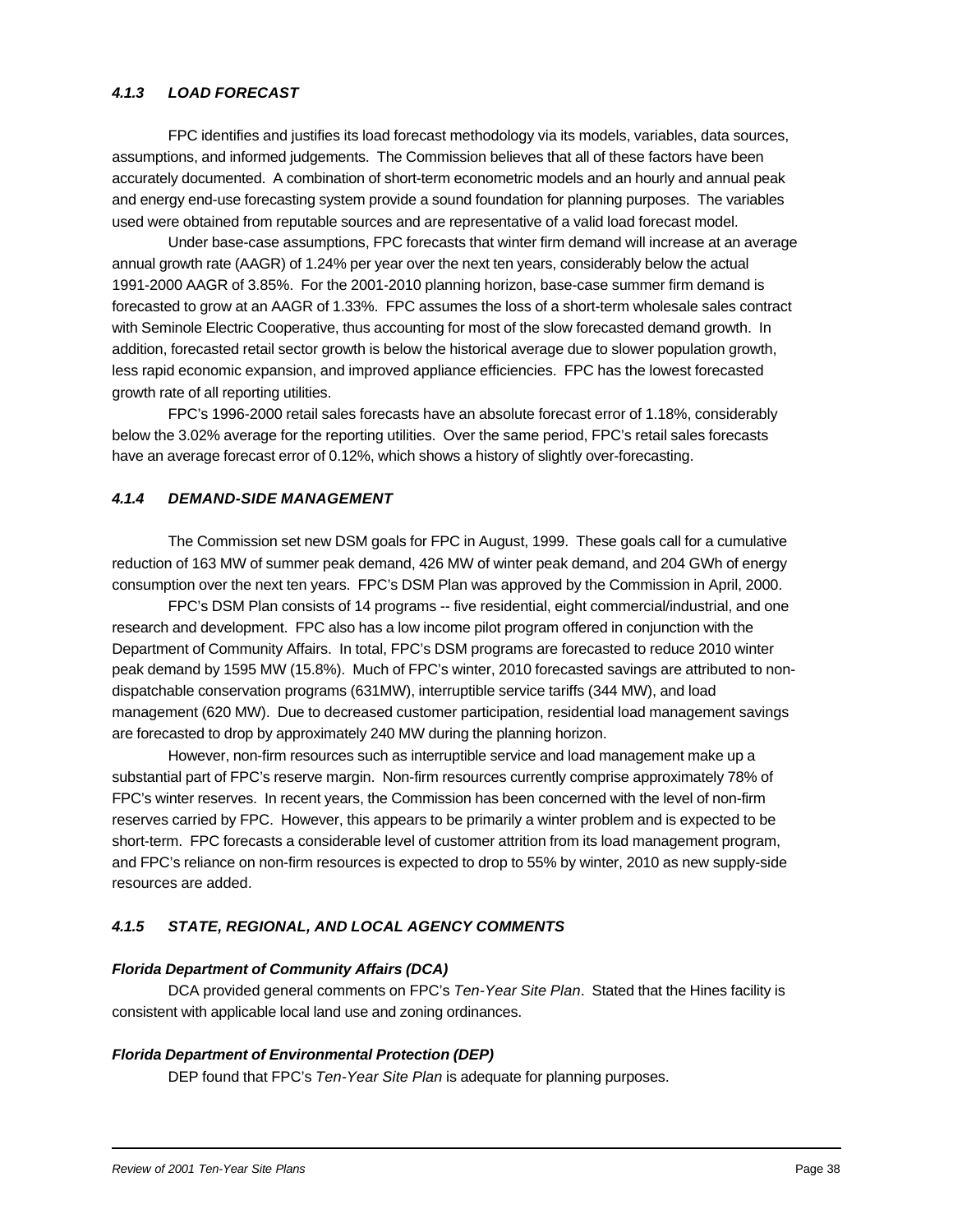### *4.1.3 LOAD FORECAST*

FPC identifies and justifies its load forecast methodology via its models, variables, data sources, assumptions, and informed judgements. The Commission believes that all of these factors have been accurately documented. A combination of short-term econometric models and an hourly and annual peak and energy end-use forecasting system provide a sound foundation for planning purposes. The variables used were obtained from reputable sources and are representative of a valid load forecast model.

Under base-case assumptions, FPC forecasts that winter firm demand will increase at an average annual growth rate (AAGR) of 1.24% per year over the next ten years, considerably below the actual 1991-2000 AAGR of 3.85%. For the 2001-2010 planning horizon, base-case summer firm demand is forecasted to grow at an AAGR of 1.33%. FPC assumes the loss of a short-term wholesale sales contract with Seminole Electric Cooperative, thus accounting for most of the slow forecasted demand growth. In addition, forecasted retail sector growth is below the historical average due to slower population growth, less rapid economic expansion, and improved appliance efficiencies. FPC has the lowest forecasted growth rate of all reporting utilities.

FPC's 1996-2000 retail sales forecasts have an absolute forecast error of 1.18%, considerably below the 3.02% average for the reporting utilities. Over the same period, FPC's retail sales forecasts have an average forecast error of 0.12%, which shows a history of slightly over-forecasting.

### *4.1.4 DEMAND-SIDE MANAGEMENT*

The Commission set new DSM goals for FPC in August, 1999. These goals call for a cumulative reduction of 163 MW of summer peak demand, 426 MW of winter peak demand, and 204 GWh of energy consumption over the next ten years. FPC's DSM Plan was approved by the Commission in April, 2000.

FPC's DSM Plan consists of 14 programs -- five residential, eight commercial/industrial, and one research and development. FPC also has a low income pilot program offered in conjunction with the Department of Community Affairs. In total, FPC's DSM programs are forecasted to reduce 2010 winter peak demand by 1595 MW (15.8%). Much of FPC's winter, 2010 forecasted savings are attributed to non-dispatchable conservation programs (631MW), interruptible service tariffs (344 MW), and load management (620 MW). Due to decreased customer participation, residential load management savings are forecasted to drop by approximately 240 MW during the planning horizon.

However, non-firm resources such as interruptible service and load management make up a substantial part of FPC's reserve margin. Non-firm resources currently comprise approximately 78% of FPC's winter reserves. In recent years, the Commission has been concerned with the level of non-firm reserves carried by FPC. However, this appears to be primarily a winter problem and is expected to be short-term. FPC forecasts a considerable level of customer attrition from its load management program, and FPC's reliance on non-firm resources is expected to drop to 55% by winter, 2010 as new supply-side resources are added.

### *4.1.5 STATE, REGIONAL, AND LOCAL AGENCY COMMENTS*

***Florida Department of Community Affairs (DCA)***

DCA provided general comments on FPC's *Ten-Year Site Plan*. Stated that the Hines facility is consistent with applicable local land use and zoning ordinances.

***Florida Department of Environmental Protection (DEP)***

DEP found that FPC's *Ten-Year Site Plan* is adequate for planning purposes.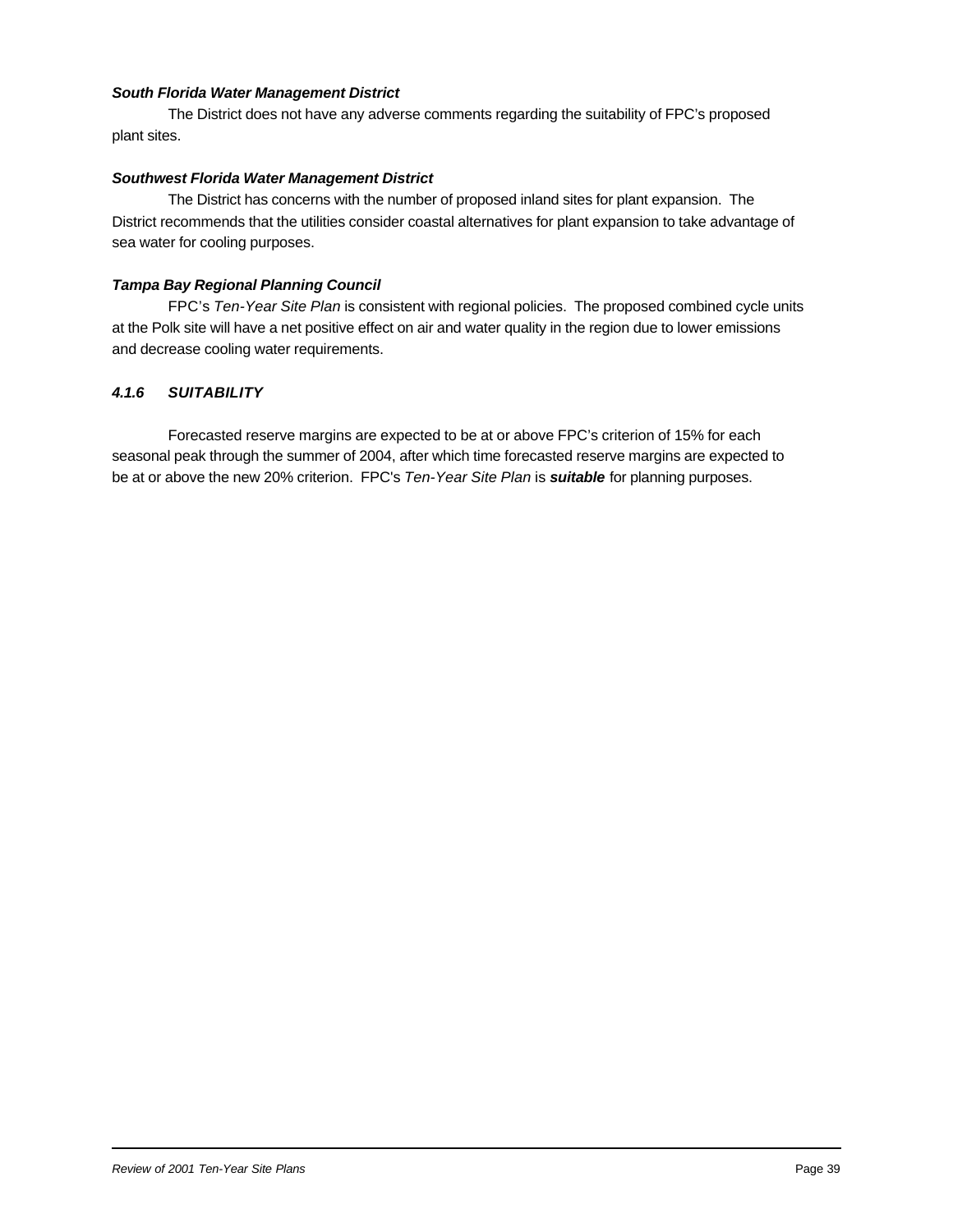***South Florida Water Management District***

The District does not have any adverse comments regarding the suitability of FPC's proposed plant sites.

***Southwest Florida Water Management District***

The District has concerns with the number of proposed inland sites for plant expansion. The District recommends that the utilities consider coastal alternatives for plant expansion to take advantage of sea water for cooling purposes.

***Tampa Bay Regional Planning Council***

FPC's *Ten-Year Site Plan* is consistent with regional policies. The proposed combined cycle units at the Polk site will have a net positive effect on air and water quality in the region due to lower emissions and decrease cooling water requirements.

#### *4.1.6 SUITABILITY*

Forecasted reserve margins are expected to be at or above FPC's criterion of 15% for each seasonal peak through the summer of 2004, after which time forecasted reserve margins are expected to be at or above the new 20% criterion. FPC's *Ten-Year Site Plan* is ***suitable*** for planning purposes.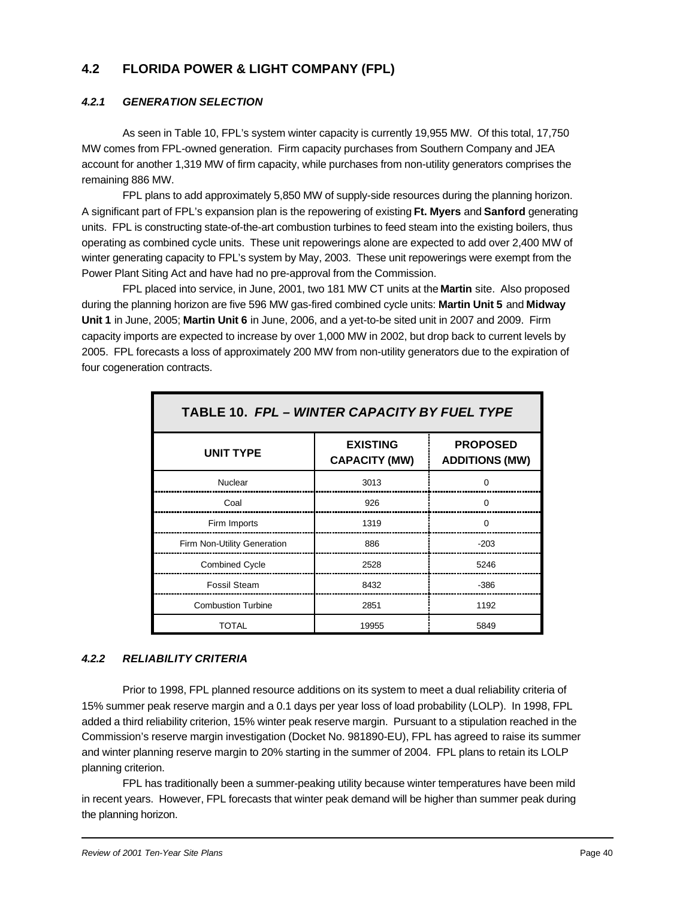## 4.2 FLORIDA POWER & LIGHT COMPANY (FPL)

### *4.2.1 GENERATION SELECTION*

As seen in Table 10, FPL's system winter capacity is currently 19,955 MW. Of this total, 17,750 MW comes from FPL-owned generation. Firm capacity purchases from Southern Company and JEA account for another 1,319 MW of firm capacity, while purchases from non-utility generators comprises the remaining 886 MW.

FPL plans to add approximately 5,850 MW of supply-side resources during the planning horizon. A significant part of FPL's expansion plan is the repowering of existing **Ft. Myers** and **Sanford** generating units. FPL is constructing state-of-the-art combustion turbines to feed steam into the existing boilers, thus operating as combined cycle units. These unit repowerings alone are expected to add over 2,400 MW of winter generating capacity to FPL's system by May, 2003. These unit repowerings were exempt from the Power Plant Siting Act and have had no pre-approval from the Commission.

FPL placed into service, in June, 2001, two 181 MW CT units at the **Martin** site. Also proposed during the planning horizon are five 596 MW gas-fired combined cycle units: **Martin Unit 5** and **Midway Unit 1** in June, 2005; **Martin Unit 6** in June, 2006, and a yet-to-be sited unit in 2007 and 2009. Firm capacity imports are expected to increase by over 1,000 MW in 2002, but drop back to current levels by 2005. FPL forecasts a loss of approximately 200 MW from non-utility generators due to the expiration of four cogeneration contracts.

**TABLE 10. *FPL – WINTER CAPACITY BY FUEL TYPE***

| UNIT TYPE | EXISTING CAPACITY (MW) | PROPOSED ADDITIONS (MW) |
|---|---|---|
| Nuclear | 3013 | 0 |
| Coal | 926 | 0 |
| Firm Imports | 1319 | 0 |
| Firm Non-Utility Generation | 886 | -203 |
| Combined Cycle | 2528 | 5246 |
| Fossil Steam | 8432 | -386 |
| Combustion Turbine | 2851 | 1192 |
| TOTAL | 19955 | 5849 |

### *4.2.2 RELIABILITY CRITERIA*

Prior to 1998, FPL planned resource additions on its system to meet a dual reliability criteria of 15% summer peak reserve margin and a 0.1 days per year loss of load probability (LOLP). In 1998, FPL added a third reliability criterion, 15% winter peak reserve margin. Pursuant to a stipulation reached in the Commission's reserve margin investigation (Docket No. 981890-EU), FPL has agreed to raise its summer and winter planning reserve margin to 20% starting in the summer of 2004. FPL plans to retain its LOLP planning criterion.

FPL has traditionally been a summer-peaking utility because winter temperatures have been mild in recent years. However, FPL forecasts that winter peak demand will be higher than summer peak during the planning horizon.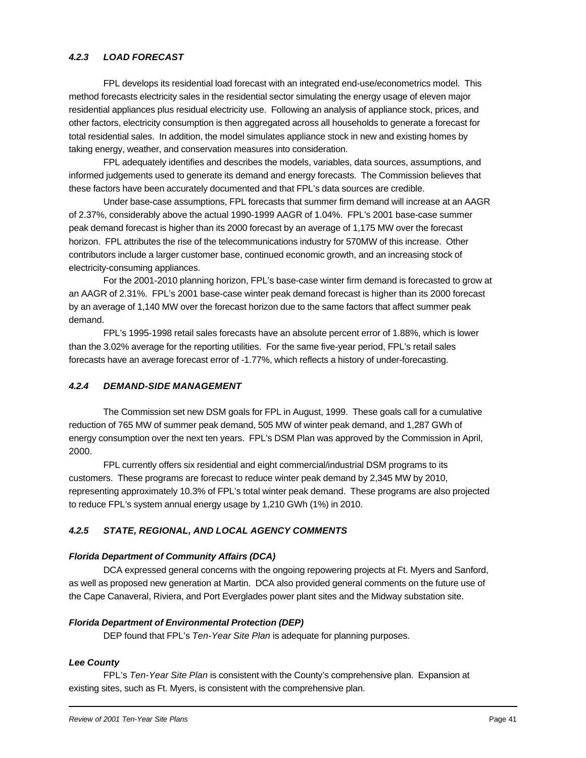### *4.2.3 LOAD FORECAST*

FPL develops its residential load forecast with an integrated end-use/econometrics model. This method forecasts electricity sales in the residential sector simulating the energy usage of eleven major residential appliances plus residual electricity use. Following an analysis of appliance stock, prices, and other factors, electricity consumption is then aggregated across all households to generate a forecast for total residential sales. In addition, the model simulates appliance stock in new and existing homes by taking energy, weather, and conservation measures into consideration.

FPL adequately identifies and describes the models, variables, data sources, assumptions, and informed judgements used to generate its demand and energy forecasts. The Commission believes that these factors have been accurately documented and that FPL's data sources are credible.

Under base-case assumptions, FPL forecasts that summer firm demand will increase at an AAGR of 2.37%, considerably above the actual 1990-1999 AAGR of 1.04%. FPL's 2001 base-case summer peak demand forecast is higher than its 2000 forecast by an average of 1,175 MW over the forecast horizon. FPL attributes the rise of the telecommunications industry for 570MW of this increase. Other contributors include a larger customer base, continued economic growth, and an increasing stock of electricity-consuming appliances.

For the 2001-2010 planning horizon, FPL's base-case winter firm demand is forecasted to grow at an AAGR of 2.31%. FPL's 2001 base-case winter peak demand forecast is higher than its 2000 forecast by an average of 1,140 MW over the forecast horizon due to the same factors that affect summer peak demand.

FPL's 1995-1998 retail sales forecasts have an absolute percent error of 1.88%, which is lower than the 3.02% average for the reporting utilities. For the same five-year period, FPL's retail sales forecasts have an average forecast error of -1.77%, which reflects a history of under-forecasting.

### *4.2.4 DEMAND-SIDE MANAGEMENT*

The Commission set new DSM goals for FPL in August, 1999. These goals call for a cumulative reduction of 765 MW of summer peak demand, 505 MW of winter peak demand, and 1,287 GWh of energy consumption over the next ten years. FPL's DSM Plan was approved by the Commission in April, 2000.

FPL currently offers six residential and eight commercial/industrial DSM programs to its customers. These programs are forecast to reduce winter peak demand by 2,345 MW by 2010, representing approximately 10.3% of FPL's total winter peak demand. These programs are also projected to reduce FPL's system annual energy usage by 1,210 GWh (1%) in 2010.

### *4.2.5 STATE, REGIONAL, AND LOCAL AGENCY COMMENTS*

***Florida Department of Community Affairs (DCA)***

DCA expressed general concerns with the ongoing repowering projects at Ft. Myers and Sanford, as well as proposed new generation at Martin. DCA also provided general comments on the future use of the Cape Canaveral, Riviera, and Port Everglades power plant sites and the Midway substation site.

***Florida Department of Environmental Protection (DEP)***

DEP found that FPL's *Ten-Year Site Plan* is adequate for planning purposes.

***Lee County***

FPL's *Ten-Year Site Plan* is consistent with the County's comprehensive plan. Expansion at existing sites, such as Ft. Myers, is consistent with the comprehensive plan.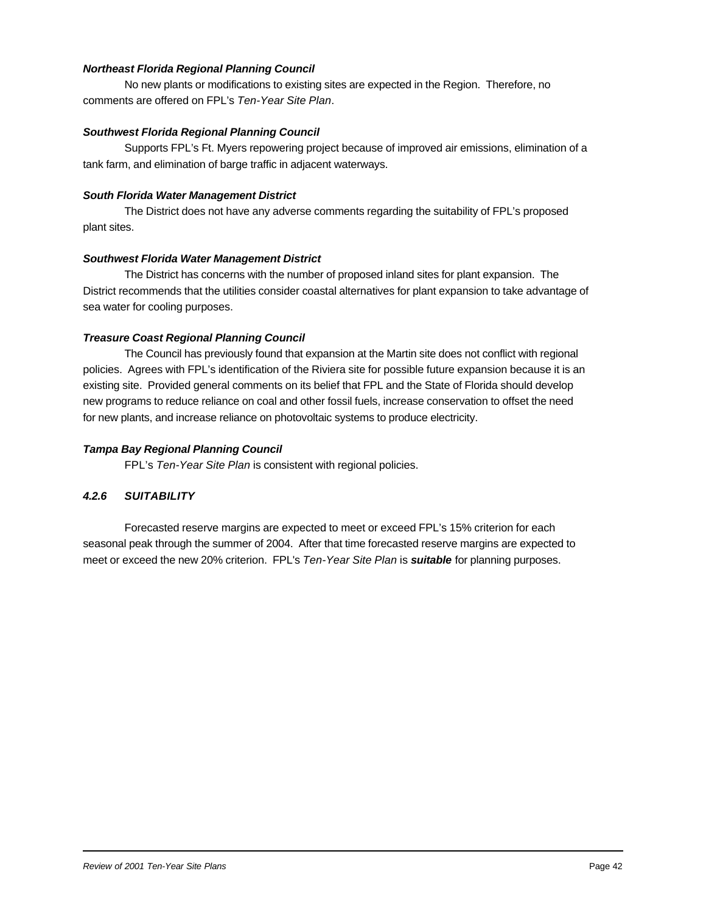***Northeast Florida Regional Planning Council***

No new plants or modifications to existing sites are expected in the Region. Therefore, no comments are offered on FPL's *Ten-Year Site Plan*.

***Southwest Florida Regional Planning Council***

Supports FPL's Ft. Myers repowering project because of improved air emissions, elimination of a tank farm, and elimination of barge traffic in adjacent waterways.

***South Florida Water Management District***

The District does not have any adverse comments regarding the suitability of FPL's proposed plant sites.

***Southwest Florida Water Management District***

The District has concerns with the number of proposed inland sites for plant expansion. The District recommends that the utilities consider coastal alternatives for plant expansion to take advantage of sea water for cooling purposes.

***Treasure Coast Regional Planning Council***

The Council has previously found that expansion at the Martin site does not conflict with regional policies. Agrees with FPL's identification of the Riviera site for possible future expansion because it is an existing site. Provided general comments on its belief that FPL and the State of Florida should develop new programs to reduce reliance on coal and other fossil fuels, increase conservation to offset the need for new plants, and increase reliance on photovoltaic systems to produce electricity.

***Tampa Bay Regional Planning Council***

FPL's *Ten-Year Site Plan* is consistent with regional policies.

### *4.2.6 SUITABILITY*

Forecasted reserve margins are expected to meet or exceed FPL's 15% criterion for each seasonal peak through the summer of 2004. After that time forecasted reserve margins are expected to meet or exceed the new 20% criterion. FPL's *Ten-Year Site Plan* is ***suitable*** for planning purposes.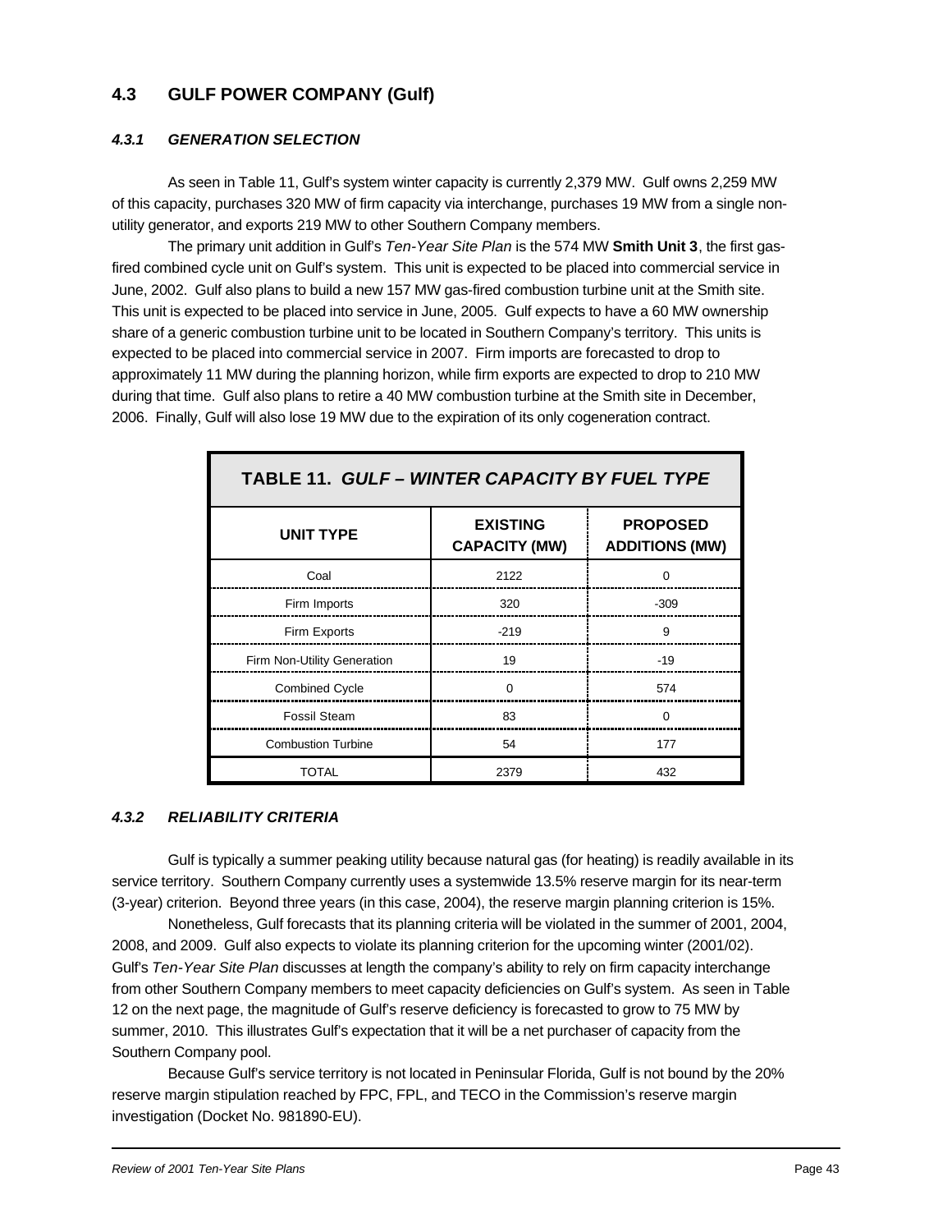## 4.3 GULF POWER COMPANY (Gulf)

### *4.3.1 GENERATION SELECTION*

As seen in Table 11, Gulf's system winter capacity is currently 2,379 MW. Gulf owns 2,259 MW of this capacity, purchases 320 MW of firm capacity via interchange, purchases 19 MW from a single non-utility generator, and exports 219 MW to other Southern Company members.

The primary unit addition in Gulf's *Ten-Year Site Plan* is the 574 MW **Smith Unit 3**, the first gas-fired combined cycle unit on Gulf's system. This unit is expected to be placed into commercial service in June, 2002. Gulf also plans to build a new 157 MW gas-fired combustion turbine unit at the Smith site. This unit is expected to be placed into service in June, 2005. Gulf expects to have a 60 MW ownership share of a generic combustion turbine unit to be located in Southern Company's territory. This units is expected to be placed into commercial service in 2007. Firm imports are forecasted to drop to approximately 11 MW during the planning horizon, while firm exports are expected to drop to 210 MW during that time. Gulf also plans to retire a 40 MW combustion turbine at the Smith site in December, 2006. Finally, Gulf will also lose 19 MW due to the expiration of its only cogeneration contract.

**TABLE 11. *GULF – WINTER CAPACITY BY FUEL TYPE***

| UNIT TYPE | EXISTING CAPACITY (MW) | PROPOSED ADDITIONS (MW) |
|---|---|---|
| Coal | 2122 | 0 |
| Firm Imports | 320 | -309 |
| Firm Exports | -219 | 9 |
| Firm Non-Utility Generation | 19 | -19 |
| Combined Cycle | 0 | 574 |
| Fossil Steam | 83 | 0 |
| Combustion Turbine | 54 | 177 |
| TOTAL | 2379 | 432 |

### *4.3.2 RELIABILITY CRITERIA*

Gulf is typically a summer peaking utility because natural gas (for heating) is readily available in its service territory. Southern Company currently uses a systemwide 13.5% reserve margin for its near-term (3-year) criterion. Beyond three years (in this case, 2004), the reserve margin planning criterion is 15%.

Nonetheless, Gulf forecasts that its planning criteria will be violated in the summer of 2001, 2004, 2008, and 2009. Gulf also expects to violate its planning criterion for the upcoming winter (2001/02). Gulf's *Ten-Year Site Plan* discusses at length the company's ability to rely on firm capacity interchange from other Southern Company members to meet capacity deficiencies on Gulf's system. As seen in Table 12 on the next page, the magnitude of Gulf's reserve deficiency is forecasted to grow to 75 MW by summer, 2010. This illustrates Gulf's expectation that it will be a net purchaser of capacity from the Southern Company pool.

Because Gulf's service territory is not located in Peninsular Florida, Gulf is not bound by the 20% reserve margin stipulation reached by FPC, FPL, and TECO in the Commission's reserve margin investigation (Docket No. 981890-EU).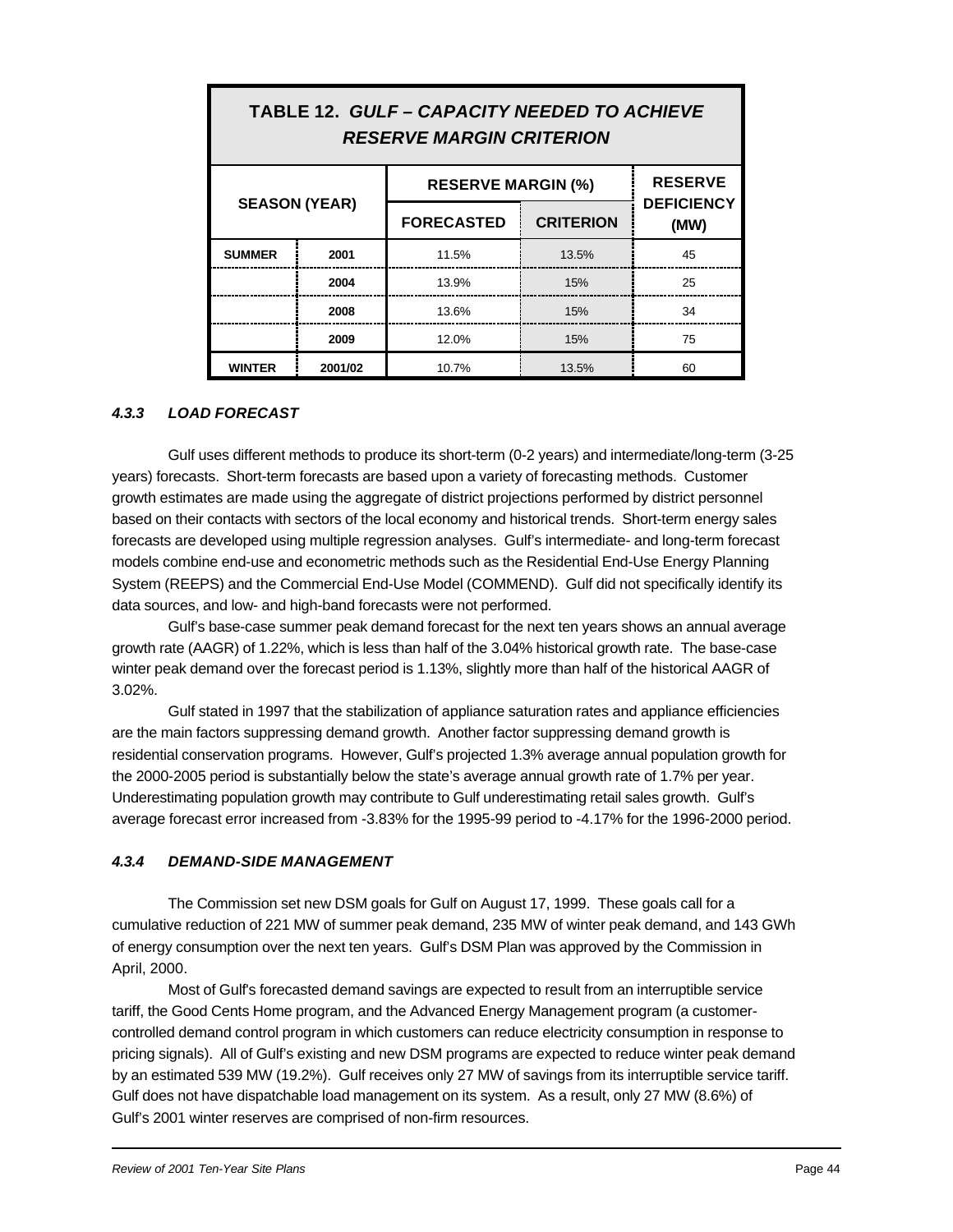**TABLE 12. *GULF – CAPACITY NEEDED TO ACHIEVE RESERVE MARGIN CRITERION***

| SEASON (YEAR) | | RESERVE MARGIN (%) | | RESERVE DEFICIENCY (MW) |
|---|---|---|---|---|
| | | FORECASTED | CRITERION | |
| SUMMER | 2001 | 11.5% | 13.5% | 45 |
| | 2004 | 13.9% | 15% | 25 |
| | 2008 | 13.6% | 15% | 34 |
| | 2009 | 12.0% | 15% | 75 |
| WINTER | 2001/02 | 10.7% | 13.5% | 60 |

### *4.3.3 LOAD FORECAST*

Gulf uses different methods to produce its short-term (0-2 years) and intermediate/long-term (3-25 years) forecasts. Short-term forecasts are based upon a variety of forecasting methods. Customer growth estimates are made using the aggregate of district projections performed by district personnel based on their contacts with sectors of the local economy and historical trends. Short-term energy sales forecasts are developed using multiple regression analyses. Gulf's intermediate- and long-term forecast models combine end-use and econometric methods such as the Residential End-Use Energy Planning System (REEPS) and the Commercial End-Use Model (COMMEND). Gulf did not specifically identify its data sources, and low- and high-band forecasts were not performed.

Gulf's base-case summer peak demand forecast for the next ten years shows an annual average growth rate (AAGR) of 1.22%, which is less than half of the 3.04% historical growth rate. The base-case winter peak demand over the forecast period is 1.13%, slightly more than half of the historical AAGR of 3.02%.

Gulf stated in 1997 that the stabilization of appliance saturation rates and appliance efficiencies are the main factors suppressing demand growth. Another factor suppressing demand growth is residential conservation programs. However, Gulf's projected 1.3% average annual population growth for the 2000-2005 period is substantially below the state's average annual growth rate of 1.7% per year. Underestimating population growth may contribute to Gulf underestimating retail sales growth. Gulf's average forecast error increased from -3.83% for the 1995-99 period to -4.17% for the 1996-2000 period.

### *4.3.4 DEMAND-SIDE MANAGEMENT*

The Commission set new DSM goals for Gulf on August 17, 1999. These goals call for a cumulative reduction of 221 MW of summer peak demand, 235 MW of winter peak demand, and 143 GWh of energy consumption over the next ten years. Gulf's DSM Plan was approved by the Commission in April, 2000.

Most of Gulf's forecasted demand savings are expected to result from an interruptible service tariff, the Good Cents Home program, and the Advanced Energy Management program (a customer-controlled demand control program in which customers can reduce electricity consumption in response to pricing signals). All of Gulf's existing and new DSM programs are expected to reduce winter peak demand by an estimated 539 MW (19.2%). Gulf receives only 27 MW of savings from its interruptible service tariff. Gulf does not have dispatchable load management on its system. As a result, only 27 MW (8.6%) of Gulf's 2001 winter reserves are comprised of non-firm resources.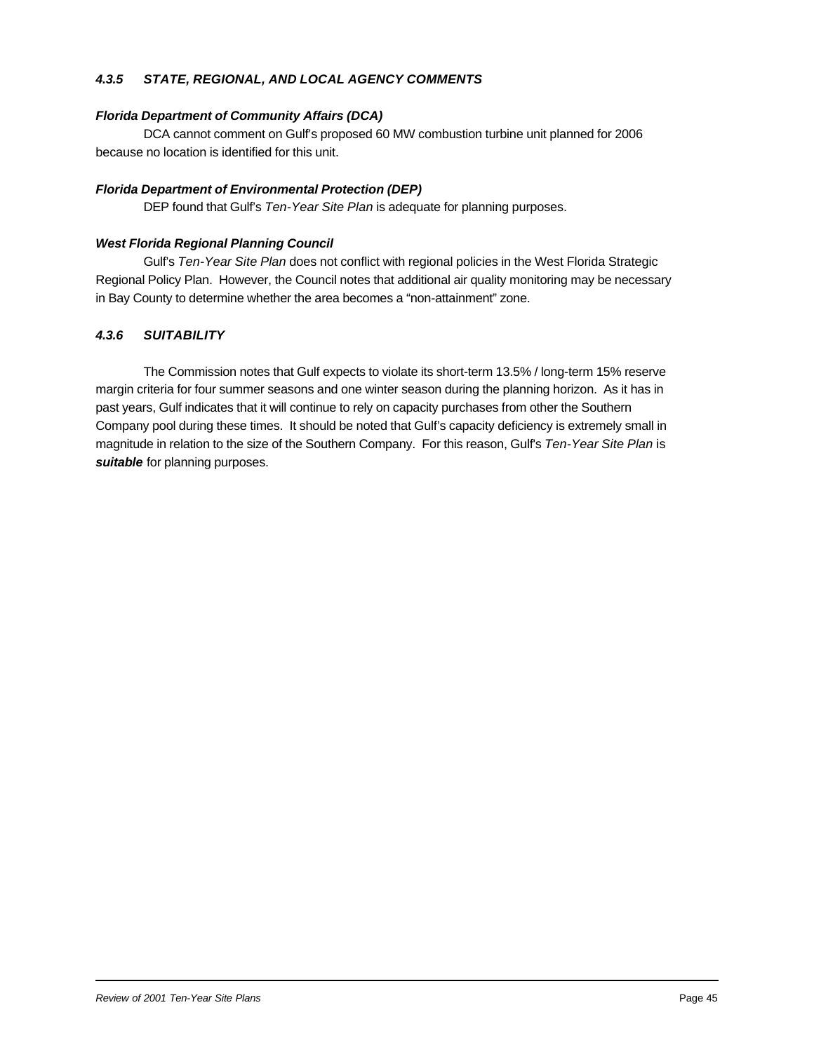### *4.3.5 STATE, REGIONAL, AND LOCAL AGENCY COMMENTS*

***Florida Department of Community Affairs (DCA)***

DCA cannot comment on Gulf's proposed 60 MW combustion turbine unit planned for 2006 because no location is identified for this unit.

***Florida Department of Environmental Protection (DEP)***

DEP found that Gulf's *Ten-Year Site Plan* is adequate for planning purposes.

***West Florida Regional Planning Council***

Gulf's *Ten-Year Site Plan* does not conflict with regional policies in the West Florida Strategic Regional Policy Plan. However, the Council notes that additional air quality monitoring may be necessary in Bay County to determine whether the area becomes a "non-attainment" zone.

### *4.3.6 SUITABILITY*

The Commission notes that Gulf expects to violate its short-term 13.5% / long-term 15% reserve margin criteria for four summer seasons and one winter season during the planning horizon. As it has in past years, Gulf indicates that it will continue to rely on capacity purchases from other the Southern Company pool during these times. It should be noted that Gulf's capacity deficiency is extremely small in magnitude in relation to the size of the Southern Company. For this reason, Gulf's *Ten-Year Site Plan* is ***suitable*** for planning purposes.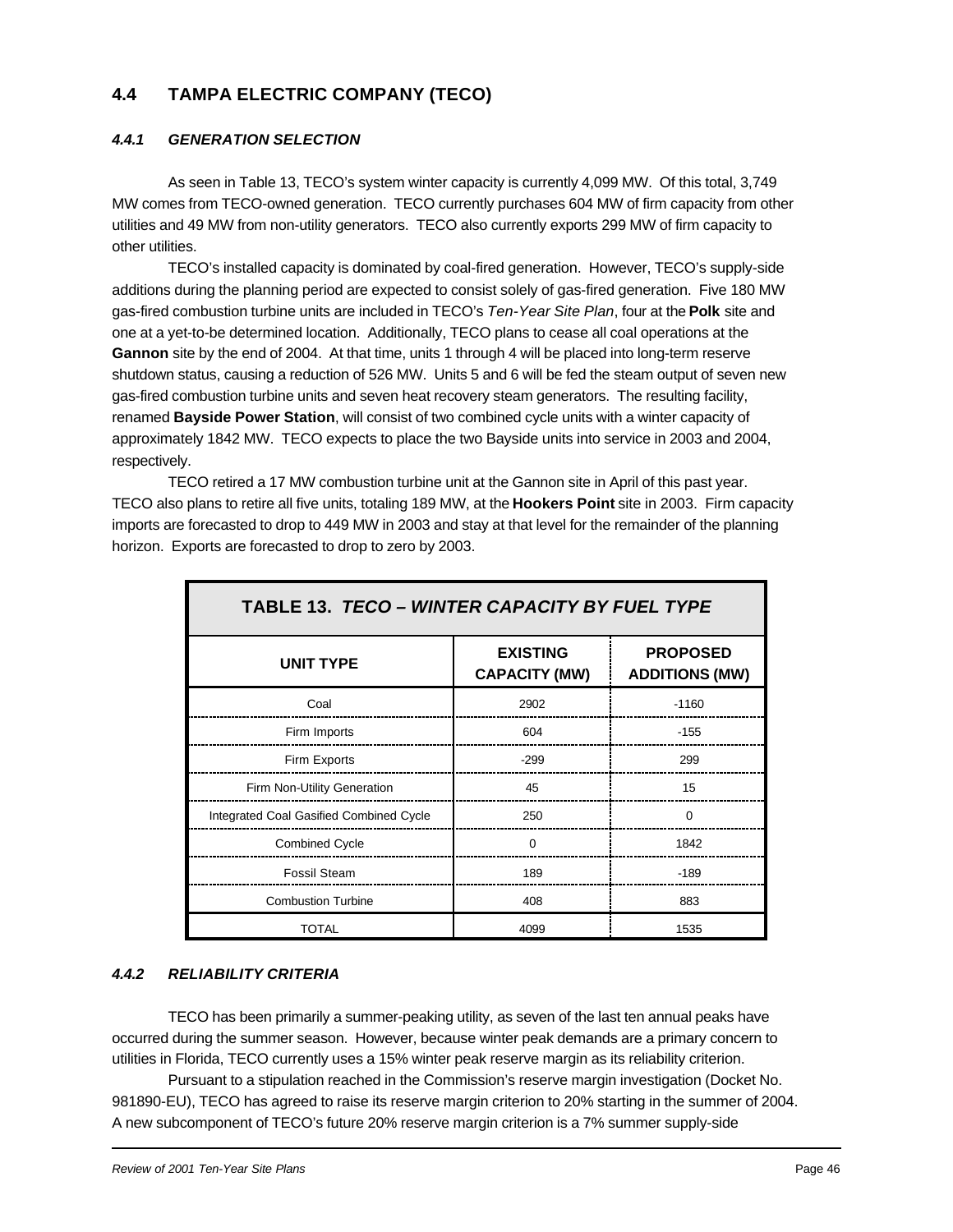## 4.4 TAMPA ELECTRIC COMPANY (TECO)

### *4.4.1 GENERATION SELECTION*

As seen in Table 13, TECO's system winter capacity is currently 4,099 MW. Of this total, 3,749 MW comes from TECO-owned generation. TECO currently purchases 604 MW of firm capacity from other utilities and 49 MW from non-utility generators. TECO also currently exports 299 MW of firm capacity to other utilities.

TECO's installed capacity is dominated by coal-fired generation. However, TECO's supply-side additions during the planning period are expected to consist solely of gas-fired generation. Five 180 MW gas-fired combustion turbine units are included in TECO's *Ten-Year Site Plan*, four at the **Polk** site and one at a yet-to-be determined location. Additionally, TECO plans to cease all coal operations at the **Gannon** site by the end of 2004. At that time, units 1 through 4 will be placed into long-term reserve shutdown status, causing a reduction of 526 MW. Units 5 and 6 will be fed the steam output of seven new gas-fired combustion turbine units and seven heat recovery steam generators. The resulting facility, renamed **Bayside Power Station**, will consist of two combined cycle units with a winter capacity of approximately 1842 MW. TECO expects to place the two Bayside units into service in 2003 and 2004, respectively.

TECO retired a 17 MW combustion turbine unit at the Gannon site in April of this past year. TECO also plans to retire all five units, totaling 189 MW, at the **Hookers Point** site in 2003. Firm capacity imports are forecasted to drop to 449 MW in 2003 and stay at that level for the remainder of the planning horizon. Exports are forecasted to drop to zero by 2003.

**TABLE 13. *TECO – WINTER CAPACITY BY FUEL TYPE***

| UNIT TYPE | EXISTING CAPACITY (MW) | PROPOSED ADDITIONS (MW) |
|---|---|---|
| Coal | 2902 | -1160 |
| Firm Imports | 604 | -155 |
| Firm Exports | -299 | 299 |
| Firm Non-Utility Generation | 45 | 15 |
| Integrated Coal Gasified Combined Cycle | 250 | 0 |
| Combined Cycle | 0 | 1842 |
| Fossil Steam | 189 | -189 |
| Combustion Turbine | 408 | 883 |
| TOTAL | 4099 | 1535 |

### *4.4.2 RELIABILITY CRITERIA*

TECO has been primarily a summer-peaking utility, as seven of the last ten annual peaks have occurred during the summer season. However, because winter peak demands are a primary concern to utilities in Florida, TECO currently uses a 15% winter peak reserve margin as its reliability criterion.

Pursuant to a stipulation reached in the Commission's reserve margin investigation (Docket No. 981890-EU), TECO has agreed to raise its reserve margin criterion to 20% starting in the summer of 2004. A new subcomponent of TECO's future 20% reserve margin criterion is a 7% summer supply-side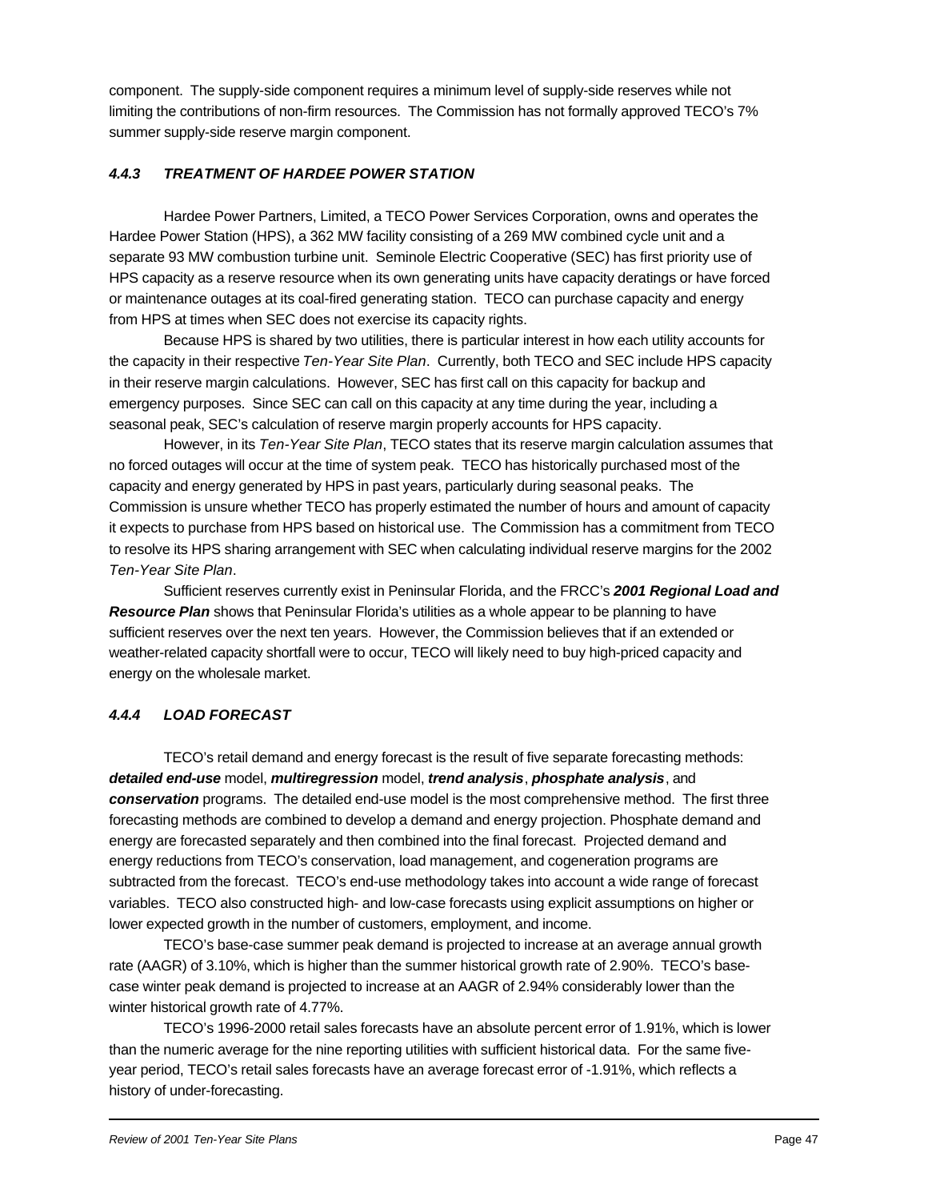component. The supply-side component requires a minimum level of supply-side reserves while not limiting the contributions of non-firm resources. The Commission has not formally approved TECO's 7% summer supply-side reserve margin component.

#### *4.4.3 TREATMENT OF HARDEE POWER STATION*

Hardee Power Partners, Limited, a TECO Power Services Corporation, owns and operates the Hardee Power Station (HPS), a 362 MW facility consisting of a 269 MW combined cycle unit and a separate 93 MW combustion turbine unit. Seminole Electric Cooperative (SEC) has first priority use of HPS capacity as a reserve resource when its own generating units have capacity deratings or have forced or maintenance outages at its coal-fired generating station. TECO can purchase capacity and energy from HPS at times when SEC does not exercise its capacity rights.

Because HPS is shared by two utilities, there is particular interest in how each utility accounts for the capacity in their respective *Ten-Year Site Plan*. Currently, both TECO and SEC include HPS capacity in their reserve margin calculations. However, SEC has first call on this capacity for backup and emergency purposes. Since SEC can call on this capacity at any time during the year, including a seasonal peak, SEC's calculation of reserve margin properly accounts for HPS capacity.

However, in its *Ten-Year Site Plan*, TECO states that its reserve margin calculation assumes that no forced outages will occur at the time of system peak. TECO has historically purchased most of the capacity and energy generated by HPS in past years, particularly during seasonal peaks. The Commission is unsure whether TECO has properly estimated the number of hours and amount of capacity it expects to purchase from HPS based on historical use. The Commission has a commitment from TECO to resolve its HPS sharing arrangement with SEC when calculating individual reserve margins for the 2002 *Ten-Year Site Plan*.

Sufficient reserves currently exist in Peninsular Florida, and the FRCC's ***2001 Regional Load and Resource Plan*** shows that Peninsular Florida's utilities as a whole appear to be planning to have sufficient reserves over the next ten years. However, the Commission believes that if an extended or weather-related capacity shortfall were to occur, TECO will likely need to buy high-priced capacity and energy on the wholesale market.

#### *4.4.4 LOAD FORECAST*

TECO's retail demand and energy forecast is the result of five separate forecasting methods: ***detailed end-use*** model, ***multiregression*** model, ***trend analysis***, ***phosphate analysis***, and ***conservation*** programs. The detailed end-use model is the most comprehensive method. The first three forecasting methods are combined to develop a demand and energy projection. Phosphate demand and energy are forecasted separately and then combined into the final forecast. Projected demand and energy reductions from TECO's conservation, load management, and cogeneration programs are subtracted from the forecast. TECO's end-use methodology takes into account a wide range of forecast variables. TECO also constructed high- and low-case forecasts using explicit assumptions on higher or lower expected growth in the number of customers, employment, and income.

TECO's base-case summer peak demand is projected to increase at an average annual growth rate (AAGR) of 3.10%, which is higher than the summer historical growth rate of 2.90%. TECO's base-case winter peak demand is projected to increase at an AAGR of 2.94% considerably lower than the winter historical growth rate of 4.77%.

TECO's 1996-2000 retail sales forecasts have an absolute percent error of 1.91%, which is lower than the numeric average for the nine reporting utilities with sufficient historical data. For the same five-year period, TECO's retail sales forecasts have an average forecast error of -1.91%, which reflects a history of under-forecasting.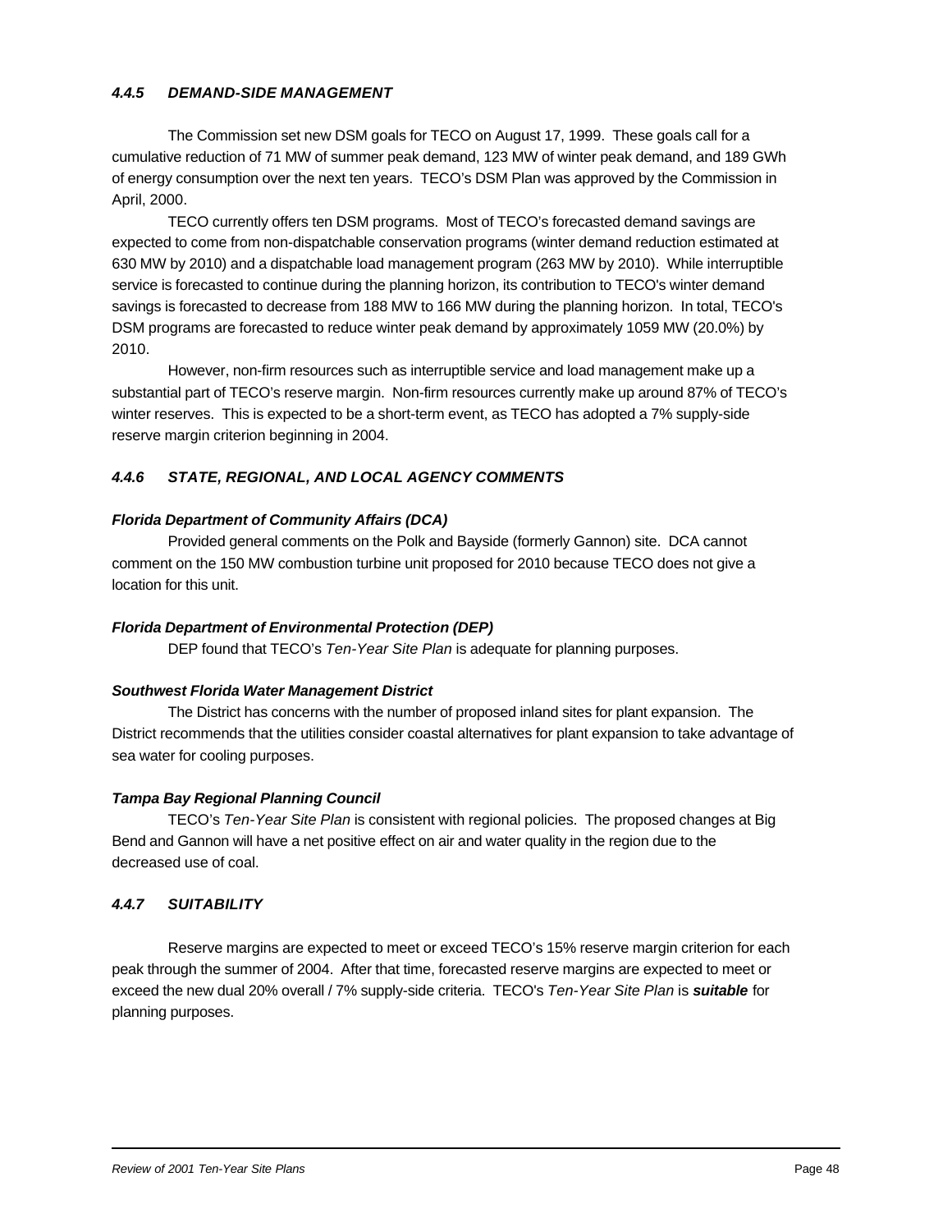### *4.4.5 DEMAND-SIDE MANAGEMENT*

The Commission set new DSM goals for TECO on August 17, 1999. These goals call for a cumulative reduction of 71 MW of summer peak demand, 123 MW of winter peak demand, and 189 GWh of energy consumption over the next ten years. TECO's DSM Plan was approved by the Commission in April, 2000.

TECO currently offers ten DSM programs. Most of TECO's forecasted demand savings are expected to come from non-dispatchable conservation programs (winter demand reduction estimated at 630 MW by 2010) and a dispatchable load management program (263 MW by 2010). While interruptible service is forecasted to continue during the planning horizon, its contribution to TECO's winter demand savings is forecasted to decrease from 188 MW to 166 MW during the planning horizon. In total, TECO's DSM programs are forecasted to reduce winter peak demand by approximately 1059 MW (20.0%) by 2010.

However, non-firm resources such as interruptible service and load management make up a substantial part of TECO's reserve margin. Non-firm resources currently make up around 87% of TECO's winter reserves. This is expected to be a short-term event, as TECO has adopted a 7% supply-side reserve margin criterion beginning in 2004.

### *4.4.6 STATE, REGIONAL, AND LOCAL AGENCY COMMENTS*

***Florida Department of Community Affairs (DCA)***

Provided general comments on the Polk and Bayside (formerly Gannon) site. DCA cannot comment on the 150 MW combustion turbine unit proposed for 2010 because TECO does not give a location for this unit.

***Florida Department of Environmental Protection (DEP)***

DEP found that TECO's *Ten-Year Site Plan* is adequate for planning purposes.

***Southwest Florida Water Management District***

The District has concerns with the number of proposed inland sites for plant expansion. The District recommends that the utilities consider coastal alternatives for plant expansion to take advantage of sea water for cooling purposes.

***Tampa Bay Regional Planning Council***

TECO's *Ten-Year Site Plan* is consistent with regional policies. The proposed changes at Big Bend and Gannon will have a net positive effect on air and water quality in the region due to the decreased use of coal.

### *4.4.7 SUITABILITY*

Reserve margins are expected to meet or exceed TECO's 15% reserve margin criterion for each peak through the summer of 2004. After that time, forecasted reserve margins are expected to meet or exceed the new dual 20% overall / 7% supply-side criteria. TECO's *Ten-Year Site Plan* is ***suitable*** for planning purposes.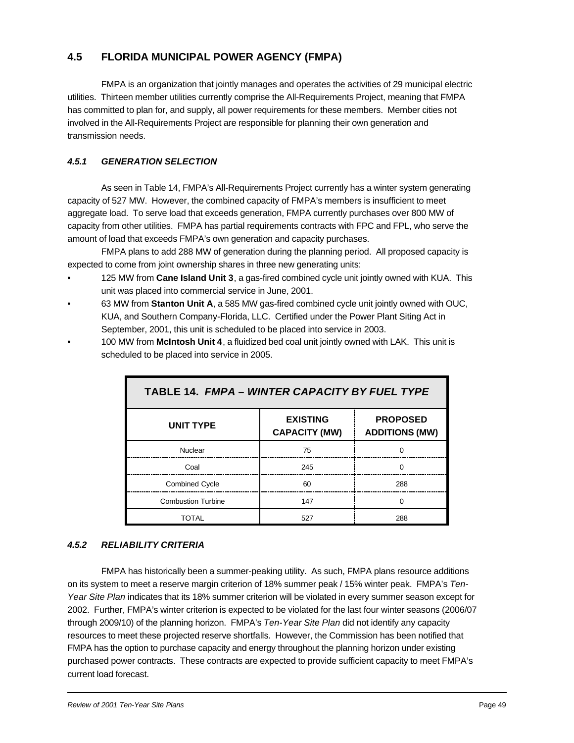## 4.5 FLORIDA MUNICIPAL POWER AGENCY (FMPA)

FMPA is an organization that jointly manages and operates the activities of 29 municipal electric utilities. Thirteen member utilities currently comprise the All-Requirements Project, meaning that FMPA has committed to plan for, and supply, all power requirements for these members. Member cities not involved in the All-Requirements Project are responsible for planning their own generation and transmission needs.

### *4.5.1 GENERATION SELECTION*

As seen in Table 14, FMPA's All-Requirements Project currently has a winter system generating capacity of 527 MW. However, the combined capacity of FMPA's members is insufficient to meet aggregate load. To serve load that exceeds generation, FMPA currently purchases over 800 MW of capacity from other utilities. FMPA has partial requirements contracts with FPC and FPL, who serve the amount of load that exceeds FMPA's own generation and capacity purchases.

FMPA plans to add 288 MW of generation during the planning period. All proposed capacity is expected to come from joint ownership shares in three new generating units:

- 125 MW from **Cane Island Unit 3**, a gas-fired combined cycle unit jointly owned with KUA. This unit was placed into commercial service in June, 2001.
- 63 MW from **Stanton Unit A**, a 585 MW gas-fired combined cycle unit jointly owned with OUC, KUA, and Southern Company-Florida, LLC. Certified under the Power Plant Siting Act in September, 2001, this unit is scheduled to be placed into service in 2003.
- 100 MW from **McIntosh Unit 4**, a fluidized bed coal unit jointly owned with LAK. This unit is scheduled to be placed into service in 2005.

**TABLE 14. *FMPA – WINTER CAPACITY BY FUEL TYPE***

| UNIT TYPE | EXISTING CAPACITY (MW) | PROPOSED ADDITIONS (MW) |
|---|---|---|
| Nuclear | 75 | 0 |
| Coal | 245 | 0 |
| Combined Cycle | 60 | 288 |
| Combustion Turbine | 147 | 0 |
| TOTAL | 527 | 288 |

### *4.5.2 RELIABILITY CRITERIA*

FMPA has historically been a summer-peaking utility. As such, FMPA plans resource additions on its system to meet a reserve margin criterion of 18% summer peak / 15% winter peak. FMPA's *Ten-Year Site Plan* indicates that its 18% summer criterion will be violated in every summer season except for 2002. Further, FMPA's winter criterion is expected to be violated for the last four winter seasons (2006/07 through 2009/10) of the planning horizon. FMPA's *Ten-Year Site Plan* did not identify any capacity resources to meet these projected reserve shortfalls. However, the Commission has been notified that FMPA has the option to purchase capacity and energy throughout the planning horizon under existing purchased power contracts. These contracts are expected to provide sufficient capacity to meet FMPA's current load forecast.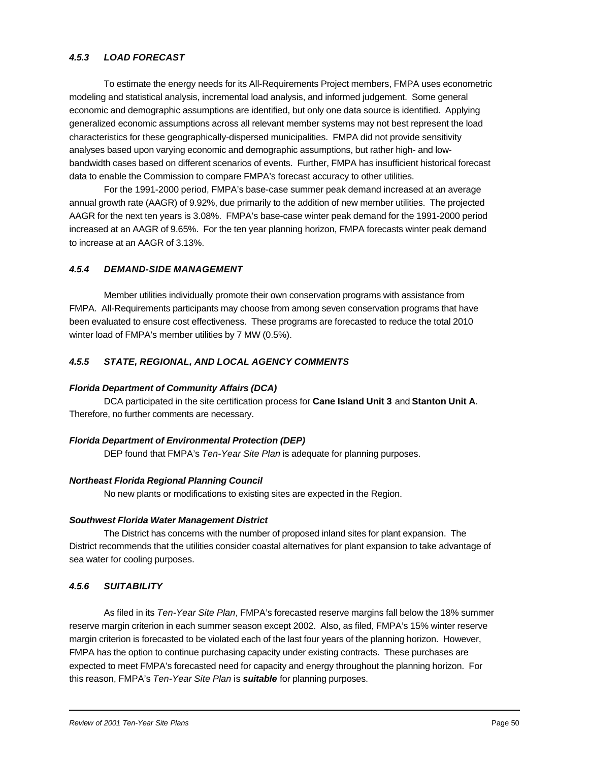### *4.5.3 LOAD FORECAST*

To estimate the energy needs for its All-Requirements Project members, FMPA uses econometric modeling and statistical analysis, incremental load analysis, and informed judgement. Some general economic and demographic assumptions are identified, but only one data source is identified. Applying generalized economic assumptions across all relevant member systems may not best represent the load characteristics for these geographically-dispersed municipalities. FMPA did not provide sensitivity analyses based upon varying economic and demographic assumptions, but rather high- and low-bandwidth cases based on different scenarios of events. Further, FMPA has insufficient historical forecast data to enable the Commission to compare FMPA's forecast accuracy to other utilities.

For the 1991-2000 period, FMPA's base-case summer peak demand increased at an average annual growth rate (AAGR) of 9.92%, due primarily to the addition of new member utilities. The projected AAGR for the next ten years is 3.08%. FMPA's base-case winter peak demand for the 1991-2000 period increased at an AAGR of 9.65%. For the ten year planning horizon, FMPA forecasts winter peak demand to increase at an AAGR of 3.13%.

### *4.5.4 DEMAND-SIDE MANAGEMENT*

Member utilities individually promote their own conservation programs with assistance from FMPA. All-Requirements participants may choose from among seven conservation programs that have been evaluated to ensure cost effectiveness. These programs are forecasted to reduce the total 2010 winter load of FMPA's member utilities by 7 MW (0.5%).

### *4.5.5 STATE, REGIONAL, AND LOCAL AGENCY COMMENTS*

***Florida Department of Community Affairs (DCA)***

DCA participated in the site certification process for **Cane Island Unit 3** and **Stanton Unit A**. Therefore, no further comments are necessary.

***Florida Department of Environmental Protection (DEP)***

DEP found that FMPA's *Ten-Year Site Plan* is adequate for planning purposes.

***Northeast Florida Regional Planning Council***

No new plants or modifications to existing sites are expected in the Region.

***Southwest Florida Water Management District***

The District has concerns with the number of proposed inland sites for plant expansion. The District recommends that the utilities consider coastal alternatives for plant expansion to take advantage of sea water for cooling purposes.

### *4.5.6 SUITABILITY*

As filed in its *Ten-Year Site Plan*, FMPA's forecasted reserve margins fall below the 18% summer reserve margin criterion in each summer season except 2002. Also, as filed, FMPA's 15% winter reserve margin criterion is forecasted to be violated each of the last four years of the planning horizon. However, FMPA has the option to continue purchasing capacity under existing contracts. These purchases are expected to meet FMPA's forecasted need for capacity and energy throughout the planning horizon. For this reason, FMPA's *Ten-Year Site Plan* is ***suitable*** for planning purposes.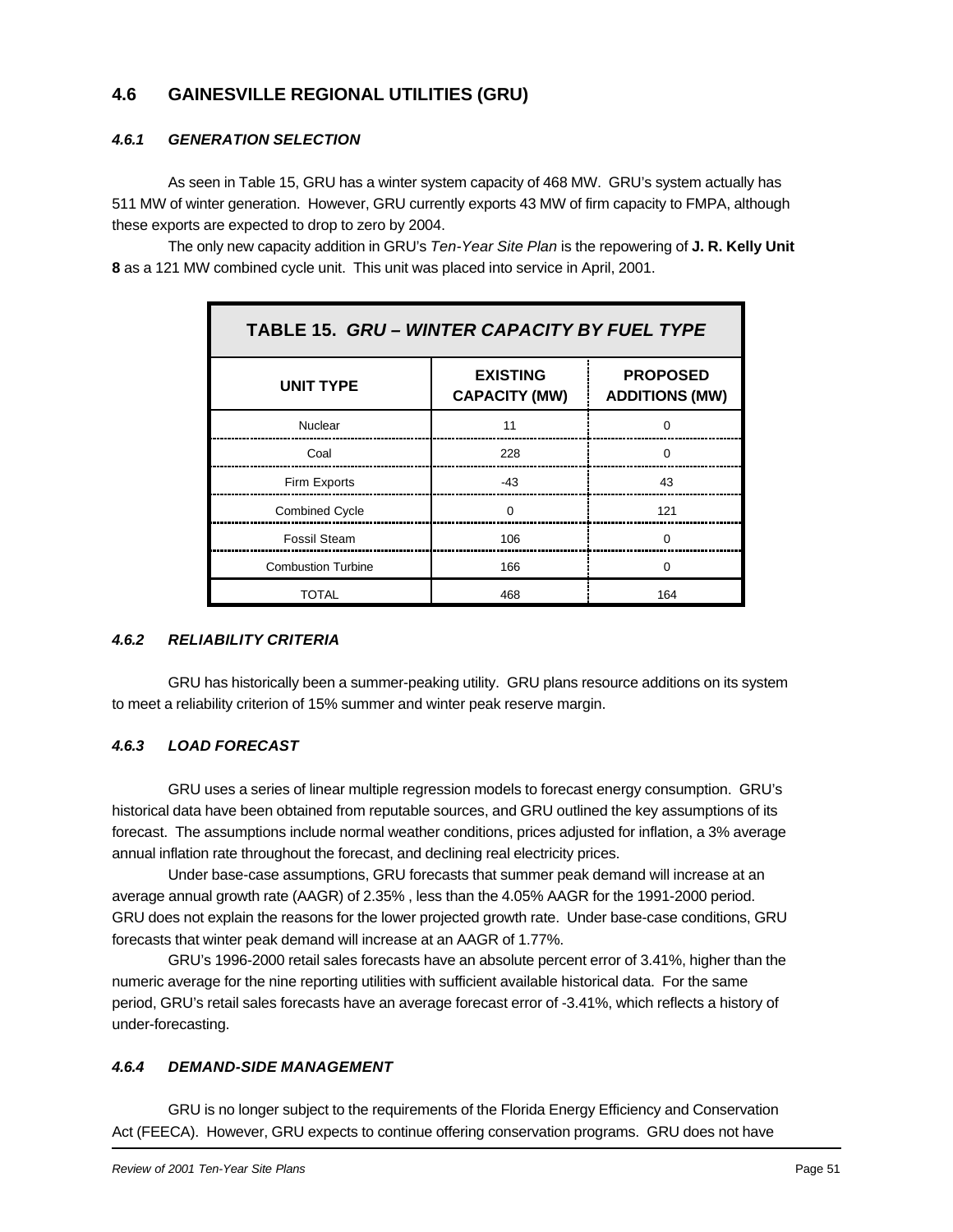## 4.6 GAINESVILLE REGIONAL UTILITIES (GRU)

### *4.6.1 GENERATION SELECTION*

As seen in Table 15, GRU has a winter system capacity of 468 MW. GRU's system actually has 511 MW of winter generation. However, GRU currently exports 43 MW of firm capacity to FMPA, although these exports are expected to drop to zero by 2004.

The only new capacity addition in GRU's *Ten-Year Site Plan* is the repowering of **J. R. Kelly Unit 8** as a 121 MW combined cycle unit. This unit was placed into service in April, 2001.

**TABLE 15. *GRU – WINTER CAPACITY BY FUEL TYPE***

| UNIT TYPE | EXISTING CAPACITY (MW) | PROPOSED ADDITIONS (MW) |
|---|---|---|
| Nuclear | 11 | 0 |
| Coal | 228 | 0 |
| Firm Exports | -43 | 43 |
| Combined Cycle | 0 | 121 |
| Fossil Steam | 106 | 0 |
| Combustion Turbine | 166 | 0 |
| TOTAL | 468 | 164 |

### *4.6.2 RELIABILITY CRITERIA*

GRU has historically been a summer-peaking utility. GRU plans resource additions on its system to meet a reliability criterion of 15% summer and winter peak reserve margin.

### *4.6.3 LOAD FORECAST*

GRU uses a series of linear multiple regression models to forecast energy consumption. GRU's historical data have been obtained from reputable sources, and GRU outlined the key assumptions of its forecast. The assumptions include normal weather conditions, prices adjusted for inflation, a 3% average annual inflation rate throughout the forecast, and declining real electricity prices.

Under base-case assumptions, GRU forecasts that summer peak demand will increase at an average annual growth rate (AAGR) of 2.35% , less than the 4.05% AAGR for the 1991-2000 period. GRU does not explain the reasons for the lower projected growth rate. Under base-case conditions, GRU forecasts that winter peak demand will increase at an AAGR of 1.77%.

GRU's 1996-2000 retail sales forecasts have an absolute percent error of 3.41%, higher than the numeric average for the nine reporting utilities with sufficient available historical data. For the same period, GRU's retail sales forecasts have an average forecast error of -3.41%, which reflects a history of under-forecasting.

### *4.6.4 DEMAND-SIDE MANAGEMENT*

GRU is no longer subject to the requirements of the Florida Energy Efficiency and Conservation Act (FEECA). However, GRU expects to continue offering conservation programs. GRU does not have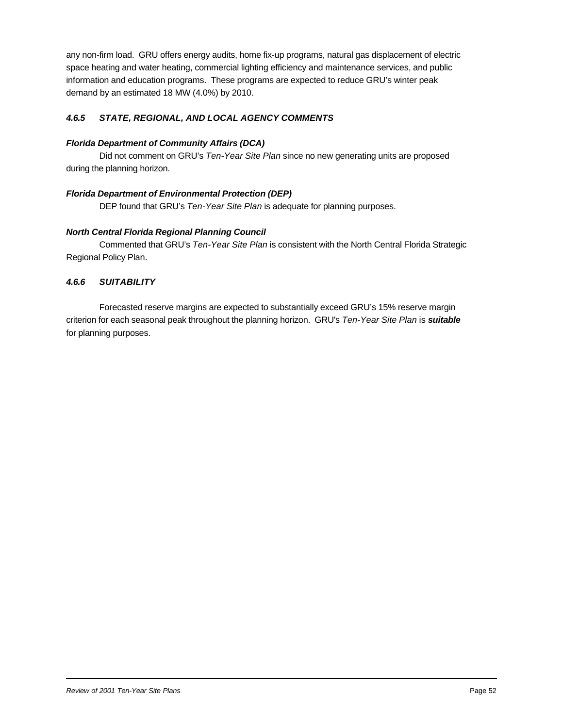any non-firm load. GRU offers energy audits, home fix-up programs, natural gas displacement of electric space heating and water heating, commercial lighting efficiency and maintenance services, and public information and education programs. These programs are expected to reduce GRU's winter peak demand by an estimated 18 MW (4.0%) by 2010.

### *4.6.5 STATE, REGIONAL, AND LOCAL AGENCY COMMENTS*

***Florida Department of Community Affairs (DCA)***

Did not comment on GRU's *Ten-Year Site Plan* since no new generating units are proposed during the planning horizon.

***Florida Department of Environmental Protection (DEP)***

DEP found that GRU's *Ten-Year Site Plan* is adequate for planning purposes.

***North Central Florida Regional Planning Council***

Commented that GRU's *Ten-Year Site Plan* is consistent with the North Central Florida Strategic Regional Policy Plan.

### *4.6.6 SUITABILITY*

Forecasted reserve margins are expected to substantially exceed GRU's 15% reserve margin criterion for each seasonal peak throughout the planning horizon. GRU's *Ten-Year Site Plan* is ***suitable*** for planning purposes.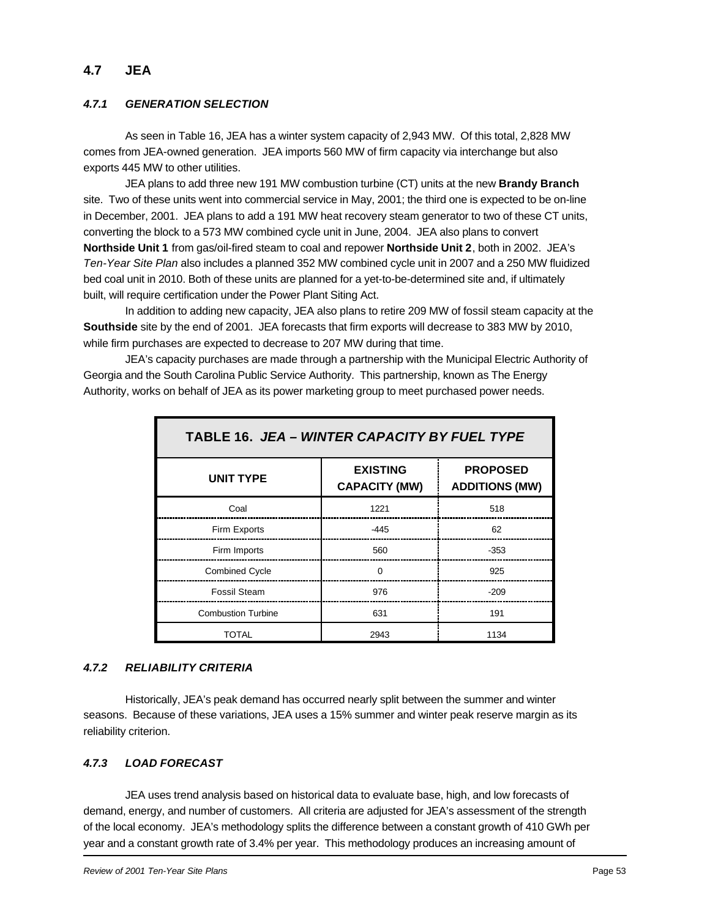## 4.7 JEA

### *4.7.1 GENERATION SELECTION*

As seen in Table 16, JEA has a winter system capacity of 2,943 MW. Of this total, 2,828 MW comes from JEA-owned generation. JEA imports 560 MW of firm capacity via interchange but also exports 445 MW to other utilities.

JEA plans to add three new 191 MW combustion turbine (CT) units at the new **Brandy Branch** site. Two of these units went into commercial service in May, 2001; the third one is expected to be on-line in December, 2001. JEA plans to add a 191 MW heat recovery steam generator to two of these CT units, converting the block to a 573 MW combined cycle unit in June, 2004. JEA also plans to convert **Northside Unit 1** from gas/oil-fired steam to coal and repower **Northside Unit 2**, both in 2002. JEA's *Ten-Year Site Plan* also includes a planned 352 MW combined cycle unit in 2007 and a 250 MW fluidized bed coal unit in 2010. Both of these units are planned for a yet-to-be-determined site and, if ultimately built, will require certification under the Power Plant Siting Act.

In addition to adding new capacity, JEA also plans to retire 209 MW of fossil steam capacity at the **Southside** site by the end of 2001. JEA forecasts that firm exports will decrease to 383 MW by 2010, while firm purchases are expected to decrease to 207 MW during that time.

JEA's capacity purchases are made through a partnership with the Municipal Electric Authority of Georgia and the South Carolina Public Service Authority. This partnership, known as The Energy Authority, works on behalf of JEA as its power marketing group to meet purchased power needs.

**TABLE 16. *JEA – WINTER CAPACITY BY FUEL TYPE***

| UNIT TYPE | EXISTING CAPACITY (MW) | PROPOSED ADDITIONS (MW) |
|---|---|---|
| Coal | 1221 | 518 |
| Firm Exports | -445 | 62 |
| Firm Imports | 560 | -353 |
| Combined Cycle | 0 | 925 |
| Fossil Steam | 976 | -209 |
| Combustion Turbine | 631 | 191 |
| TOTAL | 2943 | 1134 |

### *4.7.2 RELIABILITY CRITERIA*

Historically, JEA's peak demand has occurred nearly split between the summer and winter seasons. Because of these variations, JEA uses a 15% summer and winter peak reserve margin as its reliability criterion.

### *4.7.3 LOAD FORECAST*

JEA uses trend analysis based on historical data to evaluate base, high, and low forecasts of demand, energy, and number of customers. All criteria are adjusted for JEA's assessment of the strength of the local economy. JEA's methodology splits the difference between a constant growth of 410 GWh per year and a constant growth rate of 3.4% per year. This methodology produces an increasing amount of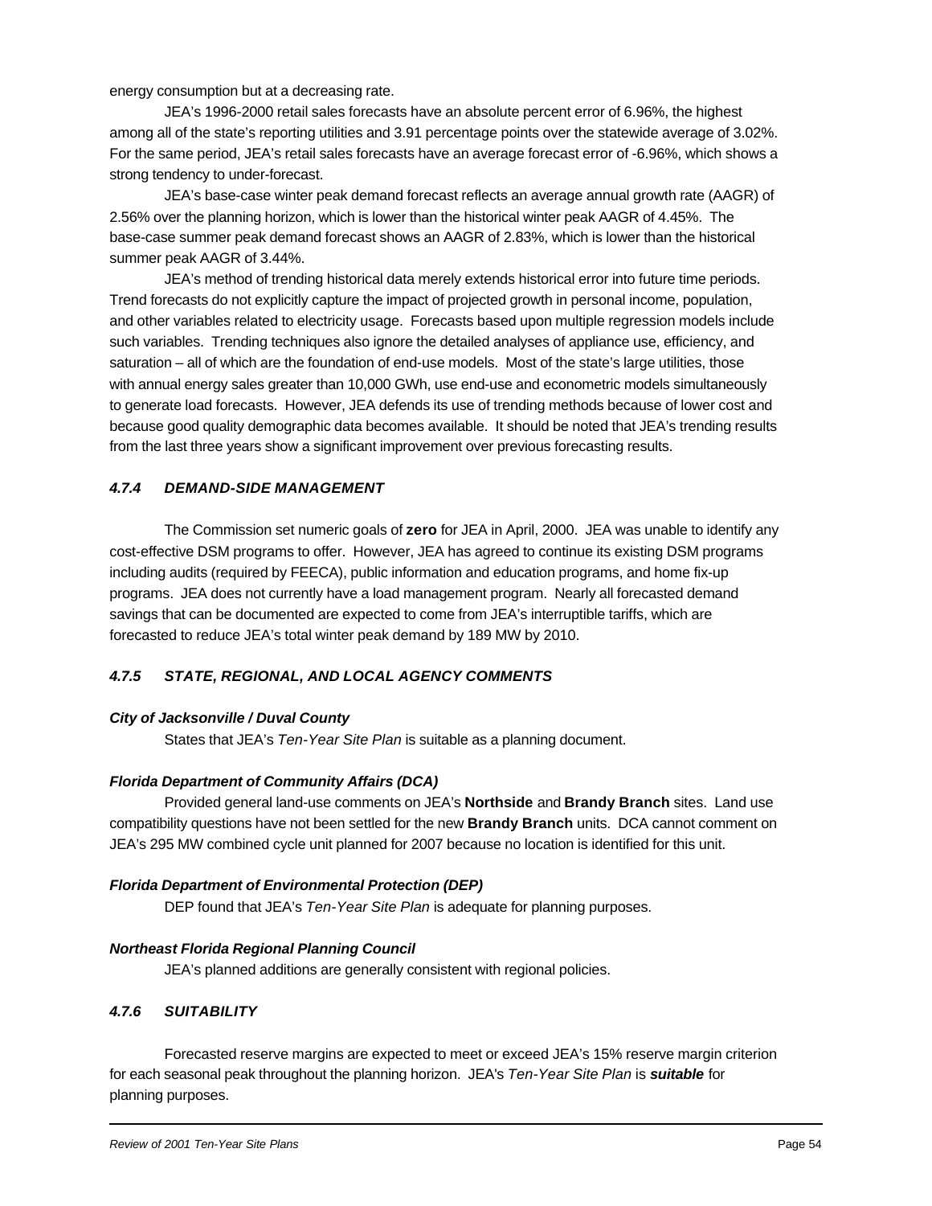energy consumption but at a decreasing rate.

JEA's 1996-2000 retail sales forecasts have an absolute percent error of 6.96%, the highest among all of the state's reporting utilities and 3.91 percentage points over the statewide average of 3.02%. For the same period, JEA's retail sales forecasts have an average forecast error of -6.96%, which shows a strong tendency to under-forecast.

JEA's base-case winter peak demand forecast reflects an average annual growth rate (AAGR) of 2.56% over the planning horizon, which is lower than the historical winter peak AAGR of 4.45%. The base-case summer peak demand forecast shows an AAGR of 2.83%, which is lower than the historical summer peak AAGR of 3.44%.

JEA's method of trending historical data merely extends historical error into future time periods. Trend forecasts do not explicitly capture the impact of projected growth in personal income, population, and other variables related to electricity usage. Forecasts based upon multiple regression models include such variables. Trending techniques also ignore the detailed analyses of appliance use, efficiency, and saturation – all of which are the foundation of end-use models. Most of the state's large utilities, those with annual energy sales greater than 10,000 GWh, use end-use and econometric models simultaneously to generate load forecasts. However, JEA defends its use of trending methods because of lower cost and because good quality demographic data becomes available. It should be noted that JEA's trending results from the last three years show a significant improvement over previous forecasting results.

### *4.7.4 DEMAND-SIDE MANAGEMENT*

The Commission set numeric goals of **zero** for JEA in April, 2000. JEA was unable to identify any cost-effective DSM programs to offer. However, JEA has agreed to continue its existing DSM programs including audits (required by FEECA), public information and education programs, and home fix-up programs. JEA does not currently have a load management program. Nearly all forecasted demand savings that can be documented are expected to come from JEA's interruptible tariffs, which are forecasted to reduce JEA's total winter peak demand by 189 MW by 2010.

### *4.7.5 STATE, REGIONAL, AND LOCAL AGENCY COMMENTS*

***City of Jacksonville / Duval County***

States that JEA's *Ten-Year Site Plan* is suitable as a planning document.

***Florida Department of Community Affairs (DCA)***

Provided general land-use comments on JEA's **Northside** and **Brandy Branch** sites. Land use compatibility questions have not been settled for the new **Brandy Branch** units. DCA cannot comment on JEA's 295 MW combined cycle unit planned for 2007 because no location is identified for this unit.

***Florida Department of Environmental Protection (DEP)***

DEP found that JEA's *Ten-Year Site Plan* is adequate for planning purposes.

***Northeast Florida Regional Planning Council***

JEA's planned additions are generally consistent with regional policies.

### *4.7.6 SUITABILITY*

Forecasted reserve margins are expected to meet or exceed JEA's 15% reserve margin criterion for each seasonal peak throughout the planning horizon. JEA's *Ten-Year Site Plan* is ***suitable*** for planning purposes.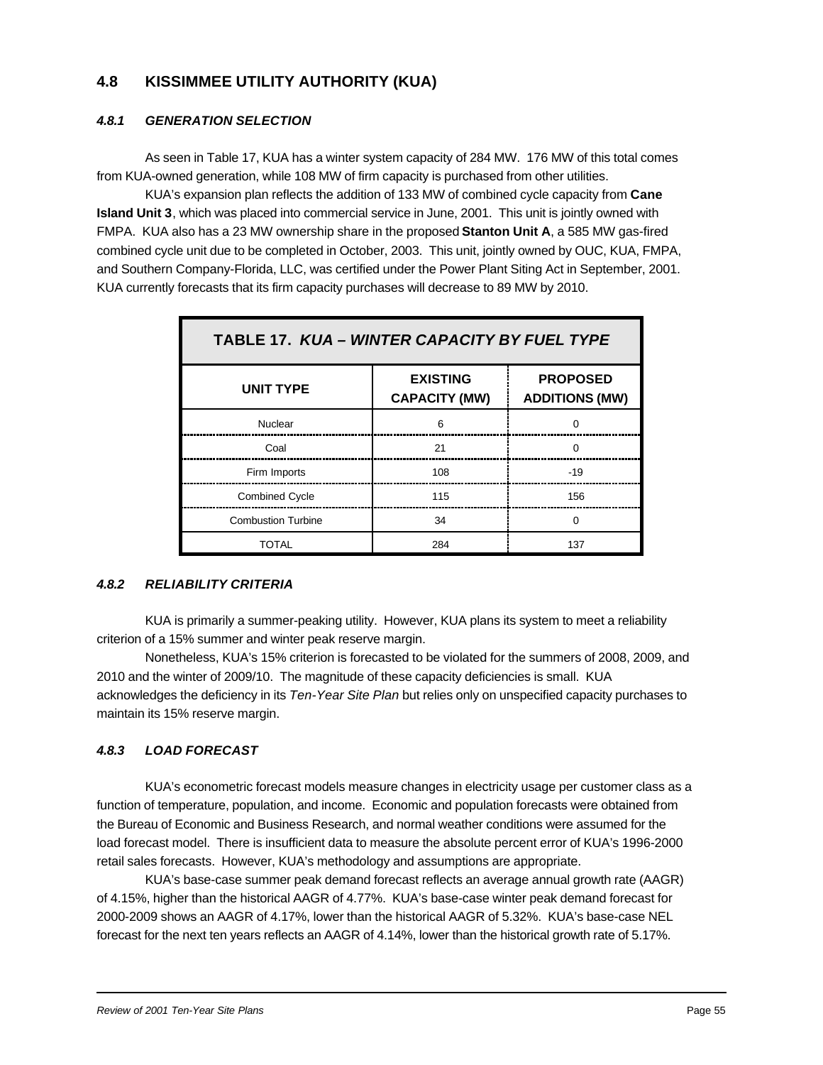## 4.8 KISSIMMEE UTILITY AUTHORITY (KUA)

### *4.8.1 GENERATION SELECTION*

As seen in Table 17, KUA has a winter system capacity of 284 MW. 176 MW of this total comes from KUA-owned generation, while 108 MW of firm capacity is purchased from other utilities.

KUA's expansion plan reflects the addition of 133 MW of combined cycle capacity from **Cane Island Unit 3**, which was placed into commercial service in June, 2001. This unit is jointly owned with FMPA. KUA also has a 23 MW ownership share in the proposed **Stanton Unit A**, a 585 MW gas-fired combined cycle unit due to be completed in October, 2003. This unit, jointly owned by OUC, KUA, FMPA, and Southern Company-Florida, LLC, was certified under the Power Plant Siting Act in September, 2001. KUA currently forecasts that its firm capacity purchases will decrease to 89 MW by 2010.

**TABLE 17. *KUA – WINTER CAPACITY BY FUEL TYPE***

| UNIT TYPE | EXISTING CAPACITY (MW) | PROPOSED ADDITIONS (MW) |
|---|---|---|
| Nuclear | 6 | 0 |
| Coal | 21 | 0 |
| Firm Imports | 108 | -19 |
| Combined Cycle | 115 | 156 |
| Combustion Turbine | 34 | 0 |
| TOTAL | 284 | 137 |

### *4.8.2 RELIABILITY CRITERIA*

KUA is primarily a summer-peaking utility. However, KUA plans its system to meet a reliability criterion of a 15% summer and winter peak reserve margin.

Nonetheless, KUA's 15% criterion is forecasted to be violated for the summers of 2008, 2009, and 2010 and the winter of 2009/10. The magnitude of these capacity deficiencies is small. KUA acknowledges the deficiency in its *Ten-Year Site Plan* but relies only on unspecified capacity purchases to maintain its 15% reserve margin.

### *4.8.3 LOAD FORECAST*

KUA's econometric forecast models measure changes in electricity usage per customer class as a function of temperature, population, and income. Economic and population forecasts were obtained from the Bureau of Economic and Business Research, and normal weather conditions were assumed for the load forecast model. There is insufficient data to measure the absolute percent error of KUA's 1996-2000 retail sales forecasts. However, KUA's methodology and assumptions are appropriate.

KUA's base-case summer peak demand forecast reflects an average annual growth rate (AAGR) of 4.15%, higher than the historical AAGR of 4.77%. KUA's base-case winter peak demand forecast for 2000-2009 shows an AAGR of 4.17%, lower than the historical AAGR of 5.32%. KUA's base-case NEL forecast for the next ten years reflects an AAGR of 4.14%, lower than the historical growth rate of 5.17%.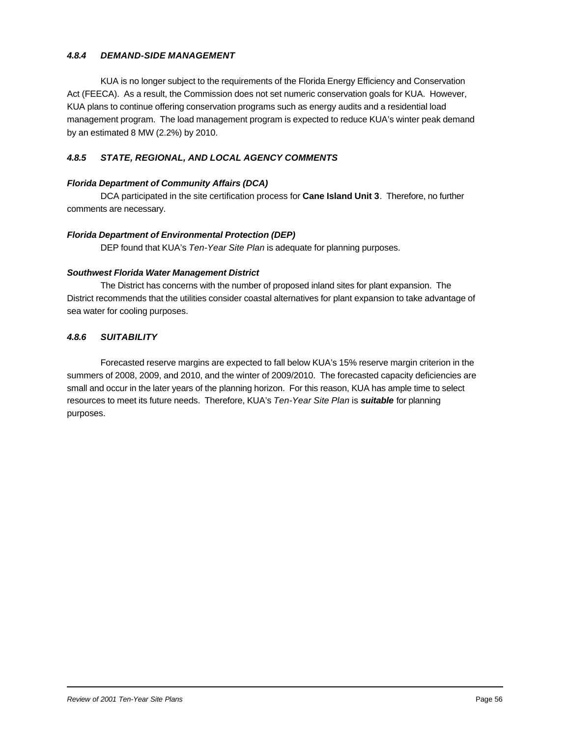### *4.8.4 DEMAND-SIDE MANAGEMENT*

KUA is no longer subject to the requirements of the Florida Energy Efficiency and Conservation Act (FEECA). As a result, the Commission does not set numeric conservation goals for KUA. However, KUA plans to continue offering conservation programs such as energy audits and a residential load management program. The load management program is expected to reduce KUA's winter peak demand by an estimated 8 MW (2.2%) by 2010.

### *4.8.5 STATE, REGIONAL, AND LOCAL AGENCY COMMENTS*

***Florida Department of Community Affairs (DCA)***

DCA participated in the site certification process for **Cane Island Unit 3**. Therefore, no further comments are necessary.

***Florida Department of Environmental Protection (DEP)***

DEP found that KUA's *Ten-Year Site Plan* is adequate for planning purposes.

***Southwest Florida Water Management District***

The District has concerns with the number of proposed inland sites for plant expansion. The District recommends that the utilities consider coastal alternatives for plant expansion to take advantage of sea water for cooling purposes.

### *4.8.6 SUITABILITY*

Forecasted reserve margins are expected to fall below KUA's 15% reserve margin criterion in the summers of 2008, 2009, and 2010, and the winter of 2009/2010. The forecasted capacity deficiencies are small and occur in the later years of the planning horizon. For this reason, KUA has ample time to select resources to meet its future needs. Therefore, KUA's *Ten-Year Site Plan* is ***suitable*** for planning purposes.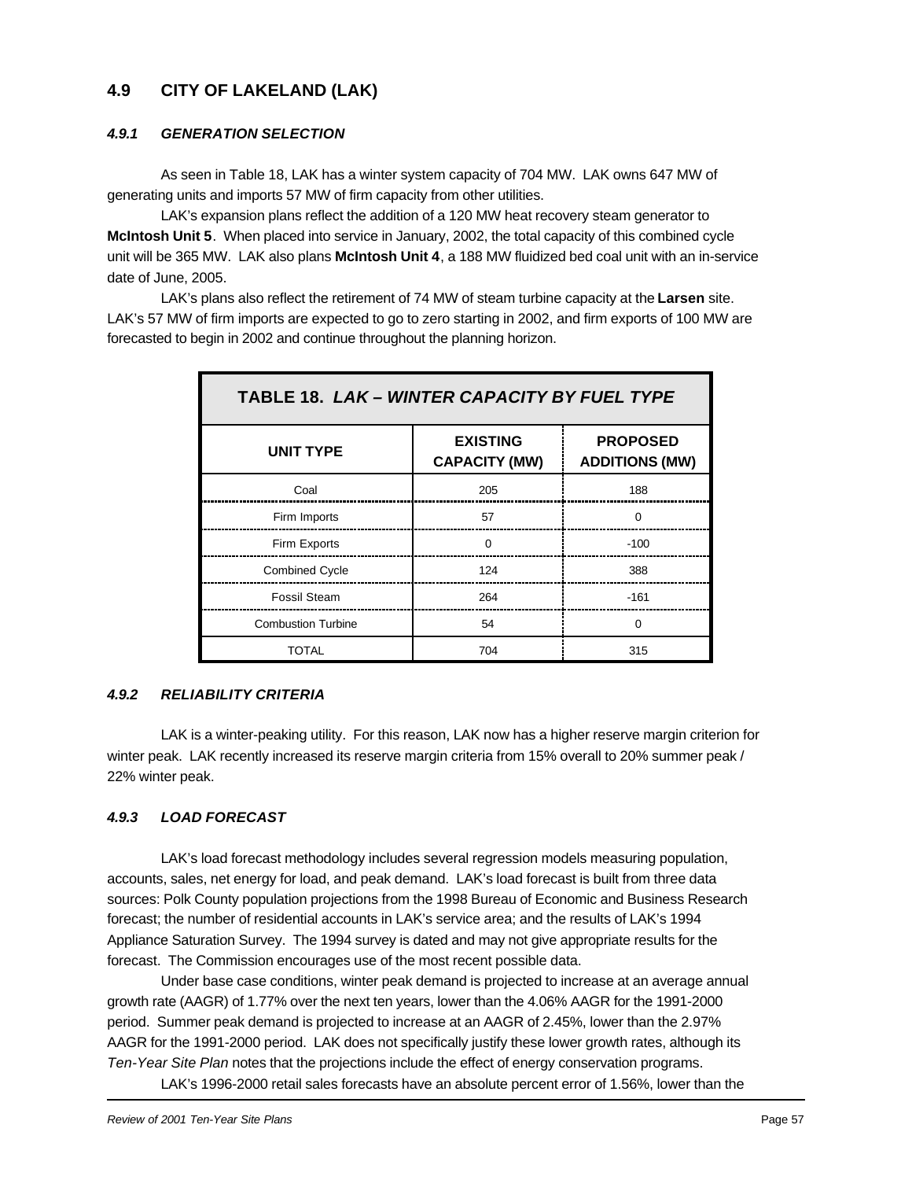## 4.9 CITY OF LAKELAND (LAK)

### *4.9.1 GENERATION SELECTION*

As seen in Table 18, LAK has a winter system capacity of 704 MW. LAK owns 647 MW of generating units and imports 57 MW of firm capacity from other utilities.

LAK's expansion plans reflect the addition of a 120 MW heat recovery steam generator to **McIntosh Unit 5**. When placed into service in January, 2002, the total capacity of this combined cycle unit will be 365 MW. LAK also plans **McIntosh Unit 4**, a 188 MW fluidized bed coal unit with an in-service date of June, 2005.

LAK's plans also reflect the retirement of 74 MW of steam turbine capacity at the **Larsen** site. LAK's 57 MW of firm imports are expected to go to zero starting in 2002, and firm exports of 100 MW are forecasted to begin in 2002 and continue throughout the planning horizon.

**TABLE 18. *LAK – WINTER CAPACITY BY FUEL TYPE***

| UNIT TYPE | EXISTING CAPACITY (MW) | PROPOSED ADDITIONS (MW) |
|---|---|---|
| Coal | 205 | 188 |
| Firm Imports | 57 | 0 |
| Firm Exports | 0 | -100 |
| Combined Cycle | 124 | 388 |
| Fossil Steam | 264 | -161 |
| Combustion Turbine | 54 | 0 |
| TOTAL | 704 | 315 |

### *4.9.2 RELIABILITY CRITERIA*

LAK is a winter-peaking utility. For this reason, LAK now has a higher reserve margin criterion for winter peak. LAK recently increased its reserve margin criteria from 15% overall to 20% summer peak / 22% winter peak.

### *4.9.3 LOAD FORECAST*

LAK's load forecast methodology includes several regression models measuring population, accounts, sales, net energy for load, and peak demand. LAK's load forecast is built from three data sources: Polk County population projections from the 1998 Bureau of Economic and Business Research forecast; the number of residential accounts in LAK's service area; and the results of LAK's 1994 Appliance Saturation Survey. The 1994 survey is dated and may not give appropriate results for the forecast. The Commission encourages use of the most recent possible data.

Under base case conditions, winter peak demand is projected to increase at an average annual growth rate (AAGR) of 1.77% over the next ten years, lower than the 4.06% AAGR for the 1991-2000 period. Summer peak demand is projected to increase at an AAGR of 2.45%, lower than the 2.97% AAGR for the 1991-2000 period. LAK does not specifically justify these lower growth rates, although its *Ten-Year Site Plan* notes that the projections include the effect of energy conservation programs.

LAK's 1996-2000 retail sales forecasts have an absolute percent error of 1.56%, lower than the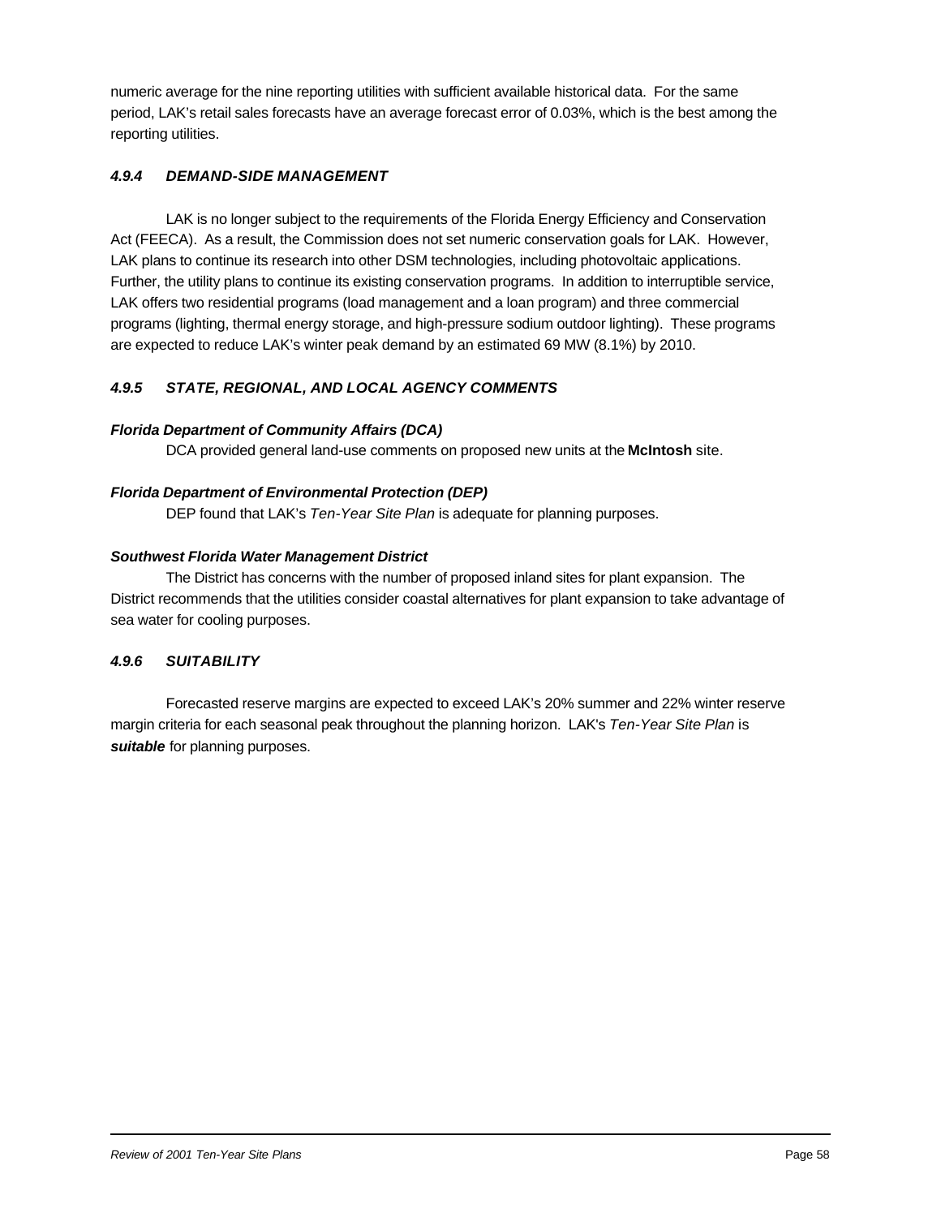numeric average for the nine reporting utilities with sufficient available historical data. For the same period, LAK's retail sales forecasts have an average forecast error of 0.03%, which is the best among the reporting utilities.

### *4.9.4 DEMAND-SIDE MANAGEMENT*

LAK is no longer subject to the requirements of the Florida Energy Efficiency and Conservation Act (FEECA). As a result, the Commission does not set numeric conservation goals for LAK. However, LAK plans to continue its research into other DSM technologies, including photovoltaic applications. Further, the utility plans to continue its existing conservation programs. In addition to interruptible service, LAK offers two residential programs (load management and a loan program) and three commercial programs (lighting, thermal energy storage, and high-pressure sodium outdoor lighting). These programs are expected to reduce LAK's winter peak demand by an estimated 69 MW (8.1%) by 2010.

### *4.9.5 STATE, REGIONAL, AND LOCAL AGENCY COMMENTS*

***Florida Department of Community Affairs (DCA)***

DCA provided general land-use comments on proposed new units at the **McIntosh** site.

***Florida Department of Environmental Protection (DEP)***

DEP found that LAK's *Ten-Year Site Plan* is adequate for planning purposes.

***Southwest Florida Water Management District***

The District has concerns with the number of proposed inland sites for plant expansion. The District recommends that the utilities consider coastal alternatives for plant expansion to take advantage of sea water for cooling purposes.

### *4.9.6 SUITABILITY*

Forecasted reserve margins are expected to exceed LAK's 20% summer and 22% winter reserve margin criteria for each seasonal peak throughout the planning horizon. LAK's *Ten-Year Site Plan* is ***suitable*** for planning purposes.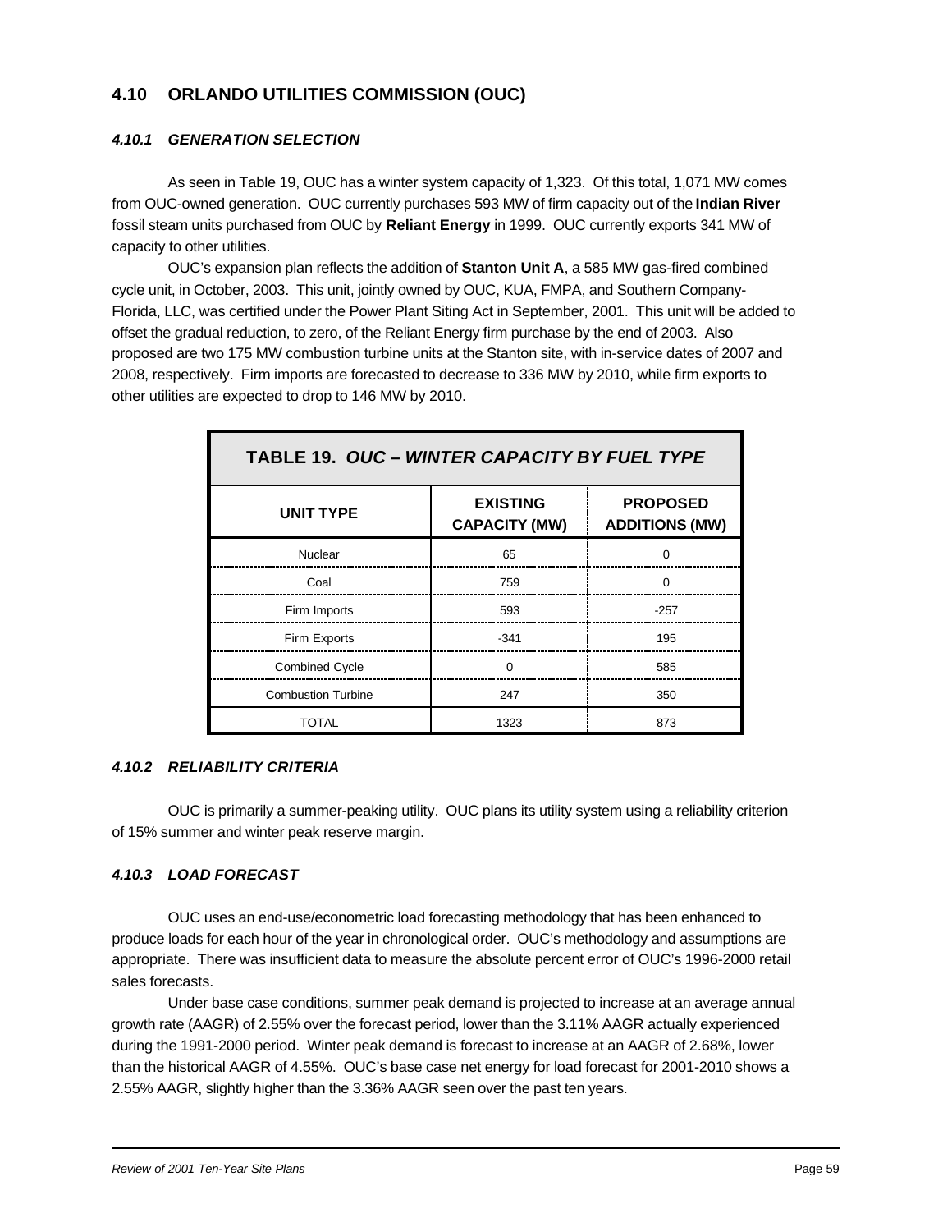## 4.10 ORLANDO UTILITIES COMMISSION (OUC)

### *4.10.1 GENERATION SELECTION*

As seen in Table 19, OUC has a winter system capacity of 1,323. Of this total, 1,071 MW comes from OUC-owned generation. OUC currently purchases 593 MW of firm capacity out of the **Indian River** fossil steam units purchased from OUC by **Reliant Energy** in 1999. OUC currently exports 341 MW of capacity to other utilities.

OUC's expansion plan reflects the addition of **Stanton Unit A**, a 585 MW gas-fired combined cycle unit, in October, 2003. This unit, jointly owned by OUC, KUA, FMPA, and Southern Company-Florida, LLC, was certified under the Power Plant Siting Act in September, 2001. This unit will be added to offset the gradual reduction, to zero, of the Reliant Energy firm purchase by the end of 2003. Also proposed are two 175 MW combustion turbine units at the Stanton site, with in-service dates of 2007 and 2008, respectively. Firm imports are forecasted to decrease to 336 MW by 2010, while firm exports to other utilities are expected to drop to 146 MW by 2010.

**TABLE 19. *OUC – WINTER CAPACITY BY FUEL TYPE***

| UNIT TYPE | EXISTING CAPACITY (MW) | PROPOSED ADDITIONS (MW) |
|---|---|---|
| Nuclear | 65 | 0 |
| Coal | 759 | 0 |
| Firm Imports | 593 | -257 |
| Firm Exports | -341 | 195 |
| Combined Cycle | 0 | 585 |
| Combustion Turbine | 247 | 350 |
| TOTAL | 1323 | 873 |

### *4.10.2 RELIABILITY CRITERIA*

OUC is primarily a summer-peaking utility. OUC plans its utility system using a reliability criterion of 15% summer and winter peak reserve margin.

### *4.10.3 LOAD FORECAST*

OUC uses an end-use/econometric load forecasting methodology that has been enhanced to produce loads for each hour of the year in chronological order. OUC's methodology and assumptions are appropriate. There was insufficient data to measure the absolute percent error of OUC's 1996-2000 retail sales forecasts.

Under base case conditions, summer peak demand is projected to increase at an average annual growth rate (AAGR) of 2.55% over the forecast period, lower than the 3.11% AAGR actually experienced during the 1991-2000 period. Winter peak demand is forecast to increase at an AAGR of 2.68%, lower than the historical AAGR of 4.55%. OUC's base case net energy for load forecast for 2001-2010 shows a 2.55% AAGR, slightly higher than the 3.36% AAGR seen over the past ten years.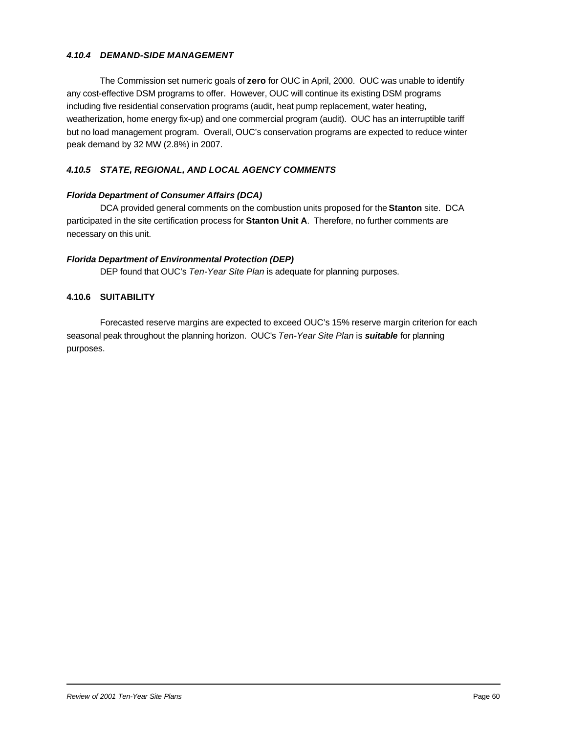#### *4.10.4 DEMAND-SIDE MANAGEMENT*

The Commission set numeric goals of **zero** for OUC in April, 2000. OUC was unable to identify any cost-effective DSM programs to offer. However, OUC will continue its existing DSM programs including five residential conservation programs (audit, heat pump replacement, water heating, weatherization, home energy fix-up) and one commercial program (audit). OUC has an interruptible tariff but no load management program. Overall, OUC's conservation programs are expected to reduce winter peak demand by 32 MW (2.8%) in 2007.

#### *4.10.5 STATE, REGIONAL, AND LOCAL AGENCY COMMENTS*

***Florida Department of Consumer Affairs (DCA)***

DCA provided general comments on the combustion units proposed for the **Stanton** site. DCA participated in the site certification process for **Stanton Unit A**. Therefore, no further comments are necessary on this unit.

***Florida Department of Environmental Protection (DEP)***

DEP found that OUC's *Ten-Year Site Plan* is adequate for planning purposes.

#### 4.10.6 SUITABILITY

Forecasted reserve margins are expected to exceed OUC's 15% reserve margin criterion for each seasonal peak throughout the planning horizon. OUC's *Ten-Year Site Plan* is ***suitable*** for planning purposes.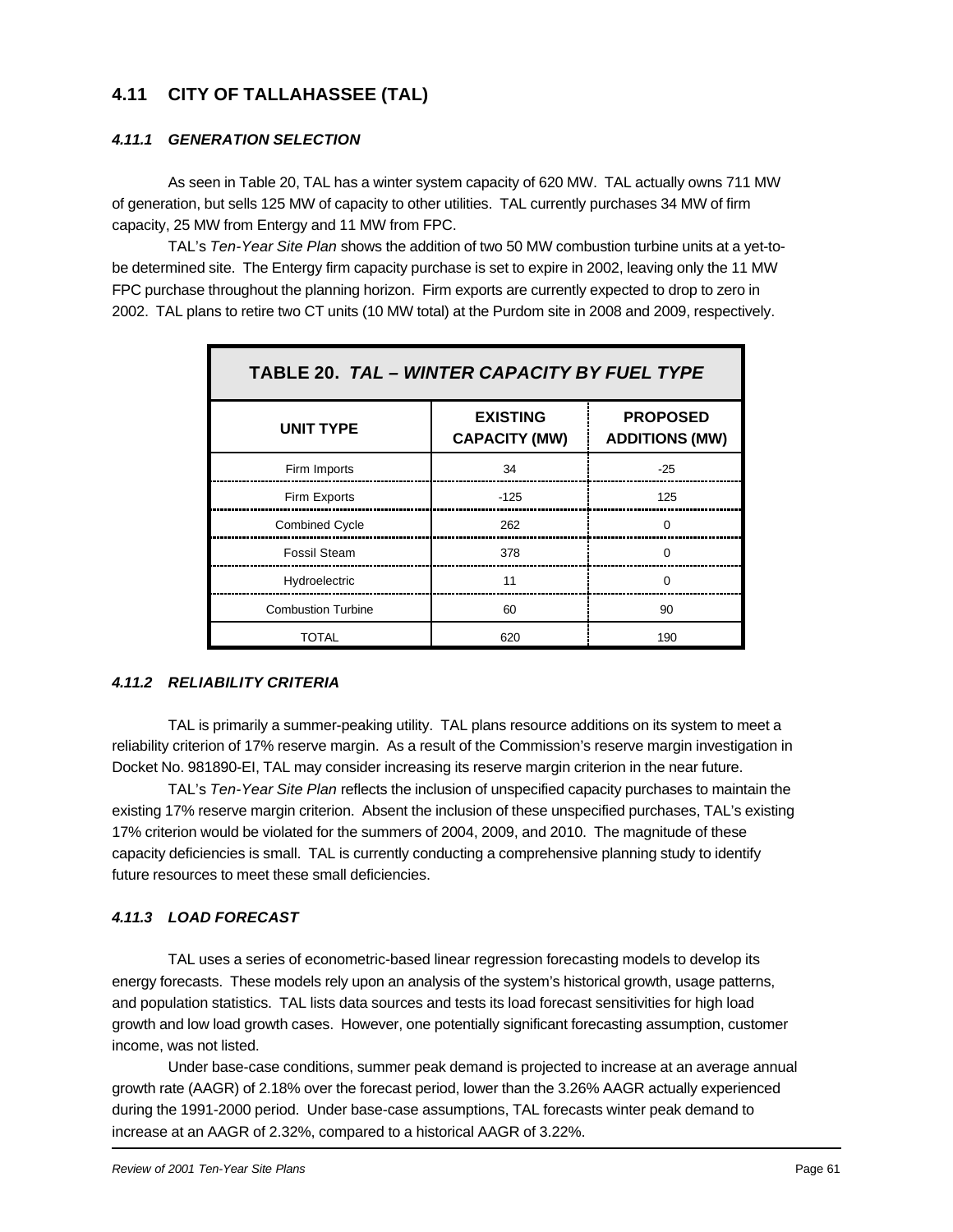## 4.11 CITY OF TALLAHASSEE (TAL)

### *4.11.1 GENERATION SELECTION*

As seen in Table 20, TAL has a winter system capacity of 620 MW. TAL actually owns 711 MW of generation, but sells 125 MW of capacity to other utilities. TAL currently purchases 34 MW of firm capacity, 25 MW from Entergy and 11 MW from FPC.

TAL's *Ten-Year Site Plan* shows the addition of two 50 MW combustion turbine units at a yet-to-be determined site. The Entergy firm capacity purchase is set to expire in 2002, leaving only the 11 MW FPC purchase throughout the planning horizon. Firm exports are currently expected to drop to zero in 2002. TAL plans to retire two CT units (10 MW total) at the Purdom site in 2008 and 2009, respectively.

**TABLE 20. *TAL – WINTER CAPACITY BY FUEL TYPE***

| UNIT TYPE | EXISTING CAPACITY (MW) | PROPOSED ADDITIONS (MW) |
|---|---|---|
| Firm Imports | 34 | -25 |
| Firm Exports | -125 | 125 |
| Combined Cycle | 262 | 0 |
| Fossil Steam | 378 | 0 |
| Hydroelectric | 11 | 0 |
| Combustion Turbine | 60 | 90 |
| TOTAL | 620 | 190 |

### *4.11.2 RELIABILITY CRITERIA*

TAL is primarily a summer-peaking utility. TAL plans resource additions on its system to meet a reliability criterion of 17% reserve margin. As a result of the Commission's reserve margin investigation in Docket No. 981890-EI, TAL may consider increasing its reserve margin criterion in the near future.

TAL's *Ten-Year Site Plan* reflects the inclusion of unspecified capacity purchases to maintain the existing 17% reserve margin criterion. Absent the inclusion of these unspecified purchases, TAL's existing 17% criterion would be violated for the summers of 2004, 2009, and 2010. The magnitude of these capacity deficiencies is small. TAL is currently conducting a comprehensive planning study to identify future resources to meet these small deficiencies.

### *4.11.3 LOAD FORECAST*

TAL uses a series of econometric-based linear regression forecasting models to develop its energy forecasts. These models rely upon an analysis of the system's historical growth, usage patterns, and population statistics. TAL lists data sources and tests its load forecast sensitivities for high load growth and low load growth cases. However, one potentially significant forecasting assumption, customer income, was not listed.

Under base-case conditions, summer peak demand is projected to increase at an average annual growth rate (AAGR) of 2.18% over the forecast period, lower than the 3.26% AAGR actually experienced during the 1991-2000 period. Under base-case assumptions, TAL forecasts winter peak demand to increase at an AAGR of 2.32%, compared to a historical AAGR of 3.22%.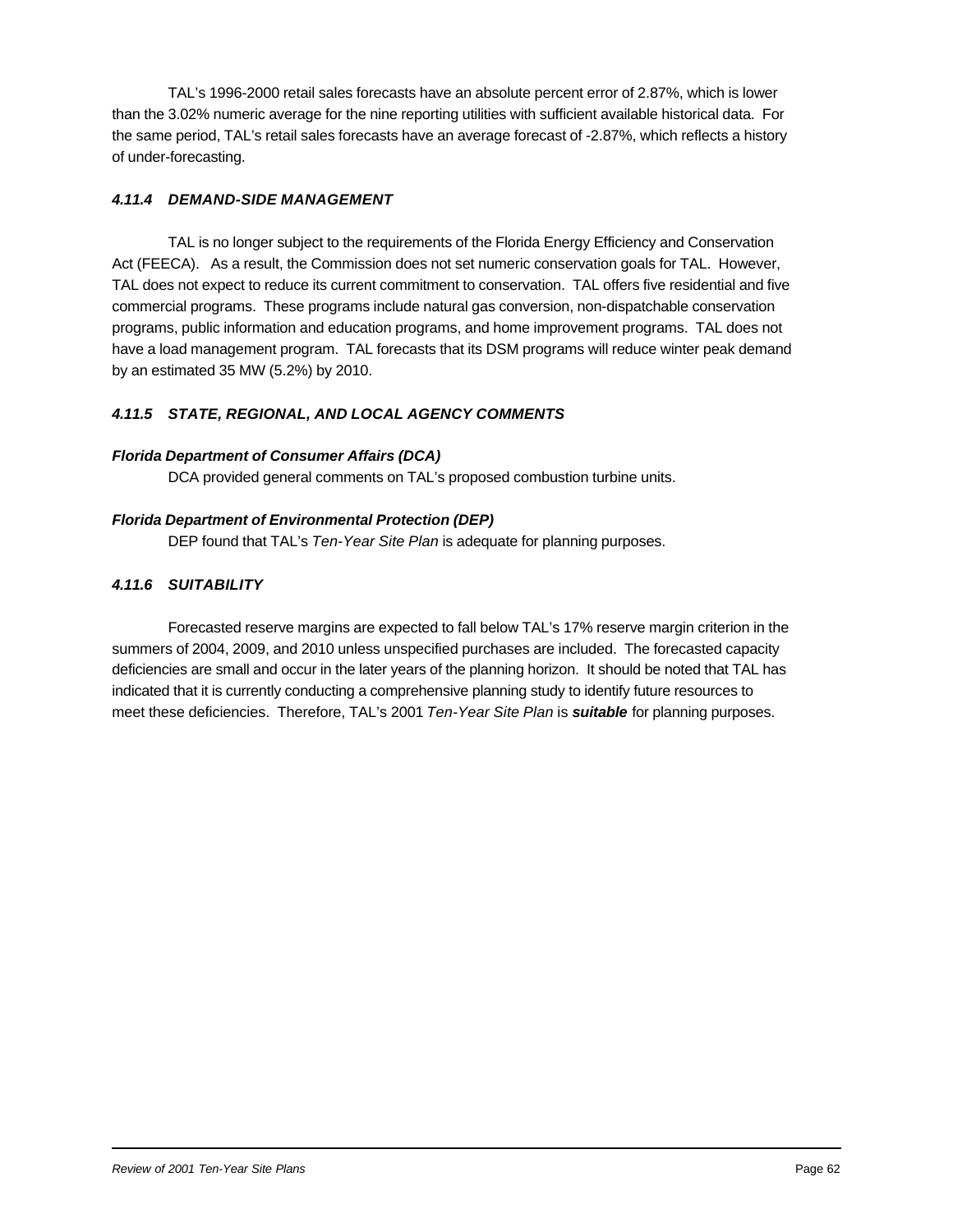TAL's 1996-2000 retail sales forecasts have an absolute percent error of 2.87%, which is lower than the 3.02% numeric average for the nine reporting utilities with sufficient available historical data. For the same period, TAL's retail sales forecasts have an average forecast of -2.87%, which reflects a history of under-forecasting.

### *4.11.4 DEMAND-SIDE MANAGEMENT*

TAL is no longer subject to the requirements of the Florida Energy Efficiency and Conservation Act (FEECA). As a result, the Commission does not set numeric conservation goals for TAL. However, TAL does not expect to reduce its current commitment to conservation. TAL offers five residential and five commercial programs. These programs include natural gas conversion, non-dispatchable conservation programs, public information and education programs, and home improvement programs. TAL does not have a load management program. TAL forecasts that its DSM programs will reduce winter peak demand by an estimated 35 MW (5.2%) by 2010.

### *4.11.5 STATE, REGIONAL, AND LOCAL AGENCY COMMENTS*

***Florida Department of Consumer Affairs (DCA)***

DCA provided general comments on TAL's proposed combustion turbine units.

***Florida Department of Environmental Protection (DEP)***

DEP found that TAL's *Ten-Year Site Plan* is adequate for planning purposes.

### *4.11.6 SUITABILITY*

Forecasted reserve margins are expected to fall below TAL's 17% reserve margin criterion in the summers of 2004, 2009, and 2010 unless unspecified purchases are included. The forecasted capacity deficiencies are small and occur in the later years of the planning horizon. It should be noted that TAL has indicated that it is currently conducting a comprehensive planning study to identify future resources to meet these deficiencies. Therefore, TAL's 2001 *Ten-Year Site Plan* is ***suitable*** for planning purposes.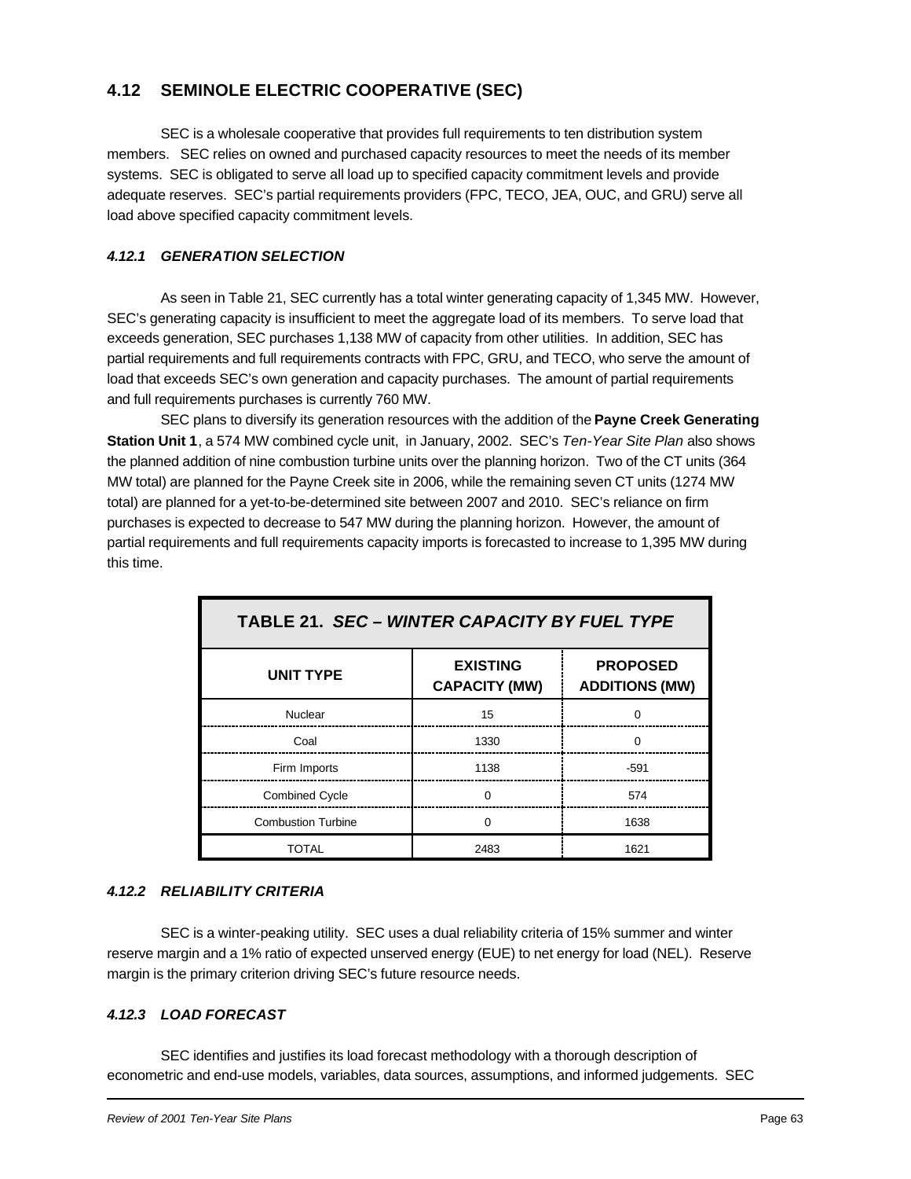## 4.12 SEMINOLE ELECTRIC COOPERATIVE (SEC)

SEC is a wholesale cooperative that provides full requirements to ten distribution system members. SEC relies on owned and purchased capacity resources to meet the needs of its member systems. SEC is obligated to serve all load up to specified capacity commitment levels and provide adequate reserves. SEC's partial requirements providers (FPC, TECO, JEA, OUC, and GRU) serve all load above specified capacity commitment levels.

### *4.12.1 GENERATION SELECTION*

As seen in Table 21, SEC currently has a total winter generating capacity of 1,345 MW. However, SEC's generating capacity is insufficient to meet the aggregate load of its members. To serve load that exceeds generation, SEC purchases 1,138 MW of capacity from other utilities. In addition, SEC has partial requirements and full requirements contracts with FPC, GRU, and TECO, who serve the amount of load that exceeds SEC's own generation and capacity purchases. The amount of partial requirements and full requirements purchases is currently 760 MW.

SEC plans to diversify its generation resources with the addition of the **Payne Creek Generating Station Unit 1**, a 574 MW combined cycle unit, in January, 2002. SEC's *Ten-Year Site Plan* also shows the planned addition of nine combustion turbine units over the planning horizon. Two of the CT units (364 MW total) are planned for the Payne Creek site in 2006, while the remaining seven CT units (1274 MW total) are planned for a yet-to-be-determined site between 2007 and 2010. SEC's reliance on firm purchases is expected to decrease to 547 MW during the planning horizon. However, the amount of partial requirements and full requirements capacity imports is forecasted to increase to 1,395 MW during this time.

**TABLE 21. *SEC – WINTER CAPACITY BY FUEL TYPE***

| UNIT TYPE | EXISTING CAPACITY (MW) | PROPOSED ADDITIONS (MW) |
|---|---|---|
| Nuclear | 15 | 0 |
| Coal | 1330 | 0 |
| Firm Imports | 1138 | -591 |
| Combined Cycle | 0 | 574 |
| Combustion Turbine | 0 | 1638 |
| TOTAL | 2483 | 1621 |

### *4.12.2 RELIABILITY CRITERIA*

SEC is a winter-peaking utility. SEC uses a dual reliability criteria of 15% summer and winter reserve margin and a 1% ratio of expected unserved energy (EUE) to net energy for load (NEL). Reserve margin is the primary criterion driving SEC's future resource needs.

### *4.12.3 LOAD FORECAST*

SEC identifies and justifies its load forecast methodology with a thorough description of econometric and end-use models, variables, data sources, assumptions, and informed judgements. SEC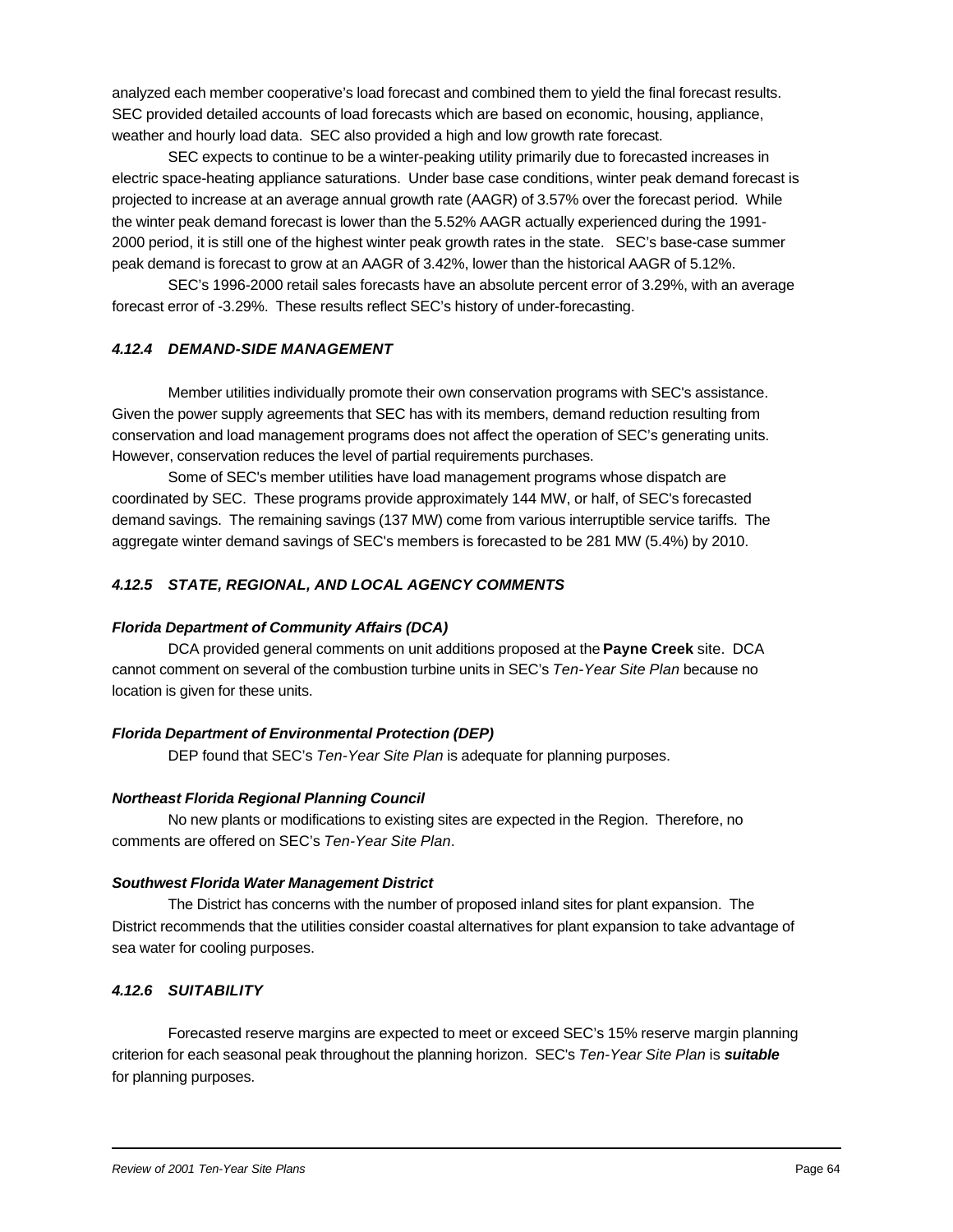analyzed each member cooperative's load forecast and combined them to yield the final forecast results. SEC provided detailed accounts of load forecasts which are based on economic, housing, appliance, weather and hourly load data. SEC also provided a high and low growth rate forecast.

SEC expects to continue to be a winter-peaking utility primarily due to forecasted increases in electric space-heating appliance saturations. Under base case conditions, winter peak demand forecast is projected to increase at an average annual growth rate (AAGR) of 3.57% over the forecast period. While the winter peak demand forecast is lower than the 5.52% AAGR actually experienced during the 1991-2000 period, it is still one of the highest winter peak growth rates in the state. SEC's base-case summer peak demand is forecast to grow at an AAGR of 3.42%, lower than the historical AAGR of 5.12%.

SEC's 1996-2000 retail sales forecasts have an absolute percent error of 3.29%, with an average forecast error of -3.29%. These results reflect SEC's history of under-forecasting.

### *4.12.4 DEMAND-SIDE MANAGEMENT*

Member utilities individually promote their own conservation programs with SEC's assistance. Given the power supply agreements that SEC has with its members, demand reduction resulting from conservation and load management programs does not affect the operation of SEC's generating units. However, conservation reduces the level of partial requirements purchases.

Some of SEC's member utilities have load management programs whose dispatch are coordinated by SEC. These programs provide approximately 144 MW, or half, of SEC's forecasted demand savings. The remaining savings (137 MW) come from various interruptible service tariffs. The aggregate winter demand savings of SEC's members is forecasted to be 281 MW (5.4%) by 2010.

### *4.12.5 STATE, REGIONAL, AND LOCAL AGENCY COMMENTS*

***Florida Department of Community Affairs (DCA)***

DCA provided general comments on unit additions proposed at the **Payne Creek** site. DCA cannot comment on several of the combustion turbine units in SEC's *Ten-Year Site Plan* because no location is given for these units.

***Florida Department of Environmental Protection (DEP)***

DEP found that SEC's *Ten-Year Site Plan* is adequate for planning purposes.

***Northeast Florida Regional Planning Council***

No new plants or modifications to existing sites are expected in the Region. Therefore, no comments are offered on SEC's *Ten-Year Site Plan*.

***Southwest Florida Water Management District***

The District has concerns with the number of proposed inland sites for plant expansion. The District recommends that the utilities consider coastal alternatives for plant expansion to take advantage of sea water for cooling purposes.

### *4.12.6 SUITABILITY*

Forecasted reserve margins are expected to meet or exceed SEC's 15% reserve margin planning criterion for each seasonal peak throughout the planning horizon. SEC's *Ten-Year Site Plan* is ***suitable*** for planning purposes.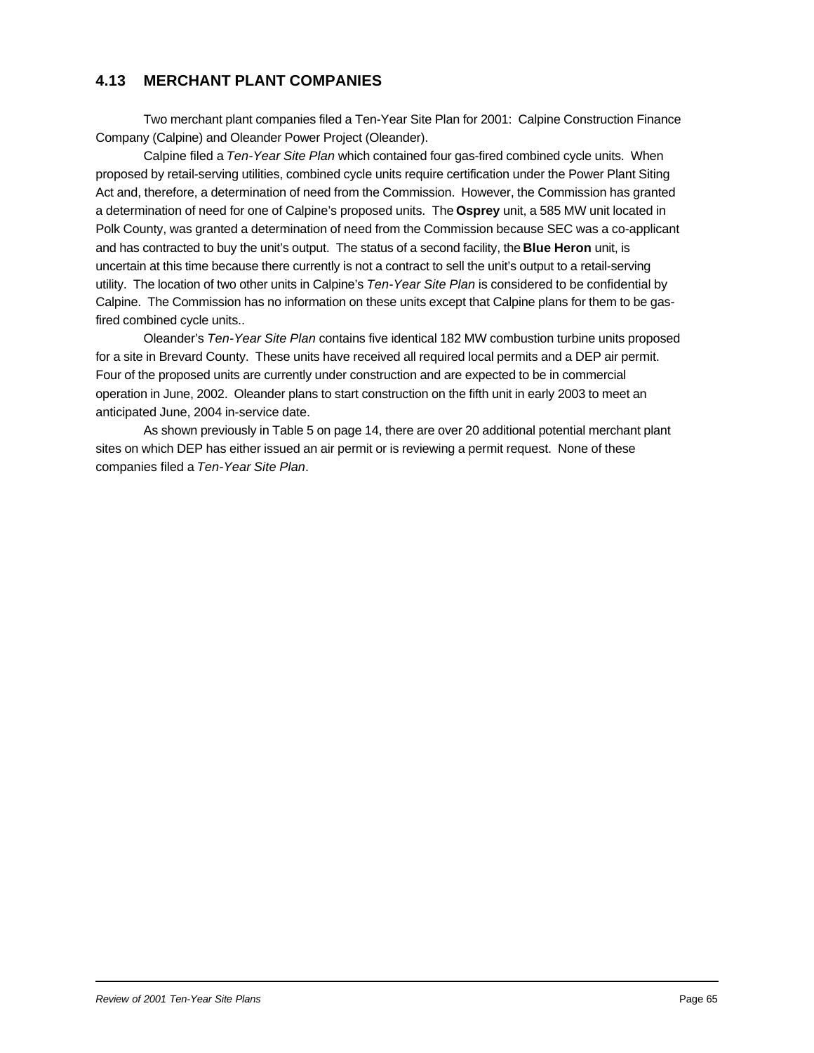## 4.13 MERCHANT PLANT COMPANIES

Two merchant plant companies filed a Ten-Year Site Plan for 2001: Calpine Construction Finance Company (Calpine) and Oleander Power Project (Oleander).

Calpine filed a *Ten-Year Site Plan* which contained four gas-fired combined cycle units. When proposed by retail-serving utilities, combined cycle units require certification under the Power Plant Siting Act and, therefore, a determination of need from the Commission. However, the Commission has granted a determination of need for one of Calpine's proposed units. The **Osprey** unit, a 585 MW unit located in Polk County, was granted a determination of need from the Commission because SEC was a co-applicant and has contracted to buy the unit's output. The status of a second facility, the **Blue Heron** unit, is uncertain at this time because there currently is not a contract to sell the unit's output to a retail-serving utility. The location of two other units in Calpine's *Ten-Year Site Plan* is considered to be confidential by Calpine. The Commission has no information on these units except that Calpine plans for them to be gas-fired combined cycle units..

Oleander's *Ten-Year Site Plan* contains five identical 182 MW combustion turbine units proposed for a site in Brevard County. These units have received all required local permits and a DEP air permit. Four of the proposed units are currently under construction and are expected to be in commercial operation in June, 2002. Oleander plans to start construction on the fifth unit in early 2003 to meet an anticipated June, 2004 in-service date.

As shown previously in Table 5 on page 14, there are over 20 additional potential merchant plant sites on which DEP has either issued an air permit or is reviewing a permit request. None of these companies filed a *Ten-Year Site Plan*.